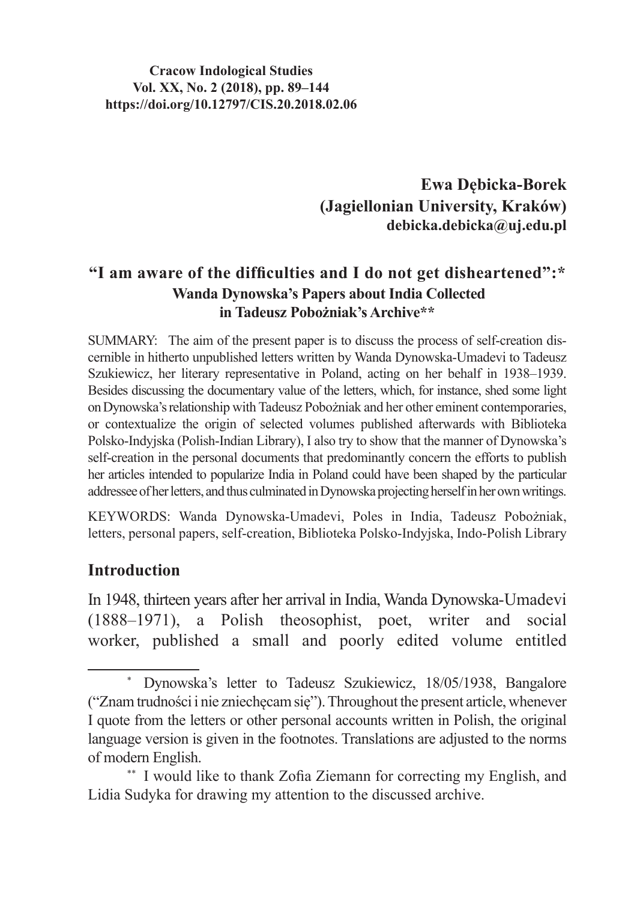**Cracow Indological Studies**
**Vol. XX, No. 2 (2018), pp. 89–144**
**https://doi.org/10.12797/CIS.20.2018.02.06**

**Ewa Dębicka-Borek**
**(Jagiellonian University, Kraków)**
**debicka.debicka@uj.edu.pl**

# "I am aware of the difficulties and I do not get disheartened":* Wanda Dynowska's Papers about India Collected in Tadeusz Pobożniak's Archive**

SUMMARY: The aim of the present paper is to discuss the process of self-creation discernible in hitherto unpublished letters written by Wanda Dynowska-Umadevi to Tadeusz Szukiewicz, her literary representative in Poland, acting on her behalf in 1938–1939. Besides discussing the documentary value of the letters, which, for instance, shed some light on Dynowska's relationship with Tadeusz Pobożniak and her other eminent contemporaries, or contextualize the origin of selected volumes published afterwards with Biblioteka Polsko-Indyjska (Polish-Indian Library), I also try to show that the manner of Dynowska's self-creation in the personal documents that predominantly concern the efforts to publish her articles intended to popularize India in Poland could have been shaped by the particular addressee of her letters, and thus culminated in Dynowska projecting herself in her own writings.

KEYWORDS: Wanda Dynowska-Umadevi, Poles in India, Tadeusz Pobożniak, letters, personal papers, self-creation, Biblioteka Polsko-Indyjska, Indo-Polish Library

## Introduction

In 1948, thirteen years after her arrival in India, Wanda Dynowska-Umadevi (1888–1971), a Polish theosophist, poet, writer and social worker, published a small and poorly edited volume entitled

---

\* Dynowska's letter to Tadeusz Szukiewicz, 18/05/1938, Bangalore ("Znam trudności i nie zniechęcam się"). Throughout the present article, whenever I quote from the letters or other personal accounts written in Polish, the original language version is given in the footnotes. Translations are adjusted to the norms of modern English.

\*\* I would like to thank Zofia Ziemann for correcting my English, and Lidia Sudyka for drawing my attention to the discussed archive.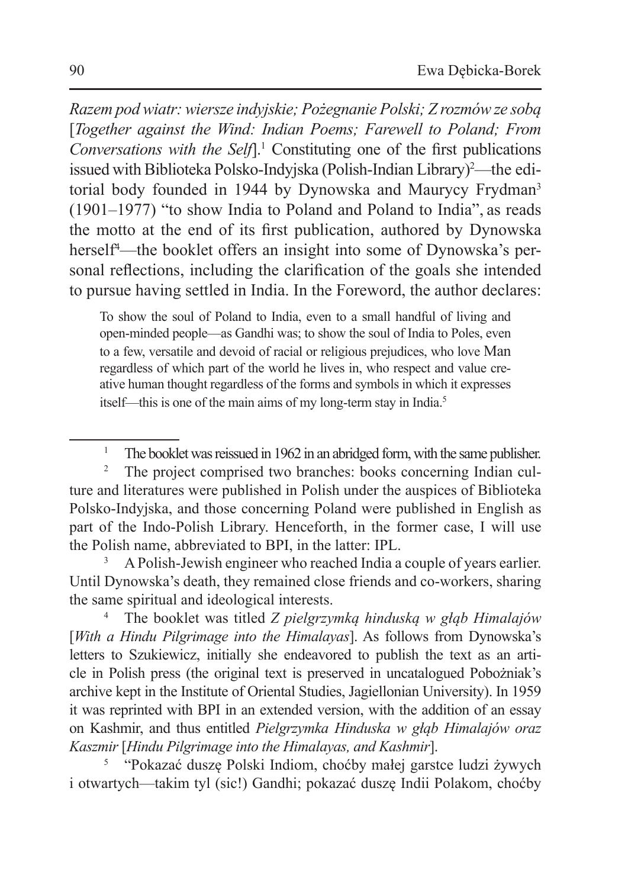*Razem pod wiatr: wiersze indyjskie; Pożegnanie Polski; Z rozmów ze sobą* [*Together against the Wind: Indian Poems; Farewell to Poland; From Conversations with the Self*].[1] Constituting one of the first publications issued with Biblioteka Polsko-Indyjska (Polish-Indian Library)[2]—the editorial body founded in 1944 by Dynowska and Maurycy Frydman[3] (1901–1977) "to show India to Poland and Poland to India", as reads the motto at the end of its first publication, authored by Dynowska herself[4]—the booklet offers an insight into some of Dynowska's personal reflections, including the clarification of the goals she intended to pursue having settled in India. In the Foreword, the author declares:

> To show the soul of Poland to India, even to a small handful of living and open-minded people—as Gandhi was; to show the soul of India to Poles, even to a few, versatile and devoid of racial or religious prejudices, who love Man regardless of which part of the world he lives in, who respect and value creative human thought regardless of the forms and symbols in which it expresses itself—this is one of the main aims of my long-term stay in India.[5]

---

[1] The booklet was reissued in 1962 in an abridged form, with the same publisher.

[2] The project comprised two branches: books concerning Indian culture and literatures were published in Polish under the auspices of Biblioteka Polsko-Indyjska, and those concerning Poland were published in English as part of the Indo-Polish Library. Henceforth, in the former case, I will use the Polish name, abbreviated to BPI, in the latter: IPL.

[3] A Polish-Jewish engineer who reached India a couple of years earlier. Until Dynowska's death, they remained close friends and co-workers, sharing the same spiritual and ideological interests.

[4] The booklet was titled *Z pielgrzymką hinduską w głąb Himalajów* [*With a Hindu Pilgrimage into the Himalayas*]. As follows from Dynowska's letters to Szukiewicz, initially she endeavored to publish the text as an article in Polish press (the original text is preserved in uncatalogued Pobożniak's archive kept in the Institute of Oriental Studies, Jagiellonian University). In 1959 it was reprinted with BPI in an extended version, with the addition of an essay on Kashmir, and thus entitled *Pielgrzymka Hinduska w głąb Himalajów oraz Kaszmir* [*Hindu Pilgrimage into the Himalayas, and Kashmir*].

[5] "Pokazać duszę Polski Indiom, choćby małej garstce ludzi żywych i otwartych—takim tyl (sic!) Gandhi; pokazać duszę Indii Polakom, choćby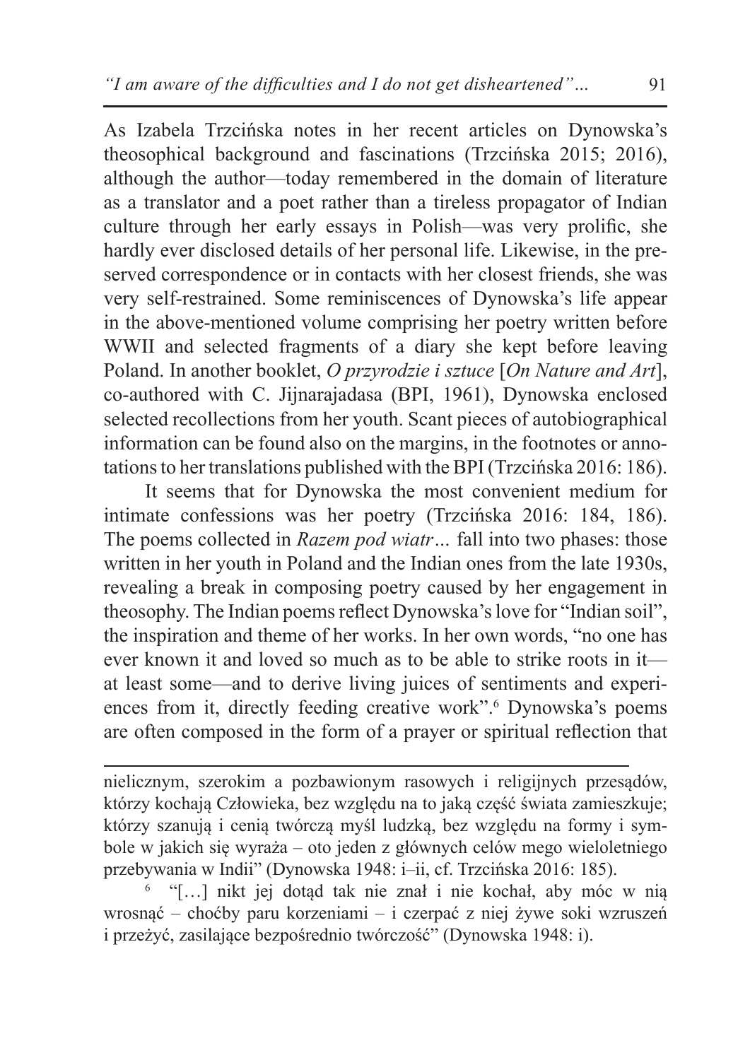As Izabela Trzcińska notes in her recent articles on Dynowska's theosophical background and fascinations (Trzcińska 2015; 2016), although the author—today remembered in the domain of literature as a translator and a poet rather than a tireless propagator of Indian culture through her early essays in Polish—was very prolific, she hardly ever disclosed details of her personal life. Likewise, in the preserved correspondence or in contacts with her closest friends, she was very self-restrained. Some reminiscences of Dynowska's life appear in the above-mentioned volume comprising her poetry written before WWII and selected fragments of a diary she kept before leaving Poland. In another booklet, *O przyrodzie i sztuce* [*On Nature and Art*], co-authored with C. Jijnarajadasa (BPI, 1961), Dynowska enclosed selected recollections from her youth. Scant pieces of autobiographical information can be found also on the margins, in the footnotes or annotations to her translations published with the BPI (Trzcińska 2016: 186).

It seems that for Dynowska the most convenient medium for intimate confessions was her poetry (Trzcińska 2016: 184, 186). The poems collected in *Razem pod wiatr…* fall into two phases: those written in her youth in Poland and the Indian ones from the late 1930s, revealing a break in composing poetry caused by her engagement in theosophy. The Indian poems reflect Dynowska's love for "Indian soil", the inspiration and theme of her works. In her own words, "no one has ever known it and loved so much as to be able to strike roots in it—at least some—and to derive living juices of sentiments and experiences from it, directly feeding creative work".[6] Dynowska's poems are often composed in the form of a prayer or spiritual reflection that

---

nielicznym, szerokim a pozbawionym rasowych i religijnych przesądów, którzy kochają Człowieka, bez względu na to jaką część świata zamieszkuje; którzy szanują i cenią twórczą myśl ludzką, bez względu na formy i symbole w jakich się wyraża – oto jeden z głównych celów mego wieloletniego przebywania w Indii" (Dynowska 1948: i–ii, cf. Trzcińska 2016: 185).

[6] "[…] nikt jej dotąd tak nie znał i nie kochał, aby móc w nią wrosnąć – choćby paru korzeniami – i czerpać z niej żywe soki wzruszeń i przeżyć, zasilające bezpośrednio twórczość" (Dynowska 1948: i).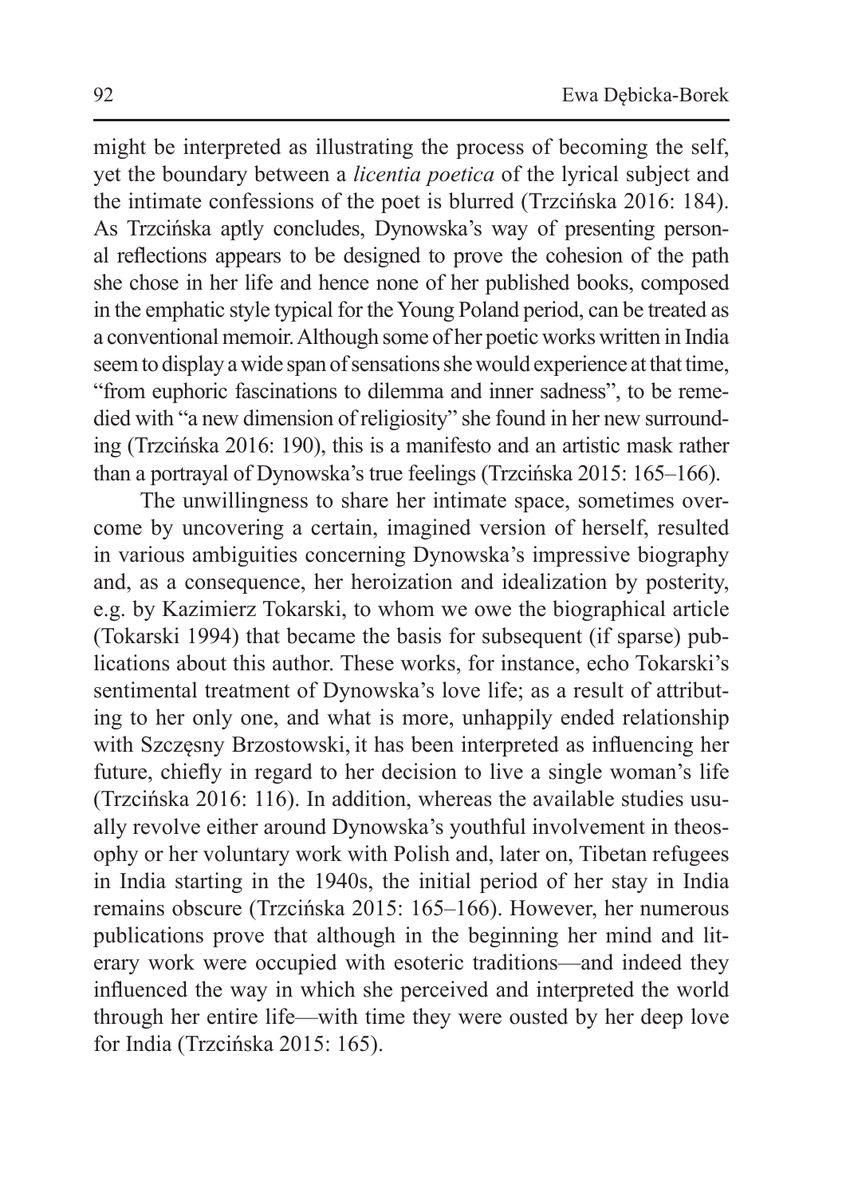might be interpreted as illustrating the process of becoming the self, yet the boundary between a *licentia poetica* of the lyrical subject and the intimate confessions of the poet is blurred (Trzcińska 2016: 184). As Trzcińska aptly concludes, Dynowska's way of presenting personal reflections appears to be designed to prove the cohesion of the path she chose in her life and hence none of her published books, composed in the emphatic style typical for the Young Poland period, can be treated as a conventional memoir. Although some of her poetic works written in India seem to display a wide span of sensations she would experience at that time, "from euphoric fascinations to dilemma and inner sadness", to be remedied with "a new dimension of religiosity" she found in her new surrounding (Trzcińska 2016: 190), this is a manifesto and an artistic mask rather than a portrayal of Dynowska's true feelings (Trzcińska 2015: 165–166).

The unwillingness to share her intimate space, sometimes overcome by uncovering a certain, imagined version of herself, resulted in various ambiguities concerning Dynowska's impressive biography and, as a consequence, her heroization and idealization by posterity, e.g. by Kazimierz Tokarski, to whom we owe the biographical article (Tokarski 1994) that became the basis for subsequent (if sparse) publications about this author. These works, for instance, echo Tokarski's sentimental treatment of Dynowska's love life; as a result of attributing to her only one, and what is more, unhappily ended relationship with Szczęsny Brzostowski, it has been interpreted as influencing her future, chiefly in regard to her decision to live a single woman's life (Trzcińska 2016: 116). In addition, whereas the available studies usually revolve either around Dynowska's youthful involvement in theosophy or her voluntary work with Polish and, later on, Tibetan refugees in India starting in the 1940s, the initial period of her stay in India remains obscure (Trzcińska 2015: 165–166). However, her numerous publications prove that although in the beginning her mind and literary work were occupied with esoteric traditions—and indeed they influenced the way in which she perceived and interpreted the world through her entire life—with time they were ousted by her deep love for India (Trzcińska 2015: 165).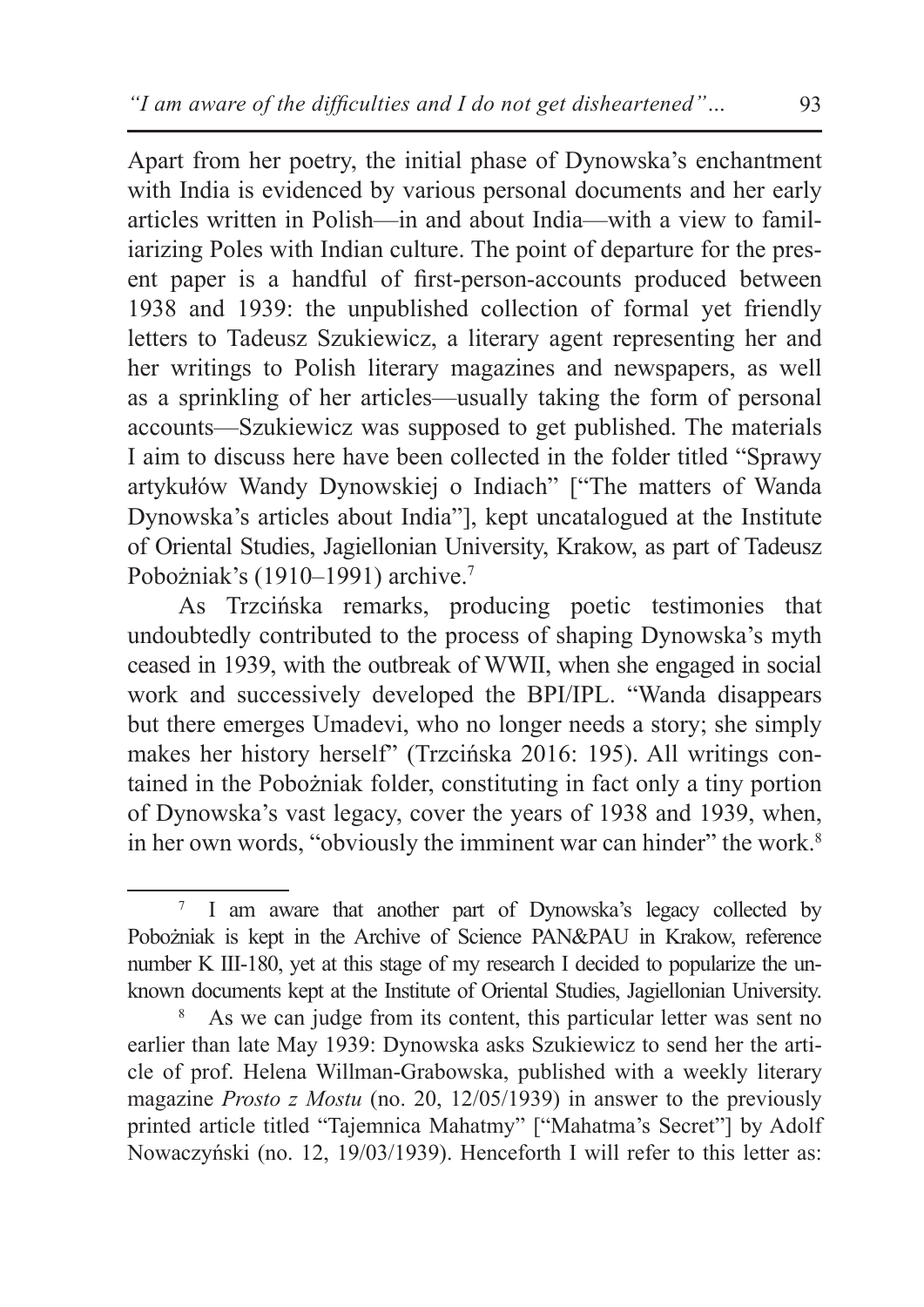Apart from her poetry, the initial phase of Dynowska's enchantment with India is evidenced by various personal documents and her early articles written in Polish—in and about India—with a view to familiarizing Poles with Indian culture. The point of departure for the present paper is a handful of first-person-accounts produced between 1938 and 1939: the unpublished collection of formal yet friendly letters to Tadeusz Szukiewicz, a literary agent representing her and her writings to Polish literary magazines and newspapers, as well as a sprinkling of her articles—usually taking the form of personal accounts—Szukiewicz was supposed to get published. The materials I aim to discuss here have been collected in the folder titled "Sprawy artykułów Wandy Dynowskiej o Indiach" ["The matters of Wanda Dynowska's articles about India"], kept uncatalogued at the Institute of Oriental Studies, Jagiellonian University, Krakow, as part of Tadeusz Pobożniak's (1910–1991) archive.[7]

As Trzcińska remarks, producing poetic testimonies that undoubtedly contributed to the process of shaping Dynowska's myth ceased in 1939, with the outbreak of WWII, when she engaged in social work and successively developed the BPI/IPL. "Wanda disappears but there emerges Umadevi, who no longer needs a story; she simply makes her history herself" (Trzcińska 2016: 195). All writings contained in the Pobożniak folder, constituting in fact only a tiny portion of Dynowska's vast legacy, cover the years of 1938 and 1939, when, in her own words, "obviously the imminent war can hinder" the work.[8]

---

[7] I am aware that another part of Dynowska's legacy collected by Pobożniak is kept in the Archive of Science PAN&PAU in Krakow, reference number K III-180, yet at this stage of my research I decided to popularize the unknown documents kept at the Institute of Oriental Studies, Jagiellonian University.

[8] As we can judge from its content, this particular letter was sent no earlier than late May 1939: Dynowska asks Szukiewicz to send her the article of prof. Helena Willman-Grabowska, published with a weekly literary magazine *Prosto z Mostu* (no. 20, 12/05/1939) in answer to the previously printed article titled "Tajemnica Mahatmy" ["Mahatma's Secret"] by Adolf Nowaczyński (no. 12, 19/03/1939). Henceforth I will refer to this letter as: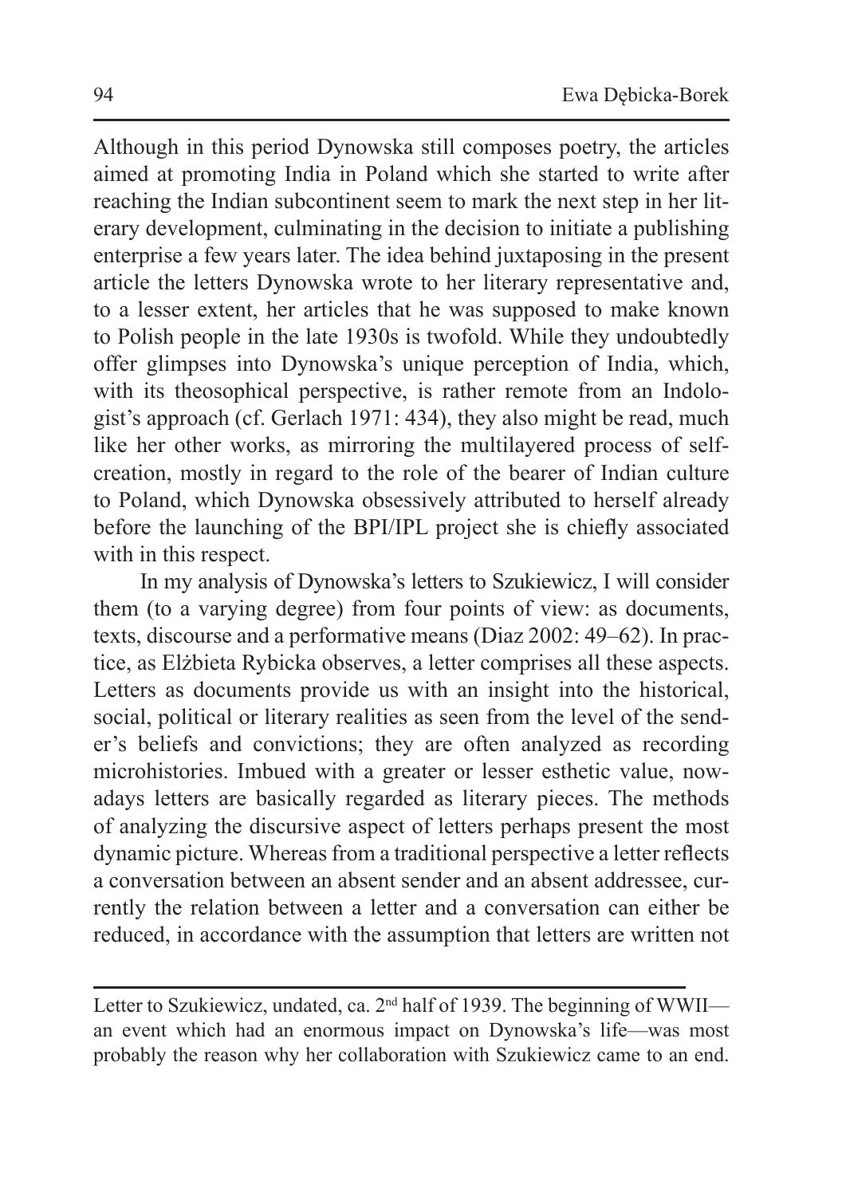Although in this period Dynowska still composes poetry, the articles aimed at promoting India in Poland which she started to write after reaching the Indian subcontinent seem to mark the next step in her literary development, culminating in the decision to initiate a publishing enterprise a few years later. The idea behind juxtaposing in the present article the letters Dynowska wrote to her literary representative and, to a lesser extent, her articles that he was supposed to make known to Polish people in the late 1930s is twofold. While they undoubtedly offer glimpses into Dynowska's unique perception of India, which, with its theosophical perspective, is rather remote from an Indologist's approach (cf. Gerlach 1971: 434), they also might be read, much like her other works, as mirroring the multilayered process of self-creation, mostly in regard to the role of the bearer of Indian culture to Poland, which Dynowska obsessively attributed to herself already before the launching of the BPI/IPL project she is chiefly associated with in this respect.

In my analysis of Dynowska's letters to Szukiewicz, I will consider them (to a varying degree) from four points of view: as documents, texts, discourse and a performative means (Diaz 2002: 49–62). In practice, as Elżbieta Rybicka observes, a letter comprises all these aspects. Letters as documents provide us with an insight into the historical, social, political or literary realities as seen from the level of the sender's beliefs and convictions; they are often analyzed as recording microhistories. Imbued with a greater or lesser esthetic value, nowadays letters are basically regarded as literary pieces. The methods of analyzing the discursive aspect of letters perhaps present the most dynamic picture. Whereas from a traditional perspective a letter reflects a conversation between an absent sender and an absent addressee, currently the relation between a letter and a conversation can either be reduced, in accordance with the assumption that letters are written not

---

Letter to Szukiewicz, undated, ca. 2nd half of 1939. The beginning of WWII—an event which had an enormous impact on Dynowska's life—was most probably the reason why her collaboration with Szukiewicz came to an end.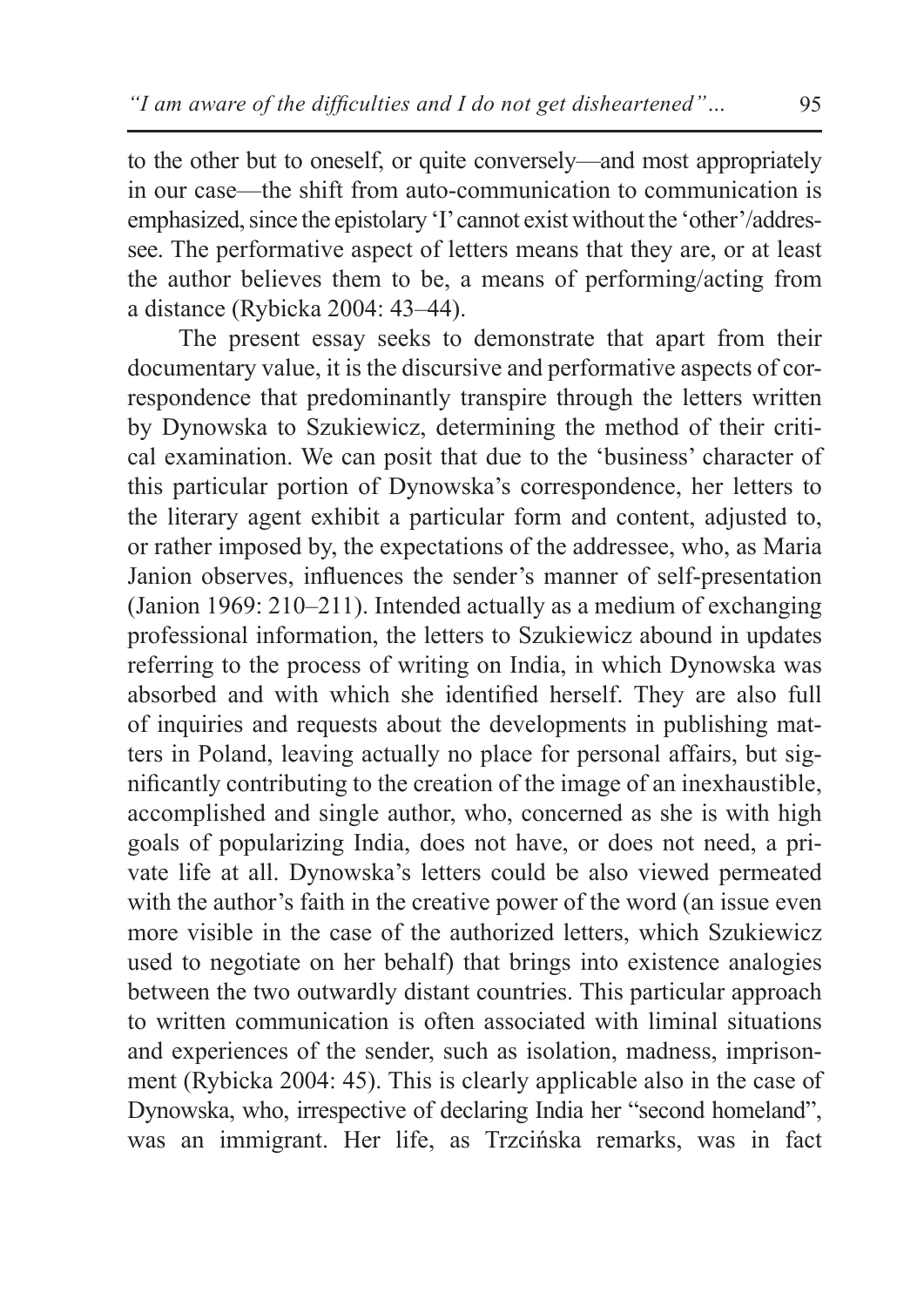to the other but to oneself, or quite conversely—and most appropriately in our case—the shift from auto-communication to communication is emphasized, since the epistolary 'I' cannot exist without the 'other'/addressee. The performative aspect of letters means that they are, or at least the author believes them to be, a means of performing/acting from a distance (Rybicka 2004: 43–44).

The present essay seeks to demonstrate that apart from their documentary value, it is the discursive and performative aspects of correspondence that predominantly transpire through the letters written by Dynowska to Szukiewicz, determining the method of their critical examination. We can posit that due to the 'business' character of this particular portion of Dynowska's correspondence, her letters to the literary agent exhibit a particular form and content, adjusted to, or rather imposed by, the expectations of the addressee, who, as Maria Janion observes, influences the sender's manner of self-presentation (Janion 1969: 210–211). Intended actually as a medium of exchanging professional information, the letters to Szukiewicz abound in updates referring to the process of writing on India, in which Dynowska was absorbed and with which she identified herself. They are also full of inquiries and requests about the developments in publishing matters in Poland, leaving actually no place for personal affairs, but significantly contributing to the creation of the image of an inexhaustible, accomplished and single author, who, concerned as she is with high goals of popularizing India, does not have, or does not need, a private life at all. Dynowska's letters could be also viewed permeated with the author's faith in the creative power of the word (an issue even more visible in the case of the authorized letters, which Szukiewicz used to negotiate on her behalf) that brings into existence analogies between the two outwardly distant countries. This particular approach to written communication is often associated with liminal situations and experiences of the sender, such as isolation, madness, imprisonment (Rybicka 2004: 45). This is clearly applicable also in the case of Dynowska, who, irrespective of declaring India her "second homeland", was an immigrant. Her life, as Trzcińska remarks, was in fact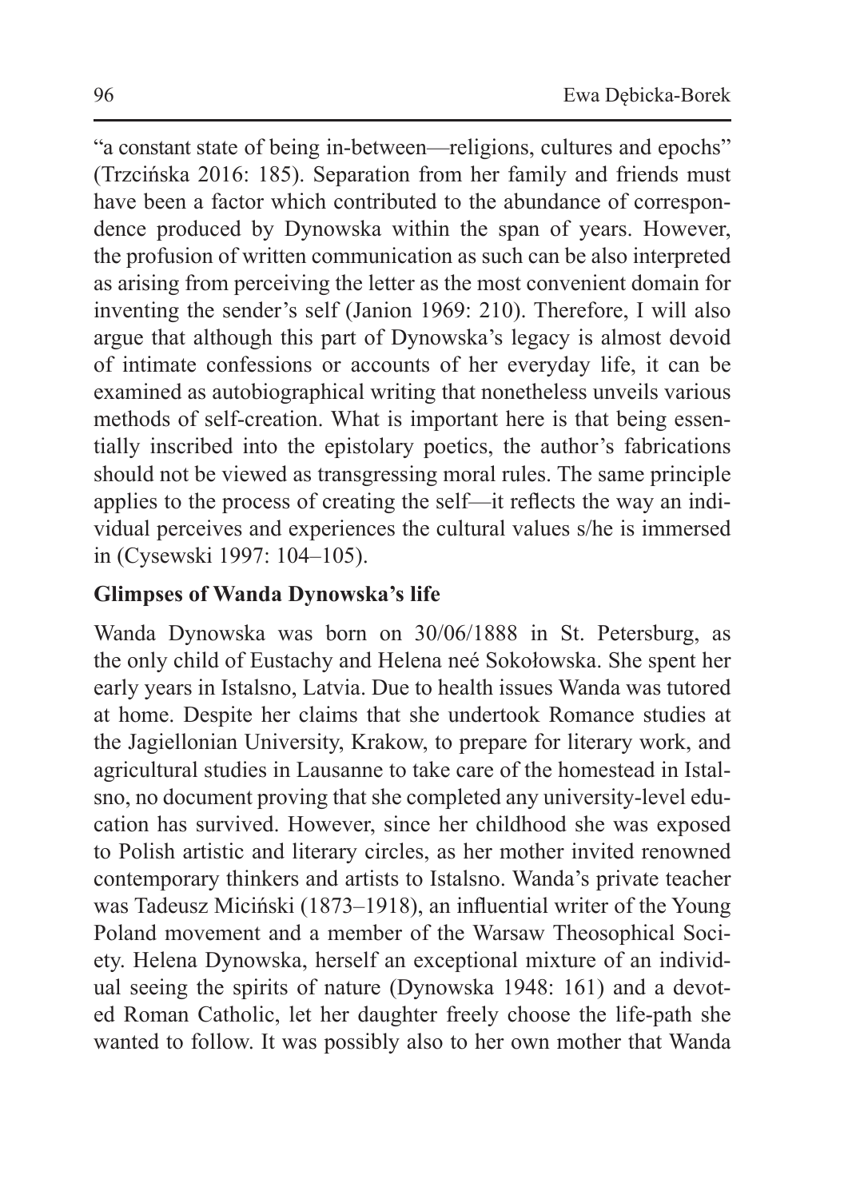"a constant state of being in-between—religions, cultures and epochs" (Trzcińska 2016: 185). Separation from her family and friends must have been a factor which contributed to the abundance of correspondence produced by Dynowska within the span of years. However, the profusion of written communication as such can be also interpreted as arising from perceiving the letter as the most convenient domain for inventing the sender's self (Janion 1969: 210). Therefore, I will also argue that although this part of Dynowska's legacy is almost devoid of intimate confessions or accounts of her everyday life, it can be examined as autobiographical writing that nonetheless unveils various methods of self-creation. What is important here is that being essentially inscribed into the epistolary poetics, the author's fabrications should not be viewed as transgressing moral rules. The same principle applies to the process of creating the self—it reflects the way an individual perceives and experiences the cultural values s/he is immersed in (Cysewski 1997: 104–105).

## Glimpses of Wanda Dynowska's life

Wanda Dynowska was born on 30/06/1888 in St. Petersburg, as the only child of Eustachy and Helena neé Sokołowska. She spent her early years in Istalsno, Latvia. Due to health issues Wanda was tutored at home. Despite her claims that she undertook Romance studies at the Jagiellonian University, Krakow, to prepare for literary work, and agricultural studies in Lausanne to take care of the homestead in Istalsno, no document proving that she completed any university-level education has survived. However, since her childhood she was exposed to Polish artistic and literary circles, as her mother invited renowned contemporary thinkers and artists to Istalsno. Wanda's private teacher was Tadeusz Miciński (1873–1918), an influential writer of the Young Poland movement and a member of the Warsaw Theosophical Society. Helena Dynowska, herself an exceptional mixture of an individual seeing the spirits of nature (Dynowska 1948: 161) and a devoted Roman Catholic, let her daughter freely choose the life-path she wanted to follow. It was possibly also to her own mother that Wanda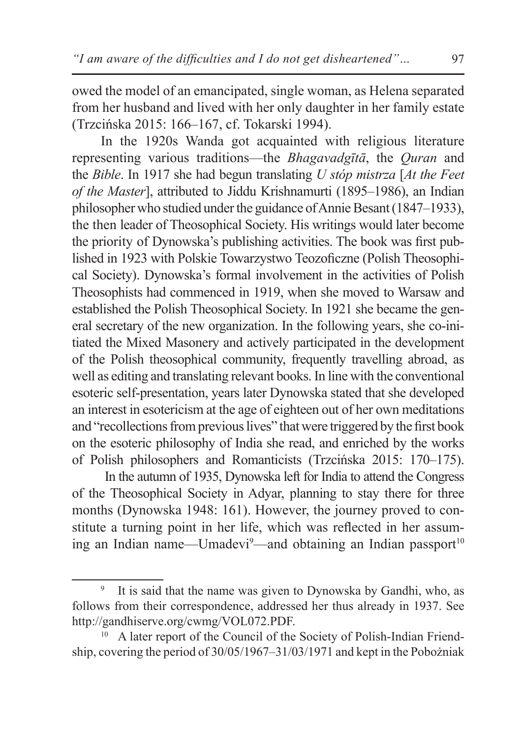owed the model of an emancipated, single woman, as Helena separated from her husband and lived with her only daughter in her family estate (Trzcińska 2015: 166–167, cf. Tokarski 1994).

In the 1920s Wanda got acquainted with religious literature representing various traditions—the *Bhagavadgītā*, the *Quran* and the *Bible*. In 1917 she had begun translating *U stóp mistrza* [*At the Feet of the Master*], attributed to Jiddu Krishnamurti (1895–1986), an Indian philosopher who studied under the guidance of Annie Besant (1847–1933), the then leader of Theosophical Society. His writings would later become the priority of Dynowska's publishing activities. The book was first published in 1923 with Polskie Towarzystwo Teozoficzne (Polish Theosophical Society). Dynowska's formal involvement in the activities of Polish Theosophists had commenced in 1919, when she moved to Warsaw and established the Polish Theosophical Society. In 1921 she became the general secretary of the new organization. In the following years, she co-initiated the Mixed Masonery and actively participated in the development of the Polish theosophical community, frequently travelling abroad, as well as editing and translating relevant books. In line with the conventional esoteric self-presentation, years later Dynowska stated that she developed an interest in esotericism at the age of eighteen out of her own meditations and "recollections from previous lives" that were triggered by the first book on the esoteric philosophy of India she read, and enriched by the works of Polish philosophers and Romanticists (Trzcińska 2015: 170–175).

In the autumn of 1935, Dynowska left for India to attend the Congress of the Theosophical Society in Adyar, planning to stay there for three months (Dynowska 1948: 161). However, the journey proved to constitute a turning point in her life, which was reflected in her assuming an Indian name—Umadevi[9]—and obtaining an Indian passport[10]

---

[9] It is said that the name was given to Dynowska by Gandhi, who, as follows from their correspondence, addressed her thus already in 1937. See http://gandhiserve.org/cwmg/VOL072.PDF.

[10] A later report of the Council of the Society of Polish-Indian Friendship, covering the period of 30/05/1967–31/03/1971 and kept in the Pobożniak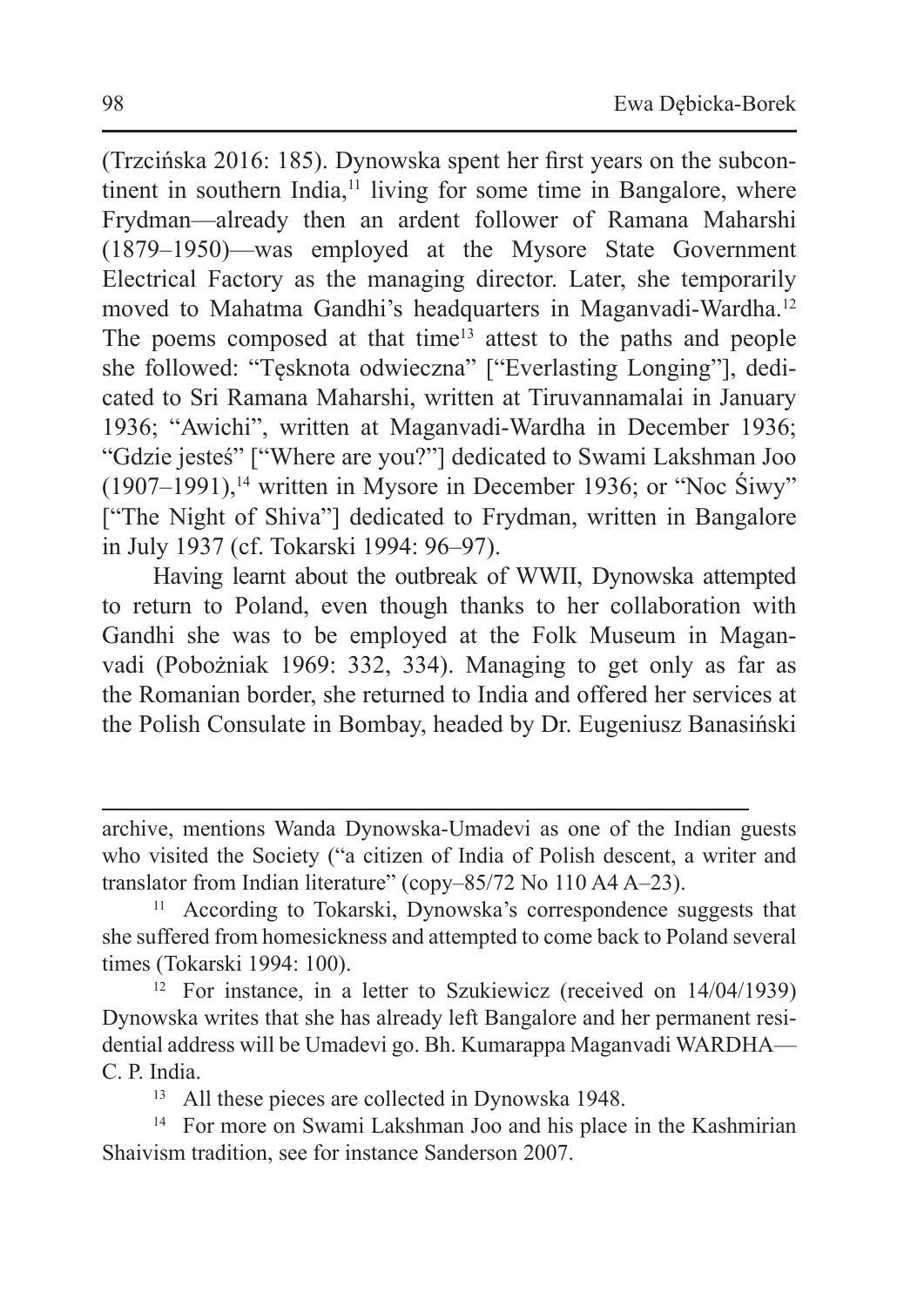(Trzcińska 2016: 185). Dynowska spent her first years on the subcontinent in southern India,[11] living for some time in Bangalore, where Frydman—already then an ardent follower of Ramana Maharshi (1879–1950)—was employed at the Mysore State Government Electrical Factory as the managing director. Later, she temporarily moved to Mahatma Gandhi's headquarters in Maganvadi-Wardha.[12] The poems composed at that time[13] attest to the paths and people she followed: "Tęsknota odwieczna" ["Everlasting Longing"], dedicated to Sri Ramana Maharshi, written at Tiruvannamalai in January 1936; "Awichi", written at Maganvadi-Wardha in December 1936; "Gdzie jesteś" ["Where are you?"] dedicated to Swami Lakshman Joo (1907–1991),[14] written in Mysore in December 1936; or "Noc Śiwy" ["The Night of Shiva"] dedicated to Frydman, written in Bangalore in July 1937 (cf. Tokarski 1994: 96–97).

Having learnt about the outbreak of WWII, Dynowska attempted to return to Poland, even though thanks to her collaboration with Gandhi she was to be employed at the Folk Museum in Maganvadi (Pobożniak 1969: 332, 334). Managing to get only as far as the Romanian border, she returned to India and offered her services at the Polish Consulate in Bombay, headed by Dr. Eugeniusz Banasiński

archive, mentions Wanda Dynowska-Umadevi as one of the Indian guests who visited the Society ("a citizen of India of Polish descent, a writer and translator from Indian literature" (copy–85/72 No 110 A4 A–23).

[11] According to Tokarski, Dynowska's correspondence suggests that she suffered from homesickness and attempted to come back to Poland several times (Tokarski 1994: 100).

[12] For instance, in a letter to Szukiewicz (received on 14/04/1939) Dynowska writes that she has already left Bangalore and her permanent residential address will be Umadevi go. Bh. Kumarappa Maganvadi WARDHA—C. P. India.

[13] All these pieces are collected in Dynowska 1948.

[14] For more on Swami Lakshman Joo and his place in the Kashmirian Shaivism tradition, see for instance Sanderson 2007.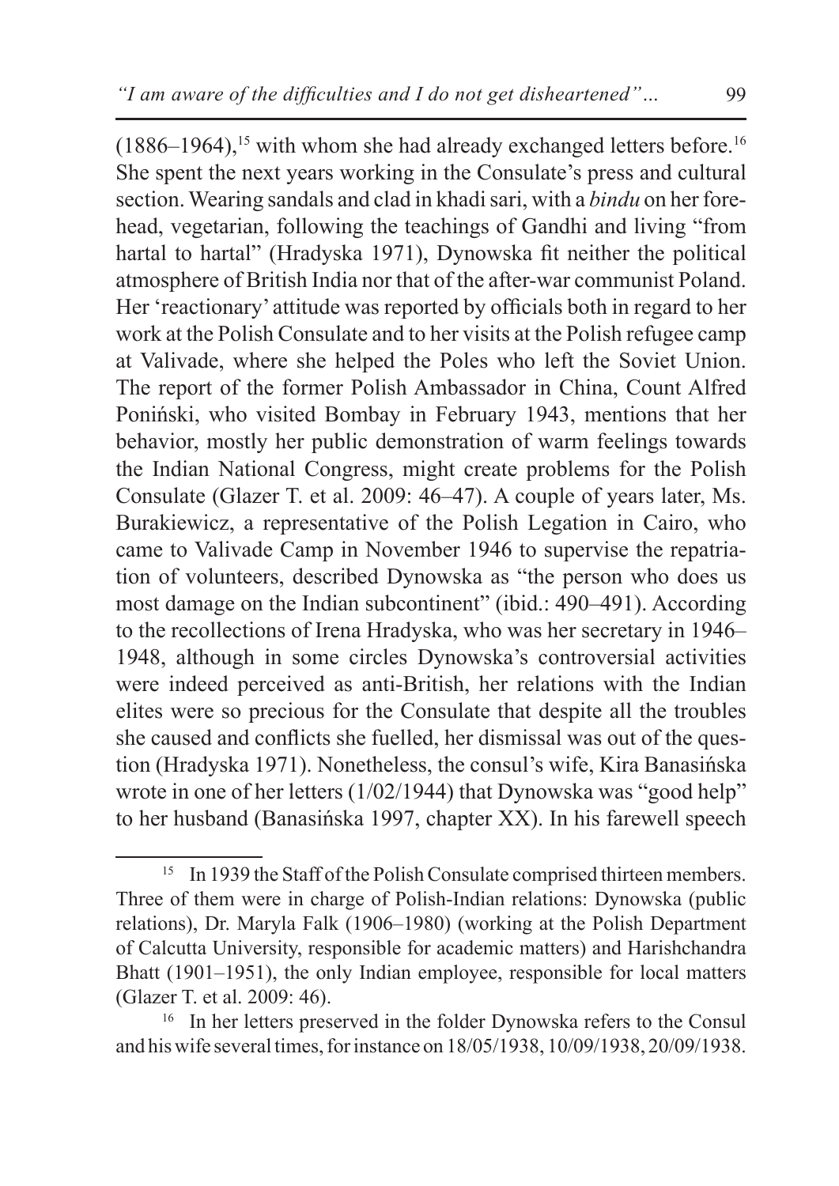(1886–1964),[15] with whom she had already exchanged letters before.[16] She spent the next years working in the Consulate's press and cultural section. Wearing sandals and clad in khadi sari, with a *bindu* on her forehead, vegetarian, following the teachings of Gandhi and living "from hartal to hartal" (Hradyska 1971), Dynowska fit neither the political atmosphere of British India nor that of the after-war communist Poland. Her 'reactionary' attitude was reported by officials both in regard to her work at the Polish Consulate and to her visits at the Polish refugee camp at Valivade, where she helped the Poles who left the Soviet Union. The report of the former Polish Ambassador in China, Count Alfred Poniński, who visited Bombay in February 1943, mentions that her behavior, mostly her public demonstration of warm feelings towards the Indian National Congress, might create problems for the Polish Consulate (Glazer T. et al. 2009: 46–47). A couple of years later, Ms. Burakiewicz, a representative of the Polish Legation in Cairo, who came to Valivade Camp in November 1946 to supervise the repatriation of volunteers, described Dynowska as "the person who does us most damage on the Indian subcontinent" (ibid.: 490–491). According to the recollections of Irena Hradyska, who was her secretary in 1946–1948, although in some circles Dynowska's controversial activities were indeed perceived as anti-British, her relations with the Indian elites were so precious for the Consulate that despite all the troubles she caused and conflicts she fuelled, her dismissal was out of the question (Hradyska 1971). Nonetheless, the consul's wife, Kira Banasińska wrote in one of her letters (1/02/1944) that Dynowska was "good help" to her husband (Banasińska 1997, chapter XX). In his farewell speech

---

[15] In 1939 the Staff of the Polish Consulate comprised thirteen members. Three of them were in charge of Polish-Indian relations: Dynowska (public relations), Dr. Maryla Falk (1906–1980) (working at the Polish Department of Calcutta University, responsible for academic matters) and Harishchandra Bhatt (1901–1951), the only Indian employee, responsible for local matters (Glazer T. et al. 2009: 46).

[16] In her letters preserved in the folder Dynowska refers to the Consul and his wife several times, for instance on 18/05/1938, 10/09/1938, 20/09/1938.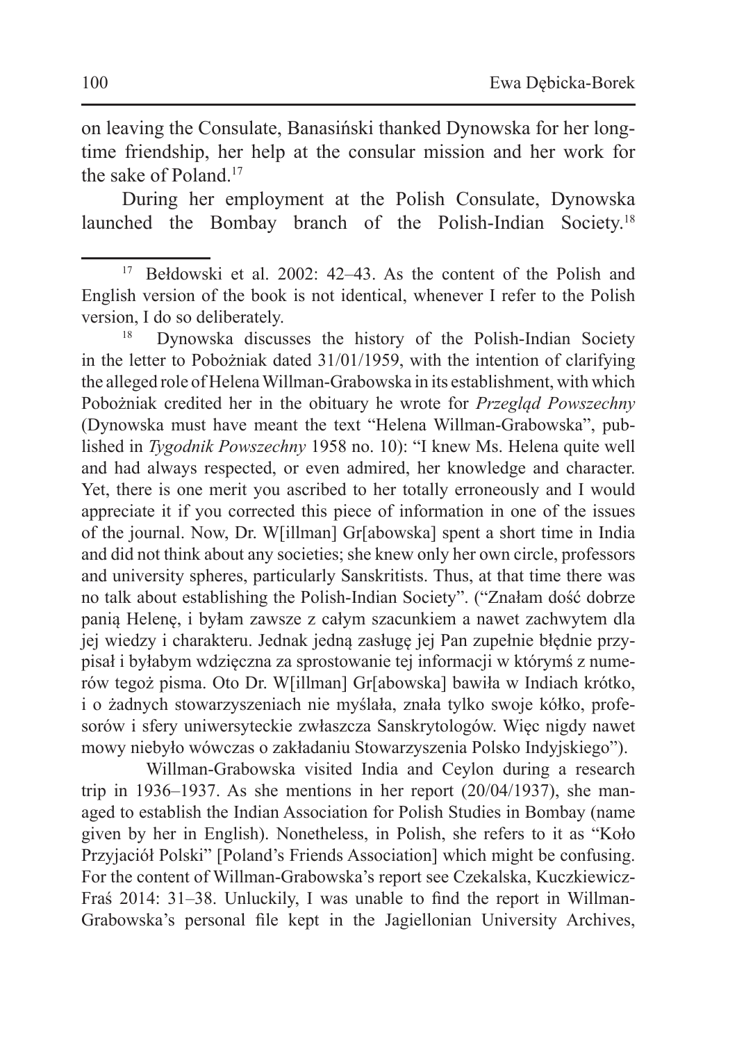on leaving the Consulate, Banasiński thanked Dynowska for her long-time friendship, her help at the consular mission and her work for the sake of Poland.[17]

During her employment at the Polish Consulate, Dynowska launched the Bombay branch of the Polish-Indian Society.[18]

---

[17] Bełdowski et al. 2002: 42–43. As the content of the Polish and English version of the book is not identical, whenever I refer to the Polish version, I do so deliberately.

[18] Dynowska discusses the history of the Polish-Indian Society in the letter to Pobożniak dated 31/01/1959, with the intention of clarifying the alleged role of Helena Willman-Grabowska in its establishment, with which Pobożniak credited her in the obituary he wrote for *Przegląd Powszechny* (Dynowska must have meant the text "Helena Willman-Grabowska", published in *Tygodnik Powszechny* 1958 no. 10): "I knew Ms. Helena quite well and had always respected, or even admired, her knowledge and character. Yet, there is one merit you ascribed to her totally erroneously and I would appreciate it if you corrected this piece of information in one of the issues of the journal. Now, Dr. W[illman] Gr[abowska] spent a short time in India and did not think about any societies; she knew only her own circle, professors and university spheres, particularly Sanskritists. Thus, at that time there was no talk about establishing the Polish-Indian Society". ("Znałam dość dobrze panią Helenę, i byłam zawsze z całym szacunkiem a nawet zachwytem dla jej wiedzy i charakteru. Jednak jedną zasługę jej Pan zupełnie błędnie przypisał i byłabym wdzięczna za sprostowanie tej informacji w którymś z numerów tegoż pisma. Oto Dr. W[illman] Gr[abowska] bawiła w Indiach krótko, i o żadnych stowarzyszeniach nie myślała, znała tylko swoje kółko, profesorów i sfery uniwersyteckie zwłaszcza Sanskrytologów. Więc nigdy nawet mowy niebyło wówczas o zakładaniu Stowarzyszenia Polsko Indyjskiego").

Willman-Grabowska visited India and Ceylon during a research trip in 1936–1937. As she mentions in her report (20/04/1937), she managed to establish the Indian Association for Polish Studies in Bombay (name given by her in English). Nonetheless, in Polish, she refers to it as "Koło Przyjaciół Polski" [Poland's Friends Association] which might be confusing. For the content of Willman-Grabowska's report see Czekalska, Kuczkiewicz-Fraś 2014: 31–38. Unluckily, I was unable to find the report in Willman-Grabowska's personal file kept in the Jagiellonian University Archives,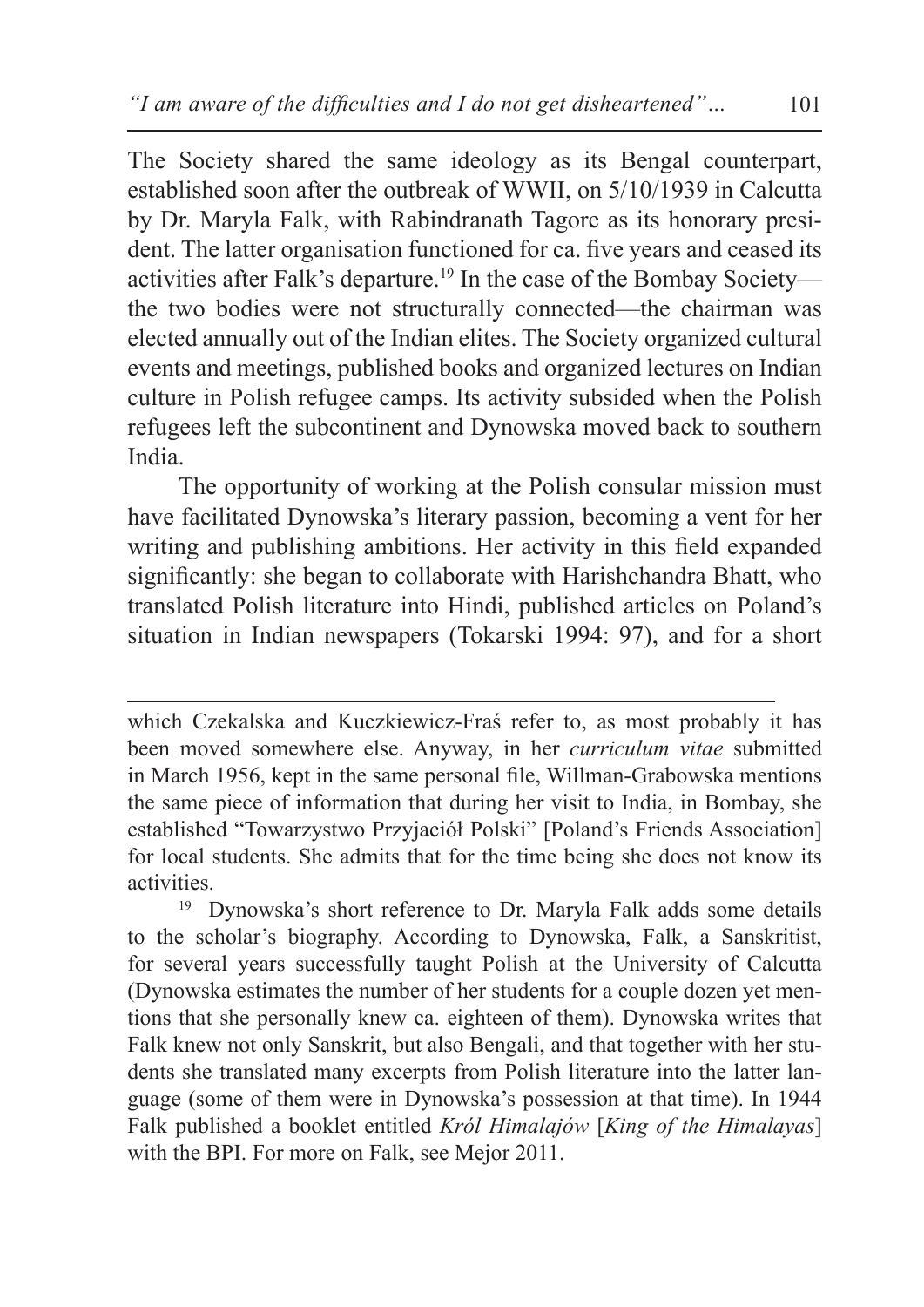The Society shared the same ideology as its Bengal counterpart, established soon after the outbreak of WWII, on 5/10/1939 in Calcutta by Dr. Maryla Falk, with Rabindranath Tagore as its honorary president. The latter organisation functioned for ca. five years and ceased its activities after Falk's departure.[19] In the case of the Bombay Society—the two bodies were not structurally connected—the chairman was elected annually out of the Indian elites. The Society organized cultural events and meetings, published books and organized lectures on Indian culture in Polish refugee camps. Its activity subsided when the Polish refugees left the subcontinent and Dynowska moved back to southern India.

The opportunity of working at the Polish consular mission must have facilitated Dynowska's literary passion, becoming a vent for her writing and publishing ambitions. Her activity in this field expanded significantly: she began to collaborate with Harishchandra Bhatt, who translated Polish literature into Hindi, published articles on Poland's situation in Indian newspapers (Tokarski 1994: 97), and for a short

---

which Czekalska and Kuczkiewicz-Fraś refer to, as most probably it has been moved somewhere else. Anyway, in her *curriculum vitae* submitted in March 1956, kept in the same personal file, Willman-Grabowska mentions the same piece of information that during her visit to India, in Bombay, she established "Towarzystwo Przyjaciół Polski" [Poland's Friends Association] for local students. She admits that for the time being she does not know its activities.

[19] Dynowska's short reference to Dr. Maryla Falk adds some details to the scholar's biography. According to Dynowska, Falk, a Sanskritist, for several years successfully taught Polish at the University of Calcutta (Dynowska estimates the number of her students for a couple dozen yet mentions that she personally knew ca. eighteen of them). Dynowska writes that Falk knew not only Sanskrit, but also Bengali, and that together with her students she translated many excerpts from Polish literature into the latter language (some of them were in Dynowska's possession at that time). In 1944 Falk published a booklet entitled *Król Himalajów* [*King of the Himalayas*] with the BPI. For more on Falk, see Mejor 2011.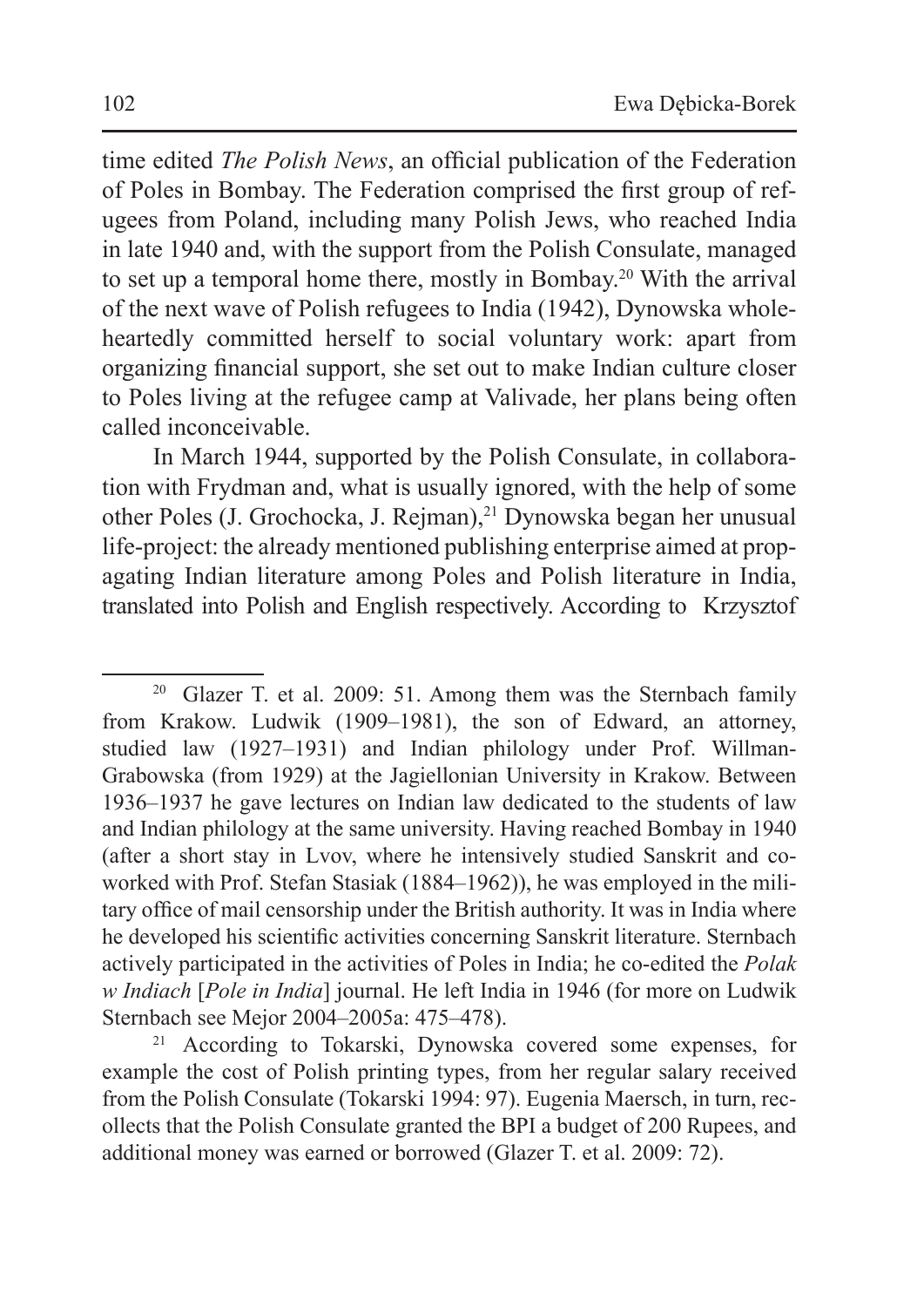time edited *The Polish News*, an official publication of the Federation of Poles in Bombay. The Federation comprised the first group of refugees from Poland, including many Polish Jews, who reached India in late 1940 and, with the support from the Polish Consulate, managed to set up a temporal home there, mostly in Bombay.[20] With the arrival of the next wave of Polish refugees to India (1942), Dynowska wholeheartedly committed herself to social voluntary work: apart from organizing financial support, she set out to make Indian culture closer to Poles living at the refugee camp at Valivade, her plans being often called inconceivable.

In March 1944, supported by the Polish Consulate, in collaboration with Frydman and, what is usually ignored, with the help of some other Poles (J. Grochocka, J. Rejman),[21] Dynowska began her unusual life-project: the already mentioned publishing enterprise aimed at propagating Indian literature among Poles and Polish literature in India, translated into Polish and English respectively. According to Krzysztof

[20] Glazer T. et al. 2009: 51. Among them was the Sternbach family from Krakow. Ludwik (1909–1981), the son of Edward, an attorney, studied law (1927–1931) and Indian philology under Prof. Willman-Grabowska (from 1929) at the Jagiellonian University in Krakow. Between 1936–1937 he gave lectures on Indian law dedicated to the students of law and Indian philology at the same university. Having reached Bombay in 1940 (after a short stay in Lvov, where he intensively studied Sanskrit and co-worked with Prof. Stefan Stasiak (1884–1962)), he was employed in the military office of mail censorship under the British authority. It was in India where he developed his scientific activities concerning Sanskrit literature. Sternbach actively participated in the activities of Poles in India; he co-edited the *Polak w Indiach* [*Pole in India*] journal. He left India in 1946 (for more on Ludwik Sternbach see Mejor 2004–2005a: 475–478).

[21] According to Tokarski, Dynowska covered some expenses, for example the cost of Polish printing types, from her regular salary received from the Polish Consulate (Tokarski 1994: 97). Eugenia Maersch, in turn, recollects that the Polish Consulate granted the BPI a budget of 200 Rupees, and additional money was earned or borrowed (Glazer T. et al. 2009: 72).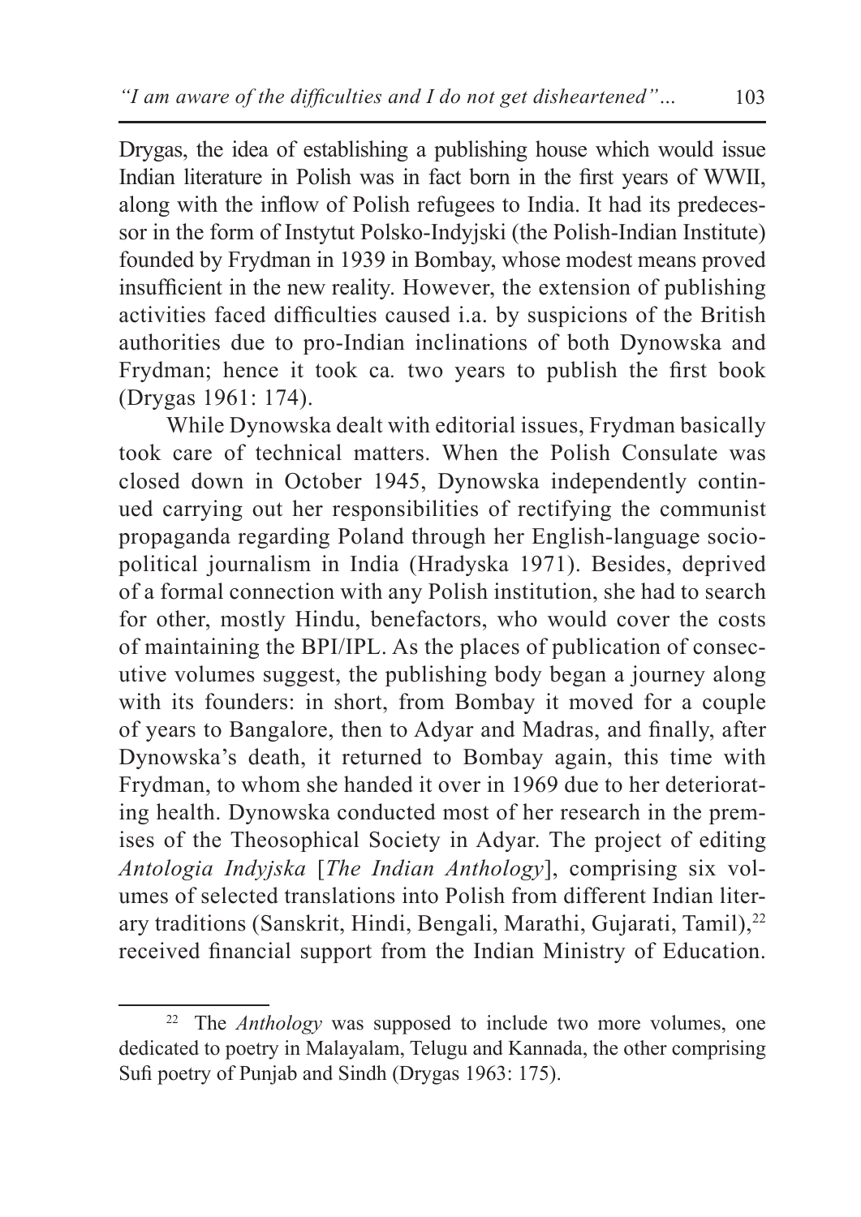Drygas, the idea of establishing a publishing house which would issue Indian literature in Polish was in fact born in the first years of WWII, along with the inflow of Polish refugees to India. It had its predecessor in the form of Instytut Polsko-Indyjski (the Polish-Indian Institute) founded by Frydman in 1939 in Bombay, whose modest means proved insufficient in the new reality. However, the extension of publishing activities faced difficulties caused i.a. by suspicions of the British authorities due to pro-Indian inclinations of both Dynowska and Frydman; hence it took ca. two years to publish the first book (Drygas 1961: 174).

While Dynowska dealt with editorial issues, Frydman basically took care of technical matters. When the Polish Consulate was closed down in October 1945, Dynowska independently continued carrying out her responsibilities of rectifying the communist propaganda regarding Poland through her English-language socio-political journalism in India (Hradyska 1971). Besides, deprived of a formal connection with any Polish institution, she had to search for other, mostly Hindu, benefactors, who would cover the costs of maintaining the BPI/IPL. As the places of publication of consecutive volumes suggest, the publishing body began a journey along with its founders: in short, from Bombay it moved for a couple of years to Bangalore, then to Adyar and Madras, and finally, after Dynowska's death, it returned to Bombay again, this time with Frydman, to whom she handed it over in 1969 due to her deteriorating health. Dynowska conducted most of her research in the premises of the Theosophical Society in Adyar. The project of editing *Antologia Indyjska* [*The Indian Anthology*], comprising six volumes of selected translations into Polish from different Indian literary traditions (Sanskrit, Hindi, Bengali, Marathi, Gujarati, Tamil),[22] received financial support from the Indian Ministry of Education.

[22] The *Anthology* was supposed to include two more volumes, one dedicated to poetry in Malayalam, Telugu and Kannada, the other comprising Sufi poetry of Punjab and Sindh (Drygas 1963: 175).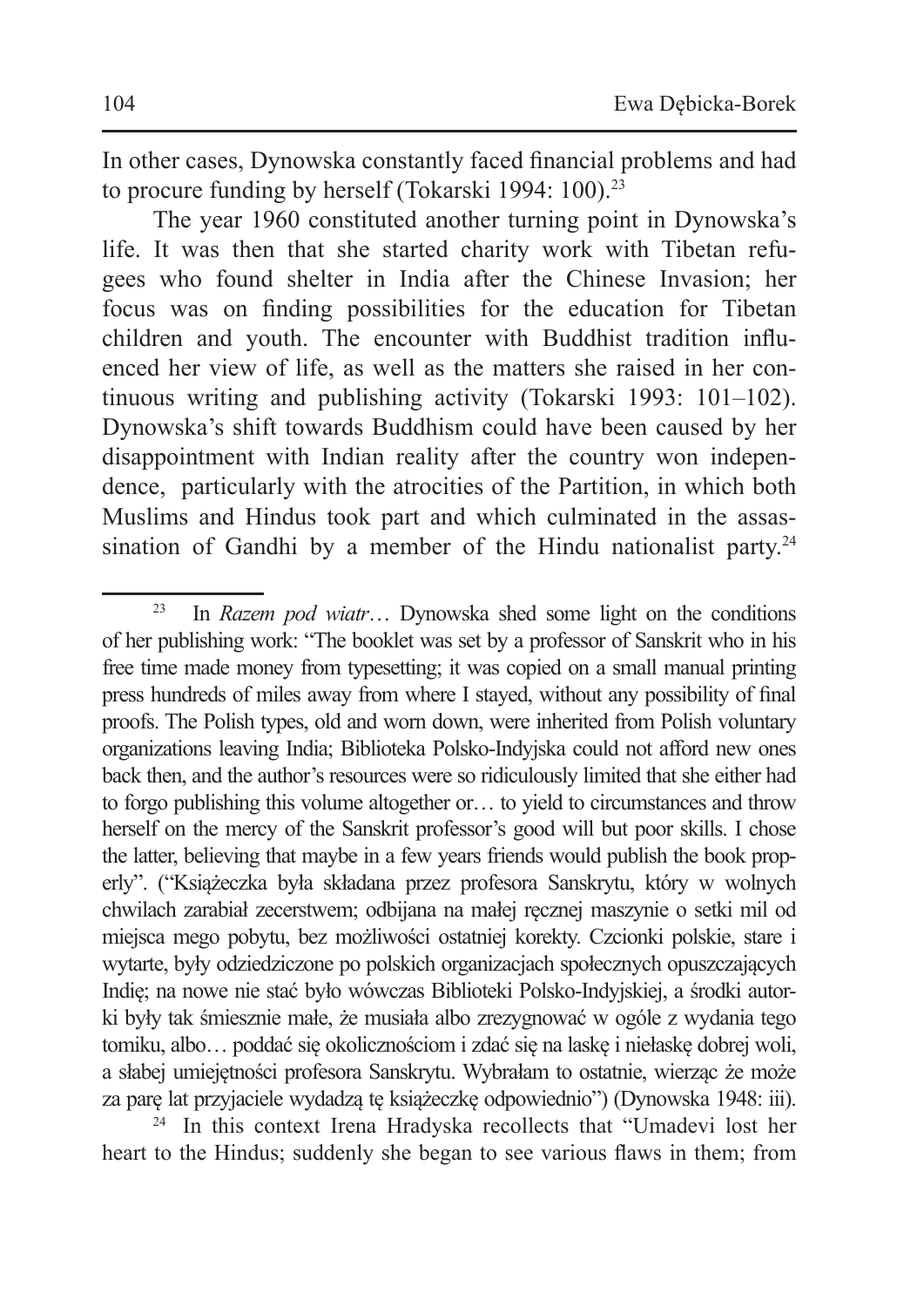In other cases, Dynowska constantly faced financial problems and had to procure funding by herself (Tokarski 1994: 100).[23]

The year 1960 constituted another turning point in Dynowska's life. It was then that she started charity work with Tibetan refugees who found shelter in India after the Chinese Invasion; her focus was on finding possibilities for the education for Tibetan children and youth. The encounter with Buddhist tradition influenced her view of life, as well as the matters she raised in her continuous writing and publishing activity (Tokarski 1993: 101–102). Dynowska's shift towards Buddhism could have been caused by her disappointment with Indian reality after the country won independence, particularly with the atrocities of the Partition, in which both Muslims and Hindus took part and which culminated in the assassination of Gandhi by a member of the Hindu nationalist party.[24]

---

[23] In *Razem pod wiatr*… Dynowska shed some light on the conditions of her publishing work: "The booklet was set by a professor of Sanskrit who in his free time made money from typesetting; it was copied on a small manual printing press hundreds of miles away from where I stayed, without any possibility of final proofs. The Polish types, old and worn down, were inherited from Polish voluntary organizations leaving India; Biblioteka Polsko-Indyjska could not afford new ones back then, and the author's resources were so ridiculously limited that she either had to forgo publishing this volume altogether or… to yield to circumstances and throw herself on the mercy of the Sanskrit professor's good will but poor skills. I chose the latter, believing that maybe in a few years friends would publish the book properly". ("Książeczka była składana przez profesora Sanskrytu, który w wolnych chwilach zarabiał zecerstwem; odbijana na małej ręcznej maszynie o setki mil od miejsca mego pobytu, bez możliwości ostatniej korekty. Czcionki polskie, stare i wytarte, były odziedziczone po polskich organizacjach społecznych opuszczających Indię; na nowe nie stać było wówczas Biblioteki Polsko-Indyjskiej, a środki autorki były tak śmiesznie małe, że musiała albo zrezygnować w ogóle z wydania tego tomiku, albo… poddać się okolicznościom i zdać się na laskę i niełaskę dobrej woli, a słabej umiejętności profesora Sanskrytu. Wybrałam to ostatnie, wierząc że może za parę lat przyjaciele wydadzą tę książeczkę odpowiednio") (Dynowska 1948: iii).

[24] In this context Irena Hradyska recollects that "Umadevi lost her heart to the Hindus; suddenly she began to see various flaws in them; from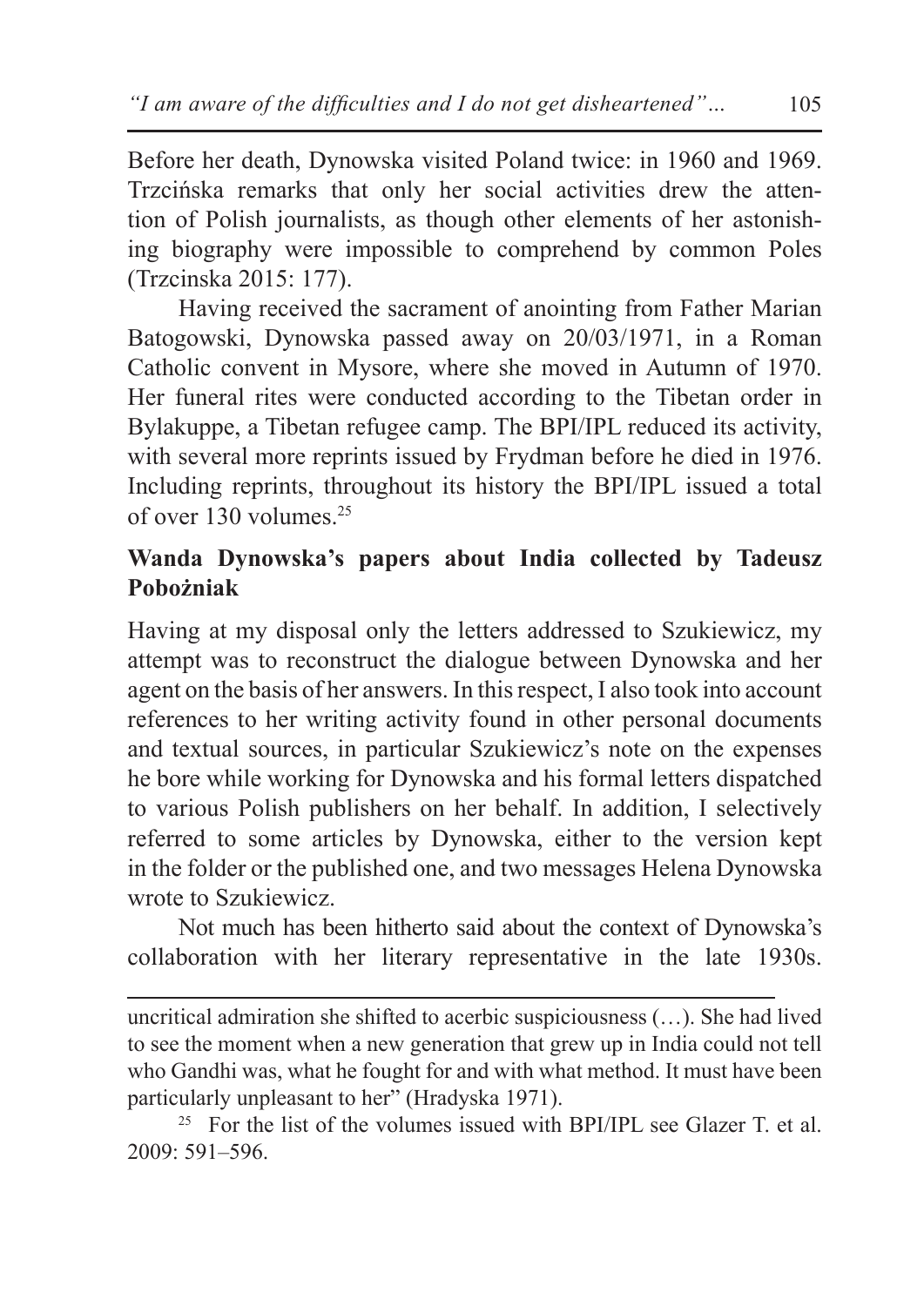Before her death, Dynowska visited Poland twice: in 1960 and 1969. Trzcińska remarks that only her social activities drew the attention of Polish journalists, as though other elements of her astonishing biography were impossible to comprehend by common Poles (Trzcinska 2015: 177).

Having received the sacrament of anointing from Father Marian Batogowski, Dynowska passed away on 20/03/1971, in a Roman Catholic convent in Mysore, where she moved in Autumn of 1970. Her funeral rites were conducted according to the Tibetan order in Bylakuppe, a Tibetan refugee camp. The BPI/IPL reduced its activity, with several more reprints issued by Frydman before he died in 1976. Including reprints, throughout its history the BPI/IPL issued a total of over 130 volumes.[25]

## Wanda Dynowska's papers about India collected by Tadeusz Pobożniak

Having at my disposal only the letters addressed to Szukiewicz, my attempt was to reconstruct the dialogue between Dynowska and her agent on the basis of her answers. In this respect, I also took into account references to her writing activity found in other personal documents and textual sources, in particular Szukiewicz's note on the expenses he bore while working for Dynowska and his formal letters dispatched to various Polish publishers on her behalf. In addition, I selectively referred to some articles by Dynowska, either to the version kept in the folder or the published one, and two messages Helena Dynowska wrote to Szukiewicz.

Not much has been hitherto said about the context of Dynowska's collaboration with her literary representative in the late 1930s.

---

uncritical admiration she shifted to acerbic suspiciousness (…). She had lived to see the moment when a new generation that grew up in India could not tell who Gandhi was, what he fought for and with what method. It must have been particularly unpleasant to her" (Hradyska 1971).

[25] For the list of the volumes issued with BPI/IPL see Glazer T. et al. 2009: 591–596.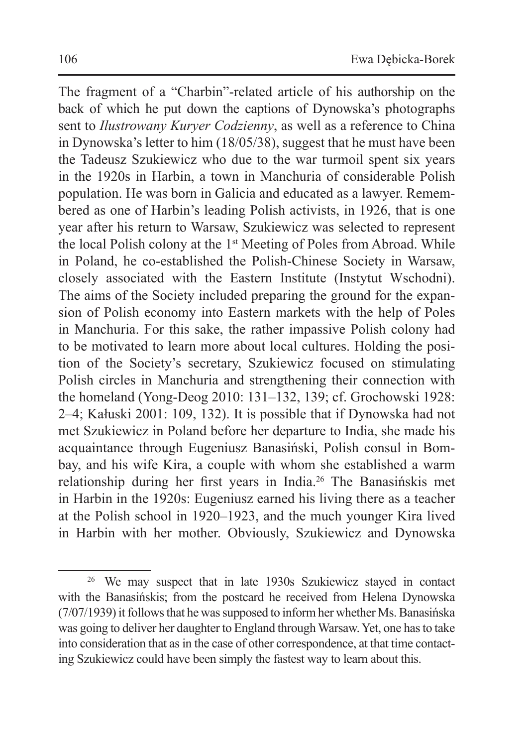The fragment of a "Charbin"-related article of his authorship on the back of which he put down the captions of Dynowska's photographs sent to *Ilustrowany Kuryer Codzienny*, as well as a reference to China in Dynowska's letter to him (18/05/38), suggest that he must have been the Tadeusz Szukiewicz who due to the war turmoil spent six years in the 1920s in Harbin, a town in Manchuria of considerable Polish population. He was born in Galicia and educated as a lawyer. Remembered as one of Harbin's leading Polish activists, in 1926, that is one year after his return to Warsaw, Szukiewicz was selected to represent the local Polish colony at the 1st Meeting of Poles from Abroad. While in Poland, he co-established the Polish-Chinese Society in Warsaw, closely associated with the Eastern Institute (Instytut Wschodni). The aims of the Society included preparing the ground for the expansion of Polish economy into Eastern markets with the help of Poles in Manchuria. For this sake, the rather impassive Polish colony had to be motivated to learn more about local cultures. Holding the position of the Society's secretary, Szukiewicz focused on stimulating Polish circles in Manchuria and strengthening their connection with the homeland (Yong-Deog 2010: 131–132, 139; cf. Grochowski 1928: 2–4; Kałuski 2001: 109, 132). It is possible that if Dynowska had not met Szukiewicz in Poland before her departure to India, she made his acquaintance through Eugeniusz Banasiński, Polish consul in Bombay, and his wife Kira, a couple with whom she established a warm relationship during her first years in India.[26] The Banasińskis met in Harbin in the 1920s: Eugeniusz earned his living there as a teacher at the Polish school in 1920–1923, and the much younger Kira lived in Harbin with her mother. Obviously, Szukiewicz and Dynowska

[26] We may suspect that in late 1930s Szukiewicz stayed in contact with the Banasińskis; from the postcard he received from Helena Dynowska (7/07/1939) it follows that he was supposed to inform her whether Ms. Banasińska was going to deliver her daughter to England through Warsaw. Yet, one has to take into consideration that as in the case of other correspondence, at that time contacting Szukiewicz could have been simply the fastest way to learn about this.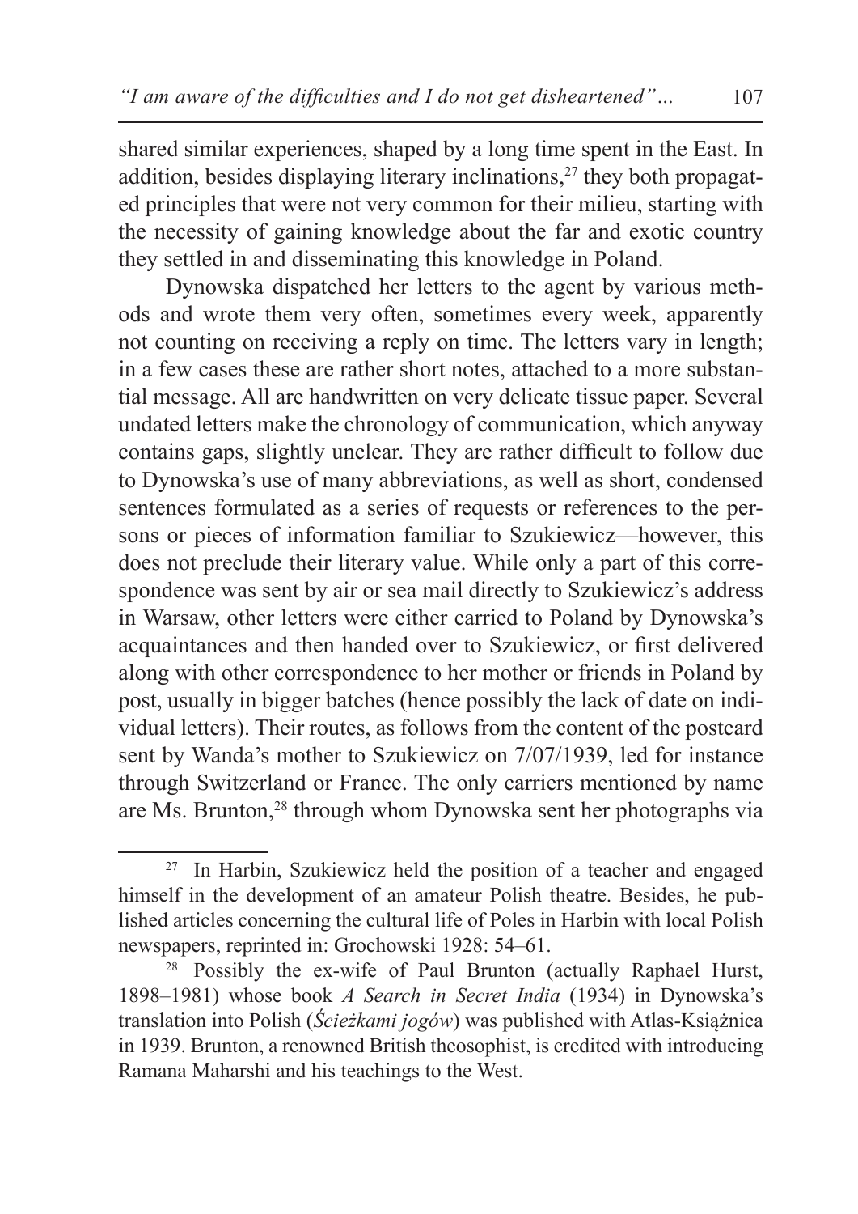shared similar experiences, shaped by a long time spent in the East. In addition, besides displaying literary inclinations,[27] they both propagated principles that were not very common for their milieu, starting with the necessity of gaining knowledge about the far and exotic country they settled in and disseminating this knowledge in Poland.

Dynowska dispatched her letters to the agent by various methods and wrote them very often, sometimes every week, apparently not counting on receiving a reply on time. The letters vary in length; in a few cases these are rather short notes, attached to a more substantial message. All are handwritten on very delicate tissue paper. Several undated letters make the chronology of communication, which anyway contains gaps, slightly unclear. They are rather difficult to follow due to Dynowska's use of many abbreviations, as well as short, condensed sentences formulated as a series of requests or references to the persons or pieces of information familiar to Szukiewicz—however, this does not preclude their literary value. While only a part of this correspondence was sent by air or sea mail directly to Szukiewicz's address in Warsaw, other letters were either carried to Poland by Dynowska's acquaintances and then handed over to Szukiewicz, or first delivered along with other correspondence to her mother or friends in Poland by post, usually in bigger batches (hence possibly the lack of date on individual letters). Their routes, as follows from the content of the postcard sent by Wanda's mother to Szukiewicz on 7/07/1939, led for instance through Switzerland or France. The only carriers mentioned by name are Ms. Brunton,[28] through whom Dynowska sent her photographs via

[27] In Harbin, Szukiewicz held the position of a teacher and engaged himself in the development of an amateur Polish theatre. Besides, he published articles concerning the cultural life of Poles in Harbin with local Polish newspapers, reprinted in: Grochowski 1928: 54–61.

[28] Possibly the ex-wife of Paul Brunton (actually Raphael Hurst, 1898–1981) whose book *A Search in Secret India* (1934) in Dynowska's translation into Polish (*Ścieżkami jogów*) was published with Atlas-Książnica in 1939. Brunton, a renowned British theosophist, is credited with introducing Ramana Maharshi and his teachings to the West.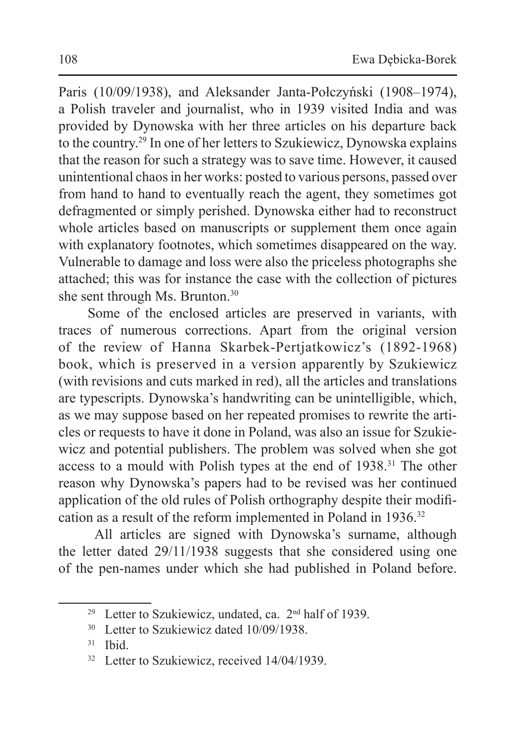Paris (10/09/1938), and Aleksander Janta-Połczyński (1908–1974), a Polish traveler and journalist, who in 1939 visited India and was provided by Dynowska with her three articles on his departure back to the country.[29] In one of her letters to Szukiewicz, Dynowska explains that the reason for such a strategy was to save time. However, it caused unintentional chaos in her works: posted to various persons, passed over from hand to hand to eventually reach the agent, they sometimes got defragmented or simply perished. Dynowska either had to reconstruct whole articles based on manuscripts or supplement them once again with explanatory footnotes, which sometimes disappeared on the way. Vulnerable to damage and loss were also the priceless photographs she attached; this was for instance the case with the collection of pictures she sent through Ms. Brunton.[30]

Some of the enclosed articles are preserved in variants, with traces of numerous corrections. Apart from the original version of the review of Hanna Skarbek-Pertjatkowicz's (1892-1968) book, which is preserved in a version apparently by Szukiewicz (with revisions and cuts marked in red), all the articles and translations are typescripts. Dynowska's handwriting can be unintelligible, which, as we may suppose based on her repeated promises to rewrite the articles or requests to have it done in Poland, was also an issue for Szukiewicz and potential publishers. The problem was solved when she got access to a mould with Polish types at the end of 1938.[31] The other reason why Dynowska's papers had to be revised was her continued application of the old rules of Polish orthography despite their modification as a result of the reform implemented in Poland in 1936.[32]

All articles are signed with Dynowska's surname, although the letter dated 29/11/1938 suggests that she considered using one of the pen-names under which she had published in Poland before.

[29] Letter to Szukiewicz, undated, ca. 2nd half of 1939.

[30] Letter to Szukiewicz dated 10/09/1938.

[31] Ibid.

[32] Letter to Szukiewicz, received 14/04/1939.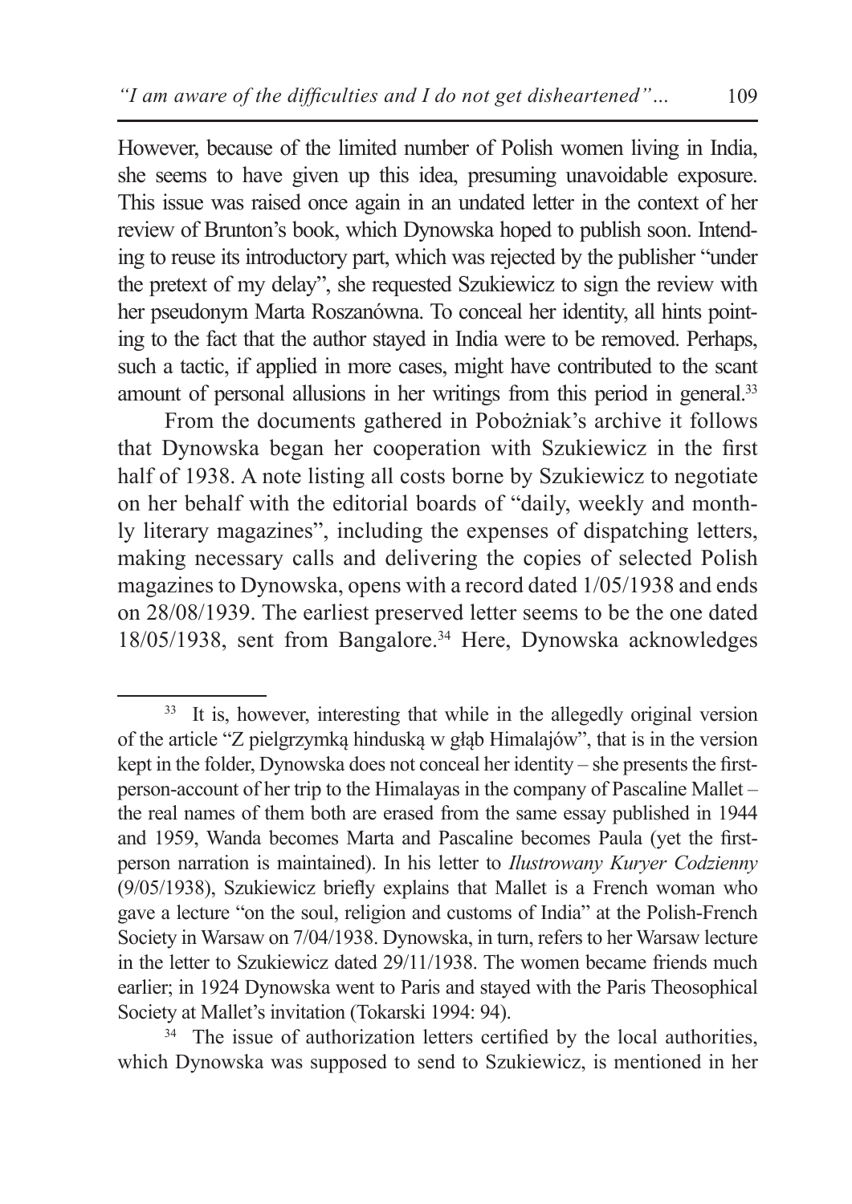However, because of the limited number of Polish women living in India, she seems to have given up this idea, presuming unavoidable exposure. This issue was raised once again in an undated letter in the context of her review of Brunton's book, which Dynowska hoped to publish soon. Intending to reuse its introductory part, which was rejected by the publisher "under the pretext of my delay", she requested Szukiewicz to sign the review with her pseudonym Marta Roszanówna. To conceal her identity, all hints pointing to the fact that the author stayed in India were to be removed. Perhaps, such a tactic, if applied in more cases, might have contributed to the scant amount of personal allusions in her writings from this period in general.[33]

From the documents gathered in Pobożniak's archive it follows that Dynowska began her cooperation with Szukiewicz in the first half of 1938. A note listing all costs borne by Szukiewicz to negotiate on her behalf with the editorial boards of "daily, weekly and monthly literary magazines", including the expenses of dispatching letters, making necessary calls and delivering the copies of selected Polish magazines to Dynowska, opens with a record dated 1/05/1938 and ends on 28/08/1939. The earliest preserved letter seems to be the one dated 18/05/1938, sent from Bangalore.[34] Here, Dynowska acknowledges

[33] It is, however, interesting that while in the allegedly original version of the article "Z pielgrzymką hinduską w głąb Himalajów", that is in the version kept in the folder, Dynowska does not conceal her identity – she presents the first-person-account of her trip to the Himalayas in the company of Pascaline Mallet – the real names of them both are erased from the same essay published in 1944 and 1959, Wanda becomes Marta and Pascaline becomes Paula (yet the first-person narration is maintained). In his letter to *Ilustrowany Kuryer Codzienny* (9/05/1938), Szukiewicz briefly explains that Mallet is a French woman who gave a lecture "on the soul, religion and customs of India" at the Polish-French Society in Warsaw on 7/04/1938. Dynowska, in turn, refers to her Warsaw lecture in the letter to Szukiewicz dated 29/11/1938. The women became friends much earlier; in 1924 Dynowska went to Paris and stayed with the Paris Theosophical Society at Mallet's invitation (Tokarski 1994: 94).

[34] The issue of authorization letters certified by the local authorities, which Dynowska was supposed to send to Szukiewicz, is mentioned in her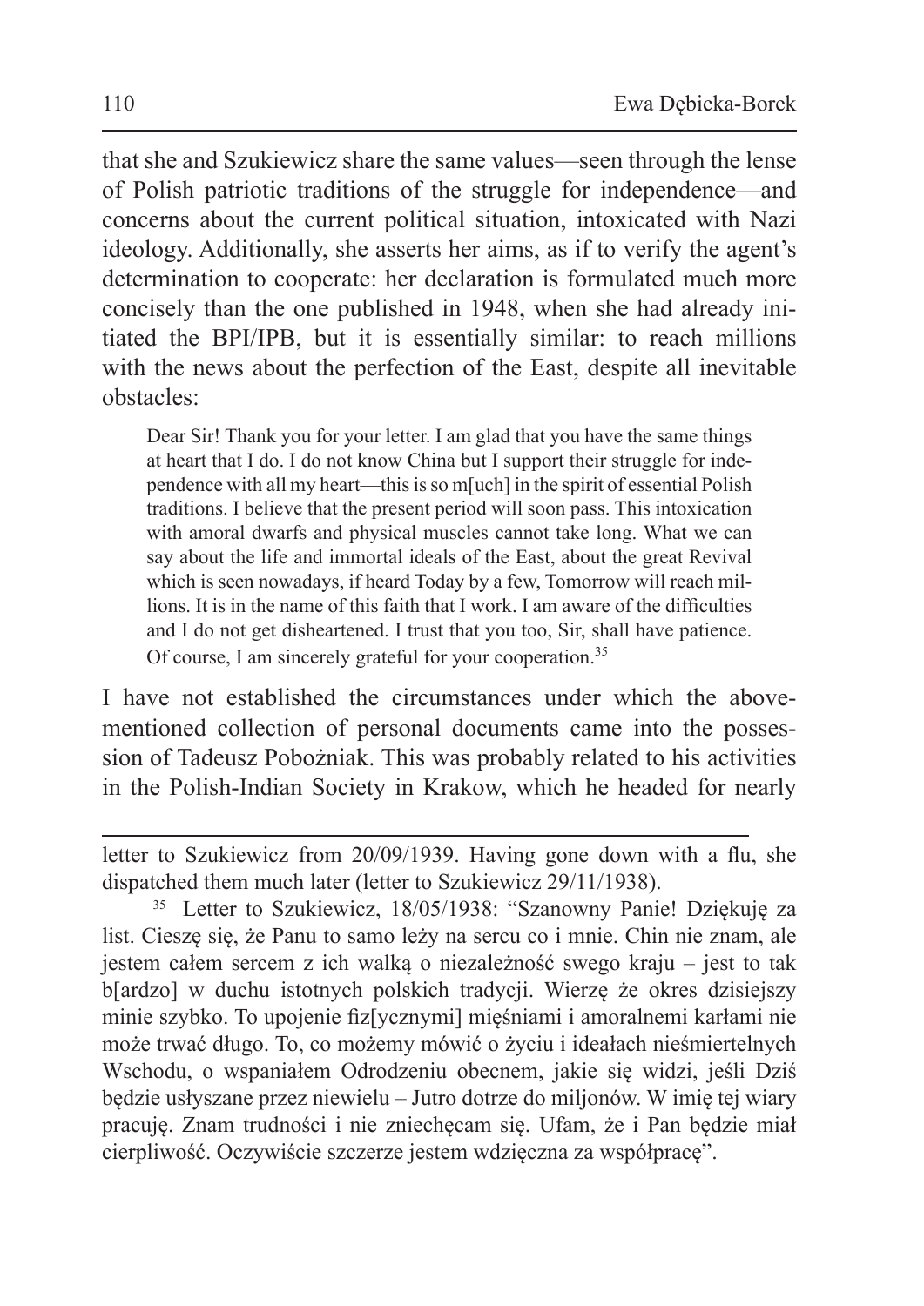that she and Szukiewicz share the same values—seen through the lense of Polish patriotic traditions of the struggle for independence—and concerns about the current political situation, intoxicated with Nazi ideology. Additionally, she asserts her aims, as if to verify the agent's determination to cooperate: her declaration is formulated much more concisely than the one published in 1948, when she had already initiated the BPI/IPB, but it is essentially similar: to reach millions with the news about the perfection of the East, despite all inevitable obstacles:

> Dear Sir! Thank you for your letter. I am glad that you have the same things at heart that I do. I do not know China but I support their struggle for independence with all my heart—this is so m[uch] in the spirit of essential Polish traditions. I believe that the present period will soon pass. This intoxication with amoral dwarfs and physical muscles cannot take long. What we can say about the life and immortal ideals of the East, about the great Revival which is seen nowadays, if heard Today by a few, Tomorrow will reach millions. It is in the name of this faith that I work. I am aware of the difficulties and I do not get disheartened. I trust that you too, Sir, shall have patience. Of course, I am sincerely grateful for your cooperation.[35]

I have not established the circumstances under which the above-mentioned collection of personal documents came into the possession of Tadeusz Pobożniak. This was probably related to his activities in the Polish-Indian Society in Krakow, which he headed for nearly

---

letter to Szukiewicz from 20/09/1939. Having gone down with a flu, she dispatched them much later (letter to Szukiewicz 29/11/1938).

[35] Letter to Szukiewicz, 18/05/1938: "Szanowny Panie! Dziękuję za list. Cieszę się, że Panu to samo leży na sercu co i mnie. Chin nie znam, ale jestem całem sercem z ich walką o niezależność swego kraju – jest to tak b[ardzo] w duchu istotnych polskich tradycji. Wierzę że okres dzisiejszy minie szybko. To upojenie fiz[ycznymi] mięśniami i amoralnemi karłami nie może trwać długo. To, co możemy mówić o życiu i ideałach nieśmiertelnych Wschodu, o wspaniałem Odrodzeniu obecnem, jakie się widzi, jeśli Dziś będzie usłyszane przez niewielu – Jutro dotrze do miljonów. W imię tej wiary pracuję. Znam trudności i nie zniechęcam się. Ufam, że i Pan będzie miał cierpliwość. Oczywiście szczerze jestem wdzięczna za współpracę".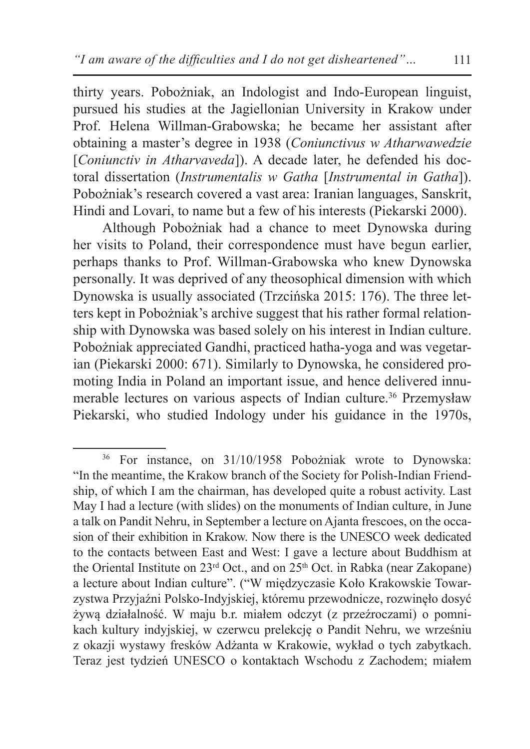thirty years. Pobożniak, an Indologist and Indo-European linguist, pursued his studies at the Jagiellonian University in Krakow under Prof. Helena Willman-Grabowska; he became her assistant after obtaining a master's degree in 1938 (*Coniunctivus w Atharwawedzie* [*Coniunctiv in Atharvaveda*]). A decade later, he defended his doctoral dissertation (*Instrumentalis w Gatha* [*Instrumental in Gatha*]). Pobożniak's research covered a vast area: Iranian languages, Sanskrit, Hindi and Lovari, to name but a few of his interests (Piekarski 2000).

Although Pobożniak had a chance to meet Dynowska during her visits to Poland, their correspondence must have begun earlier, perhaps thanks to Prof. Willman-Grabowska who knew Dynowska personally. It was deprived of any theosophical dimension with which Dynowska is usually associated (Trzcińska 2015: 176). The three letters kept in Pobożniak's archive suggest that his rather formal relationship with Dynowska was based solely on his interest in Indian culture. Pobożniak appreciated Gandhi, practiced hatha-yoga and was vegetarian (Piekarski 2000: 671). Similarly to Dynowska, he considered promoting India in Poland an important issue, and hence delivered innumerable lectures on various aspects of Indian culture.[36] Przemysław Piekarski, who studied Indology under his guidance in the 1970s,

[36] For instance, on 31/10/1958 Pobożniak wrote to Dynowska: "In the meantime, the Krakow branch of the Society for Polish-Indian Friendship, of which I am the chairman, has developed quite a robust activity. Last May I had a lecture (with slides) on the monuments of Indian culture, in June a talk on Pandit Nehru, in September a lecture on Ajanta frescoes, on the occasion of their exhibition in Krakow. Now there is the UNESCO week dedicated to the contacts between East and West: I gave a lecture about Buddhism at the Oriental Institute on 23rd Oct., and on 25th Oct. in Rabka (near Zakopane) a lecture about Indian culture". ("W międzyczasie Koło Krakowskie Towarzystwa Przyjaźni Polsko-Indyjskiej, któremu przewodnicze, rozwinęło dosyć żywą działalność. W maju b.r. miałem odczyt (z przeźroczami) o pomnikach kultury indyjskiej, w czerwcu prelekcję o Pandit Nehru, we wrześniu z okazji wystawy fresków Adżanta w Krakowie, wykład o tych zabytkach. Teraz jest tydzień UNESCO o kontaktach Wschodu z Zachodem; miałem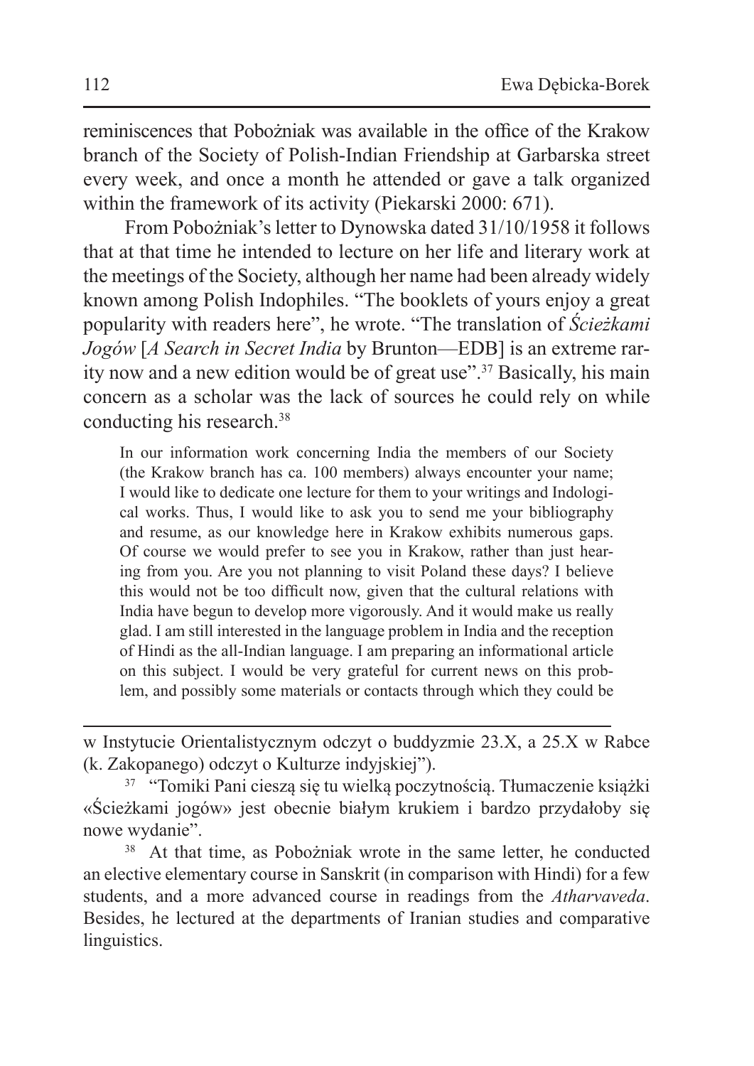reminiscences that Pobożniak was available in the office of the Krakow branch of the Society of Polish-Indian Friendship at Garbarska street every week, and once a month he attended or gave a talk organized within the framework of its activity (Piekarski 2000: 671).

From Pobożniak's letter to Dynowska dated 31/10/1958 it follows that at that time he intended to lecture on her life and literary work at the meetings of the Society, although her name had been already widely known among Polish Indophiles. "The booklets of yours enjoy a great popularity with readers here", he wrote. "The translation of *Ścieżkami Jogów* [*A Search in Secret India* by Brunton—EDB] is an extreme rarity now and a new edition would be of great use".[37] Basically, his main concern as a scholar was the lack of sources he could rely on while conducting his research.[38]

> In our information work concerning India the members of our Society (the Krakow branch has ca. 100 members) always encounter your name; I would like to dedicate one lecture for them to your writings and Indological works. Thus, I would like to ask you to send me your bibliography and resume, as our knowledge here in Krakow exhibits numerous gaps. Of course we would prefer to see you in Krakow, rather than just hearing from you. Are you not planning to visit Poland these days? I believe this would not be too difficult now, given that the cultural relations with India have begun to develop more vigorously. And it would make us really glad. I am still interested in the language problem in India and the reception of Hindi as the all-Indian language. I am preparing an informational article on this subject. I would be very grateful for current news on this problem, and possibly some materials or contacts through which they could be

---

w Instytucie Orientalistycznym odczyt o buddyzmie 23.X, a 25.X w Rabce (k. Zakopanego) odczyt o Kulturze indyjskiej").

[37] "Tomiki Pani cieszą się tu wielką poczytnością. Tłumaczenie książki «Ścieżkami jogów» jest obecnie białym krukiem i bardzo przydałoby się nowe wydanie".

[38] At that time, as Pobożniak wrote in the same letter, he conducted an elective elementary course in Sanskrit (in comparison with Hindi) for a few students, and a more advanced course in readings from the *Atharvaveda*. Besides, he lectured at the departments of Iranian studies and comparative linguistics.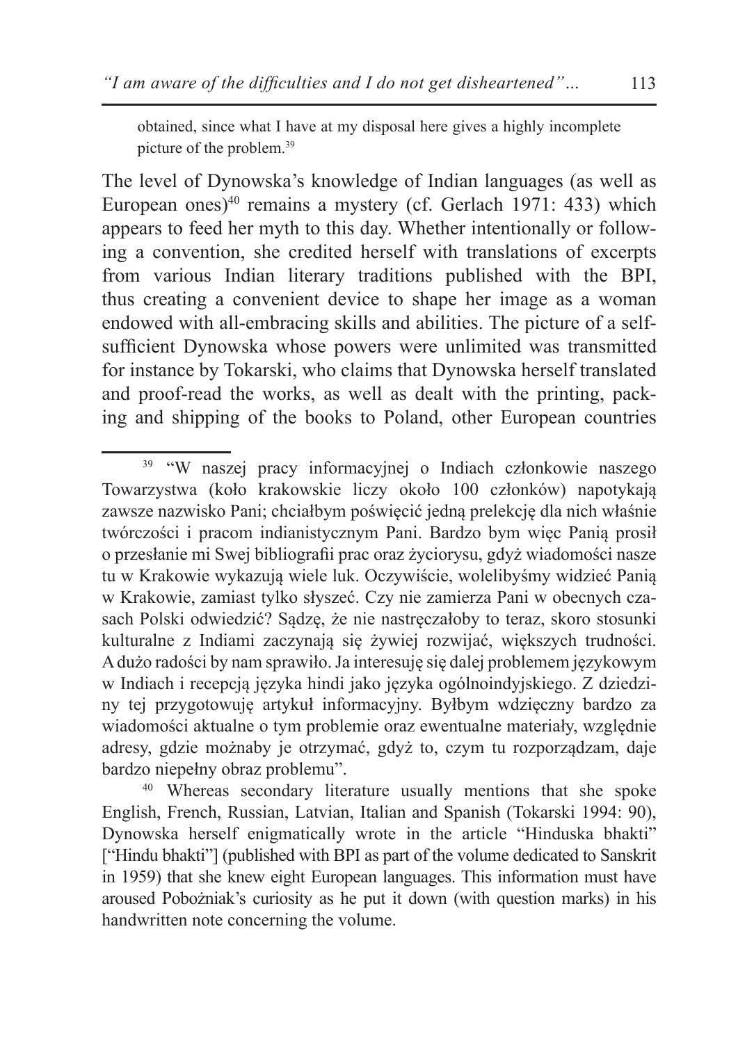obtained, since what I have at my disposal here gives a highly incomplete picture of the problem.[39]

The level of Dynowska's knowledge of Indian languages (as well as European ones)[40] remains a mystery (cf. Gerlach 1971: 433) which appears to feed her myth to this day. Whether intentionally or following a convention, she credited herself with translations of excerpts from various Indian literary traditions published with the BPI, thus creating a convenient device to shape her image as a woman endowed with all-embracing skills and abilities. The picture of a self-sufficient Dynowska whose powers were unlimited was transmitted for instance by Tokarski, who claims that Dynowska herself translated and proof-read the works, as well as dealt with the printing, packing and shipping of the books to Poland, other European countries

[39] "W naszej pracy informacyjnej o Indiach członkowie naszego Towarzystwa (koło krakowskie liczy około 100 członków) napotykają zawsze nazwisko Pani; chciałbym poświęcić jedną prelekcję dla nich właśnie twórczości i pracom indianistycznym Pani. Bardzo bym więc Panią prosił o przesłanie mi Swej bibliografii prac oraz życiorysu, gdyż wiadomości nasze tu w Krakowie wykazują wiele luk. Oczywiście, wolelibyśmy widzieć Panią w Krakowie, zamiast tylko słyszeć. Czy nie zamierza Pani w obecnych czasach Polski odwiedzić? Sądzę, że nie nastręczałoby to teraz, skoro stosunki kulturalne z Indiami zaczynają się żywiej rozwijać, większych trudności. A dużo radości by nam sprawiło. Ja interesuję się dalej problemem językowym w Indiach i recepcją języka hindi jako języka ogólnoindyjskiego. Z dziedziny tej przygotowuję artykuł informacyjny. Byłbym wdzięczny bardzo za wiadomości aktualne o tym problemie oraz ewentualne materiały, względnie adresy, gdzie możnaby je otrzymać, gdyż to, czym tu rozporządzam, daje bardzo niepełny obraz problemu".

[40] Whereas secondary literature usually mentions that she spoke English, French, Russian, Latvian, Italian and Spanish (Tokarski 1994: 90), Dynowska herself enigmatically wrote in the article "Hinduska bhakti" ["Hindu bhakti"] (published with BPI as part of the volume dedicated to Sanskrit in 1959) that she knew eight European languages. This information must have aroused Pobożniak's curiosity as he put it down (with question marks) in his handwritten note concerning the volume.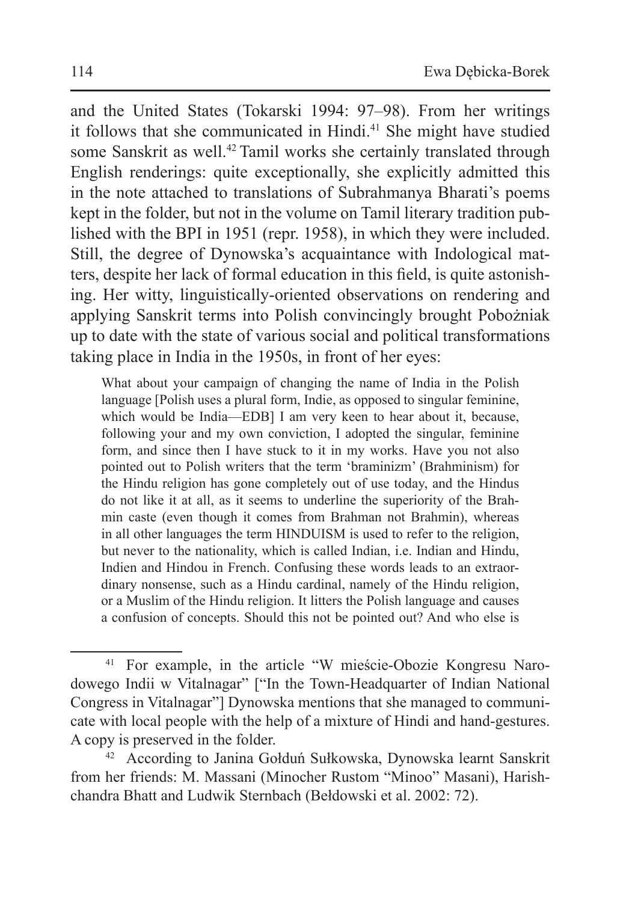and the United States (Tokarski 1994: 97–98). From her writings it follows that she communicated in Hindi.[41] She might have studied some Sanskrit as well.[42] Tamil works she certainly translated through English renderings: quite exceptionally, she explicitly admitted this in the note attached to translations of Subrahmanya Bharati's poems kept in the folder, but not in the volume on Tamil literary tradition published with the BPI in 1951 (repr. 1958), in which they were included. Still, the degree of Dynowska's acquaintance with Indological matters, despite her lack of formal education in this field, is quite astonishing. Her witty, linguistically-oriented observations on rendering and applying Sanskrit terms into Polish convincingly brought Pobożniak up to date with the state of various social and political transformations taking place in India in the 1950s, in front of her eyes:

> What about your campaign of changing the name of India in the Polish language [Polish uses a plural form, Indie, as opposed to singular feminine, which would be India—EDB] I am very keen to hear about it, because, following your and my own conviction, I adopted the singular, feminine form, and since then I have stuck to it in my works. Have you not also pointed out to Polish writers that the term 'braminizm' (Brahminism) for the Hindu religion has gone completely out of use today, and the Hindus do not like it at all, as it seems to underline the superiority of the Brahmin caste (even though it comes from Brahman not Brahmin), whereas in all other languages the term HINDUISM is used to refer to the religion, but never to the nationality, which is called Indian, i.e. Indian and Hindu, Indien and Hindou in French. Confusing these words leads to an extraordinary nonsense, such as a Hindu cardinal, namely of the Hindu religion, or a Muslim of the Hindu religion. It litters the Polish language and causes a confusion of concepts. Should this not be pointed out? And who else is

---

[41] For example, in the article "W mieście-Obozie Kongresu Narodowego Indii w Vitalnagar" ["In the Town-Headquarter of Indian National Congress in Vitalnagar"] Dynowska mentions that she managed to communicate with local people with the help of a mixture of Hindi and hand-gestures. A copy is preserved in the folder.

[42] According to Janina Gołduń Sułkowska, Dynowska learnt Sanskrit from her friends: M. Massani (Minocher Rustom "Minoo" Masani), Harishchandra Bhatt and Ludwik Sternbach (Bełdowski et al. 2002: 72).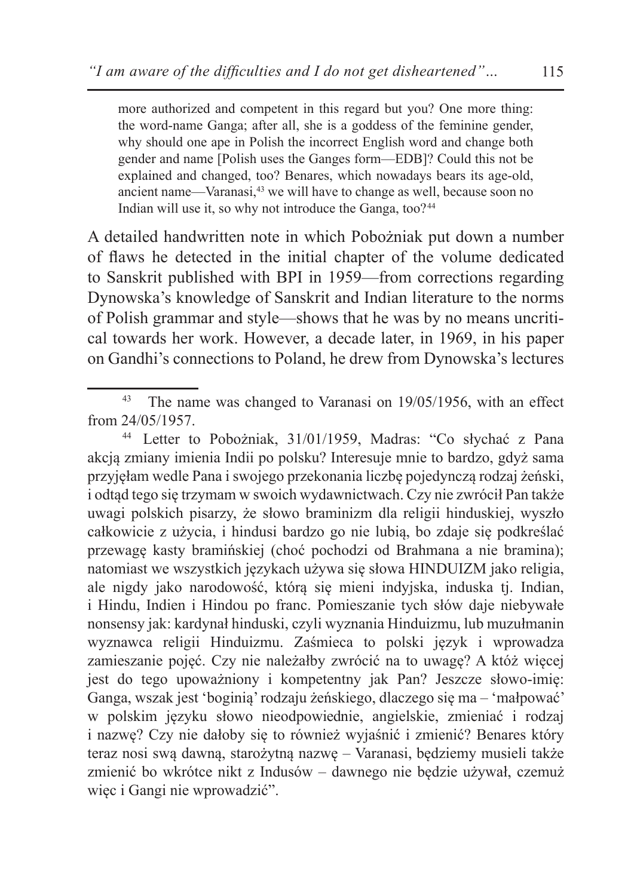> more authorized and competent in this regard but you? One more thing: the word-name Ganga; after all, she is a goddess of the feminine gender, why should one ape in Polish the incorrect English word and change both gender and name [Polish uses the Ganges form—EDB]? Could this not be explained and changed, too? Benares, which nowadays bears its age-old, ancient name—Varanasi,[43] we will have to change as well, because soon no Indian will use it, so why not introduce the Ganga, too?[44]

A detailed handwritten note in which Pobożniak put down a number of flaws he detected in the initial chapter of the volume dedicated to Sanskrit published with BPI in 1959—from corrections regarding Dynowska's knowledge of Sanskrit and Indian literature to the norms of Polish grammar and style—shows that he was by no means uncritical towards her work. However, a decade later, in 1969, in his paper on Gandhi's connections to Poland, he drew from Dynowska's lectures

---

[43] The name was changed to Varanasi on 19/05/1956, with an effect from 24/05/1957.

[44] Letter to Pobożniak, 31/01/1959, Madras: "Co słychać z Pana akcją zmiany imienia Indii po polsku? Interesuje mnie to bardzo, gdyż sama przyjęłam wedle Pana i swojego przekonania liczbę pojedynczą rodzaj żeński, i odtąd tego się trzymam w swoich wydawnictwach. Czy nie zwrócił Pan także uwagi polskich pisarzy, że słowo braminizm dla religii hinduskiej, wyszło całkowicie z użycia, i hindusi bardzo go nie lubią, bo zdaje się podkreślać przewagę kasty bramińskiej (choć pochodzi od Brahmana a nie bramina); natomiast we wszystkich językach używa się słowa HINDUIZM jako religia, ale nigdy jako narodowość, którą się mieni indyjska, induska tj. Indian, i Hindu, Indien i Hindou po franc. Pomieszanie tych słów daje niebywałe nonsensy jak: kardynał hinduski, czyli wyznania Hinduizmu, lub muzułmanin wyznawca religii Hinduizmu. Zaśmieca to polski język i wprowadza zamieszanie pojęć. Czy nie należałby zwrócić na to uwagę? A któż więcej jest do tego upoważniony i kompetentny jak Pan? Jeszcze słowo-imię: Ganga, wszak jest 'boginią' rodzaju żeńskiego, dlaczego się ma – 'małpować' w polskim języku słowo nieodpowiednie, angielskie, zmieniać i rodzaj i nazwę? Czy nie dałoby się to również wyjaśnić i zmienić? Benares który teraz nosi swą dawną, starożytną nazwę – Varanasi, będziemy musieli także zmienić bo wkrótce nikt z Indusów – dawnego nie będzie używał, czemuż więc i Gangi nie wprowadzić".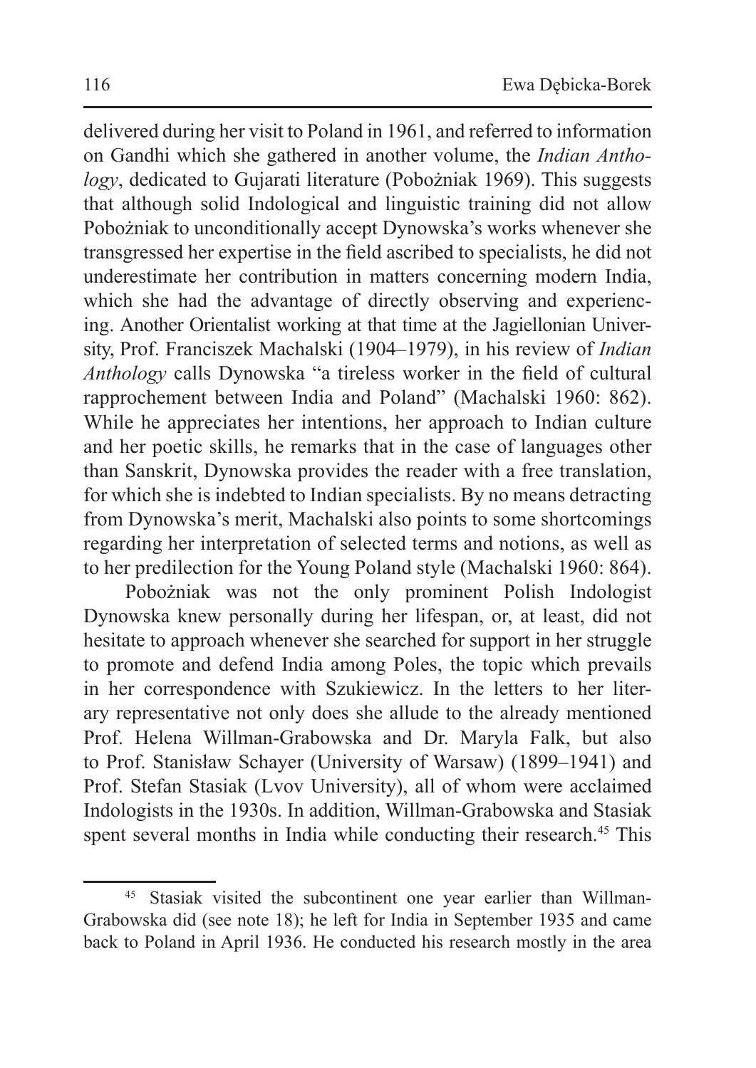delivered during her visit to Poland in 1961, and referred to information on Gandhi which she gathered in another volume, the *Indian Anthology*, dedicated to Gujarati literature (Pobożniak 1969). This suggests that although solid Indological and linguistic training did not allow Pobożniak to unconditionally accept Dynowska's works whenever she transgressed her expertise in the field ascribed to specialists, he did not underestimate her contribution in matters concerning modern India, which she had the advantage of directly observing and experiencing. Another Orientalist working at that time at the Jagiellonian University, Prof. Franciszek Machalski (1904–1979), in his review of *Indian Anthology* calls Dynowska "a tireless worker in the field of cultural rapprochement between India and Poland" (Machalski 1960: 862). While he appreciates her intentions, her approach to Indian culture and her poetic skills, he remarks that in the case of languages other than Sanskrit, Dynowska provides the reader with a free translation, for which she is indebted to Indian specialists. By no means detracting from Dynowska's merit, Machalski also points to some shortcomings regarding her interpretation of selected terms and notions, as well as to her predilection for the Young Poland style (Machalski 1960: 864).

Pobożniak was not the only prominent Polish Indologist Dynowska knew personally during her lifespan, or, at least, did not hesitate to approach whenever she searched for support in her struggle to promote and defend India among Poles, the topic which prevails in her correspondence with Szukiewicz. In the letters to her literary representative not only does she allude to the already mentioned Prof. Helena Willman-Grabowska and Dr. Maryla Falk, but also to Prof. Stanisław Schayer (University of Warsaw) (1899–1941) and Prof. Stefan Stasiak (Lvov University), all of whom were acclaimed Indologists in the 1930s. In addition, Willman-Grabowska and Stasiak spent several months in India while conducting their research.[45] This

[45] Stasiak visited the subcontinent one year earlier than Willman-Grabowska did (see note 18); he left for India in September 1935 and came back to Poland in April 1936. He conducted his research mostly in the area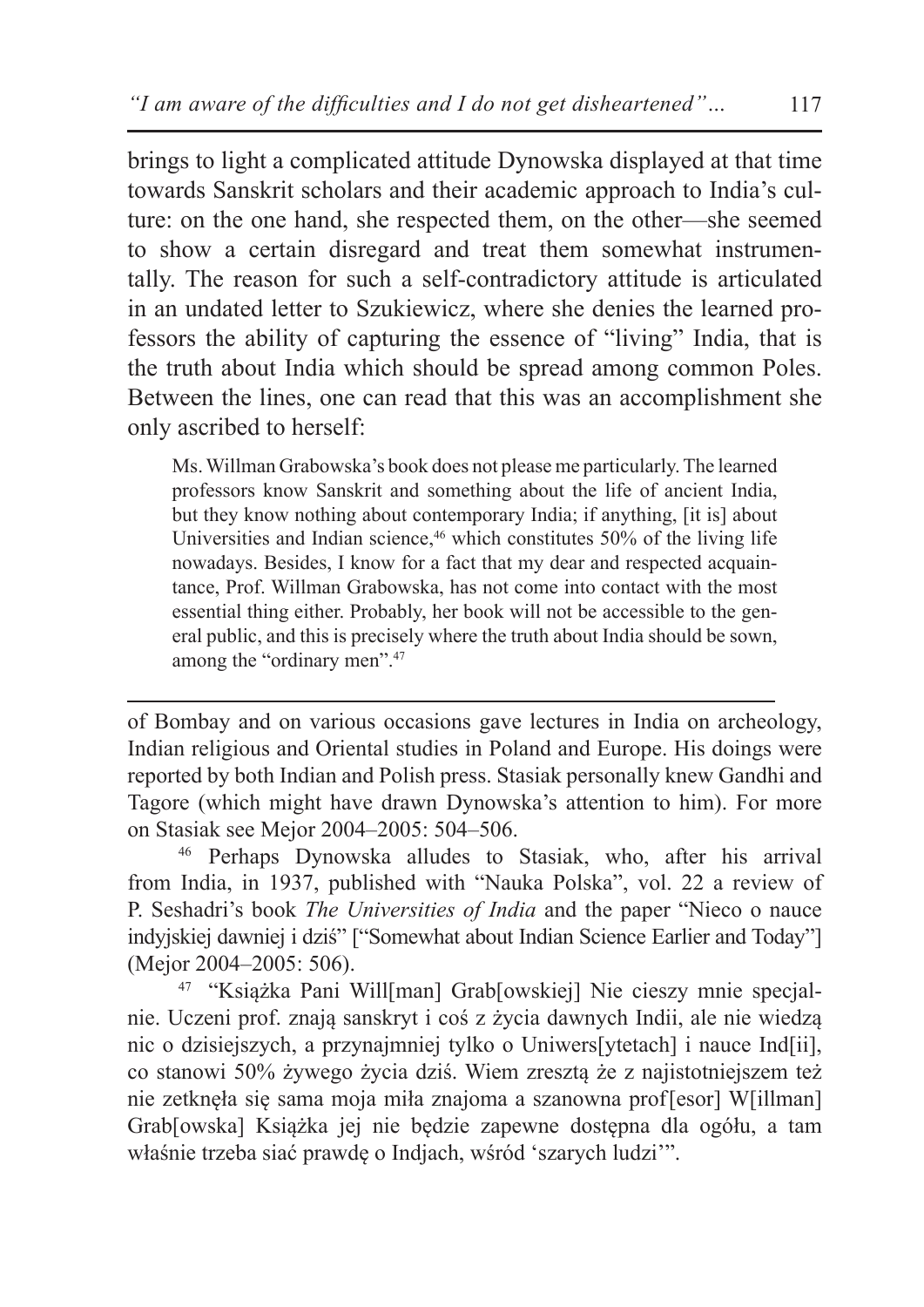brings to light a complicated attitude Dynowska displayed at that time towards Sanskrit scholars and their academic approach to India's culture: on the one hand, she respected them, on the other—she seemed to show a certain disregard and treat them somewhat instrumentally. The reason for such a self-contradictory attitude is articulated in an undated letter to Szukiewicz, where she denies the learned professors the ability of capturing the essence of "living" India, that is the truth about India which should be spread among common Poles. Between the lines, one can read that this was an accomplishment she only ascribed to herself:

> Ms. Willman Grabowska's book does not please me particularly. The learned professors know Sanskrit and something about the life of ancient India, but they know nothing about contemporary India; if anything, [it is] about Universities and Indian science,[46] which constitutes 50% of the living life nowadays. Besides, I know for a fact that my dear and respected acquaintance, Prof. Willman Grabowska, has not come into contact with the most essential thing either. Probably, her book will not be accessible to the general public, and this is precisely where the truth about India should be sown, among the "ordinary men".[47]

---

of Bombay and on various occasions gave lectures in India on archeology, Indian religious and Oriental studies in Poland and Europe. His doings were reported by both Indian and Polish press. Stasiak personally knew Gandhi and Tagore (which might have drawn Dynowska's attention to him). For more on Stasiak see Mejor 2004–2005: 504–506.

[46] Perhaps Dynowska alludes to Stasiak, who, after his arrival from India, in 1937, published with "Nauka Polska", vol. 22 a review of P. Seshadri's book *The Universities of India* and the paper "Nieco o nauce indyjskiej dawniej i dziś" ["Somewhat about Indian Science Earlier and Today"] (Mejor 2004–2005: 506).

[47] "Książka Pani Will[man] Grab[owskiej] Nie cieszy mnie specjalnie. Uczeni prof. znają sanskryt i coś z życia dawnych Indii, ale nie wiedzą nic o dzisiejszych, a przynajmniej tylko o Uniwers[ytetach] i nauce Ind[ii], co stanowi 50% żywego życia dziś. Wiem zresztą że z najistotniejszem też nie zetknęła się sama moja miła znajoma a szanowna prof[esor] W[illman] Grab[owska] Książka jej nie będzie zapewne dostępna dla ogółu, a tam właśnie trzeba siać prawdę o Indjach, wśród 'szarych ludzi'".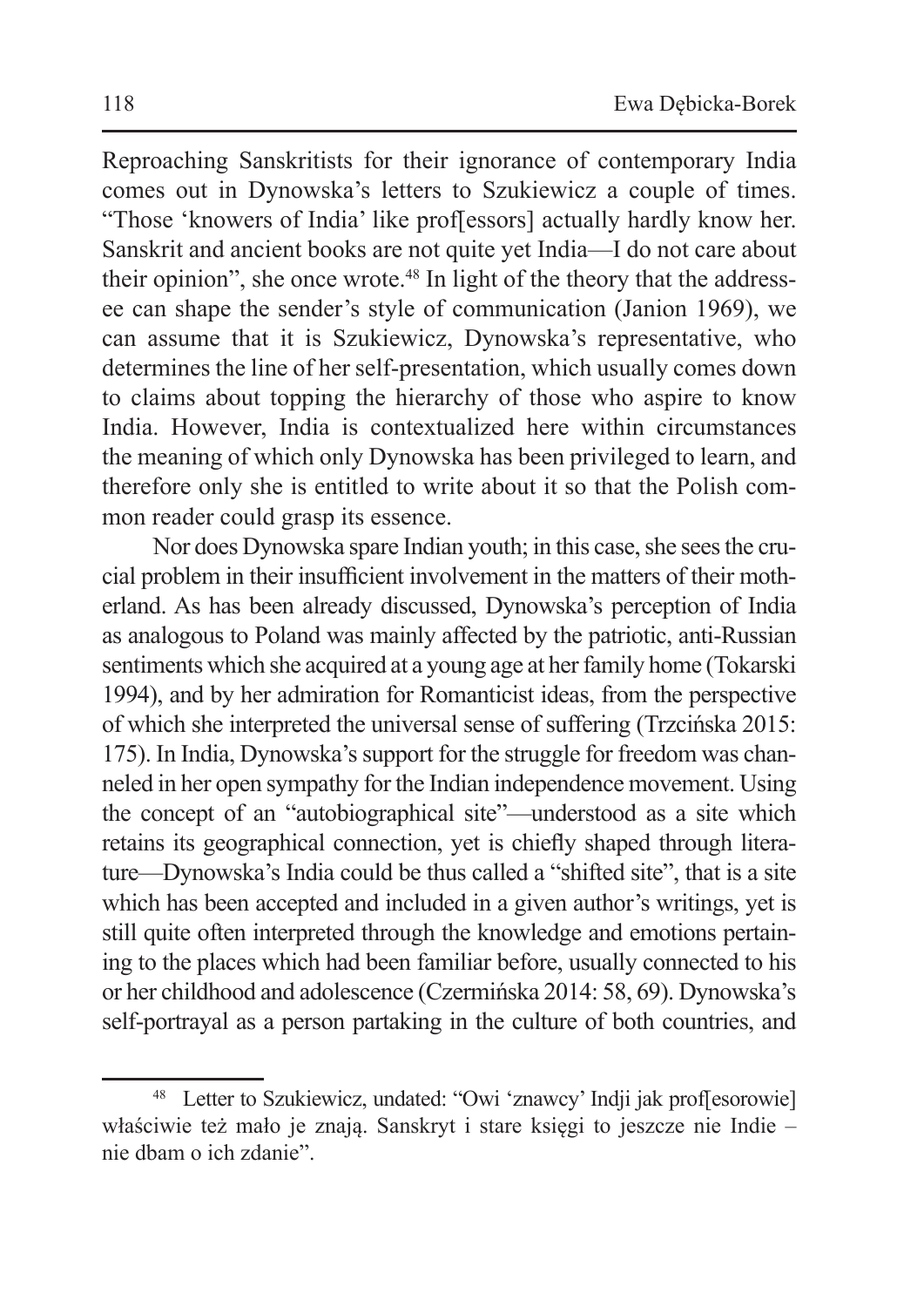Reproaching Sanskritists for their ignorance of contemporary India comes out in Dynowska's letters to Szukiewicz a couple of times. "Those 'knowers of India' like prof[essors] actually hardly know her. Sanskrit and ancient books are not quite yet India—I do not care about their opinion", she once wrote.[48] In light of the theory that the addressee can shape the sender's style of communication (Janion 1969), we can assume that it is Szukiewicz, Dynowska's representative, who determines the line of her self-presentation, which usually comes down to claims about topping the hierarchy of those who aspire to know India. However, India is contextualized here within circumstances the meaning of which only Dynowska has been privileged to learn, and therefore only she is entitled to write about it so that the Polish common reader could grasp its essence.

Nor does Dynowska spare Indian youth; in this case, she sees the crucial problem in their insufficient involvement in the matters of their motherland. As has been already discussed, Dynowska's perception of India as analogous to Poland was mainly affected by the patriotic, anti-Russian sentiments which she acquired at a young age at her family home (Tokarski 1994), and by her admiration for Romanticist ideas, from the perspective of which she interpreted the universal sense of suffering (Trzcińska 2015: 175). In India, Dynowska's support for the struggle for freedom was channeled in her open sympathy for the Indian independence movement. Using the concept of an "autobiographical site"—understood as a site which retains its geographical connection, yet is chiefly shaped through literature—Dynowska's India could be thus called a "shifted site", that is a site which has been accepted and included in a given author's writings, yet is still quite often interpreted through the knowledge and emotions pertaining to the places which had been familiar before, usually connected to his or her childhood and adolescence (Czermińska 2014: 58, 69). Dynowska's self-portrayal as a person partaking in the culture of both countries, and

[48] Letter to Szukiewicz, undated: "Owi 'znawcy' Indji jak prof[esorowie] właściwie też mało je znają. Sanskryt i stare księgi to jeszcze nie Indie – nie dbam o ich zdanie".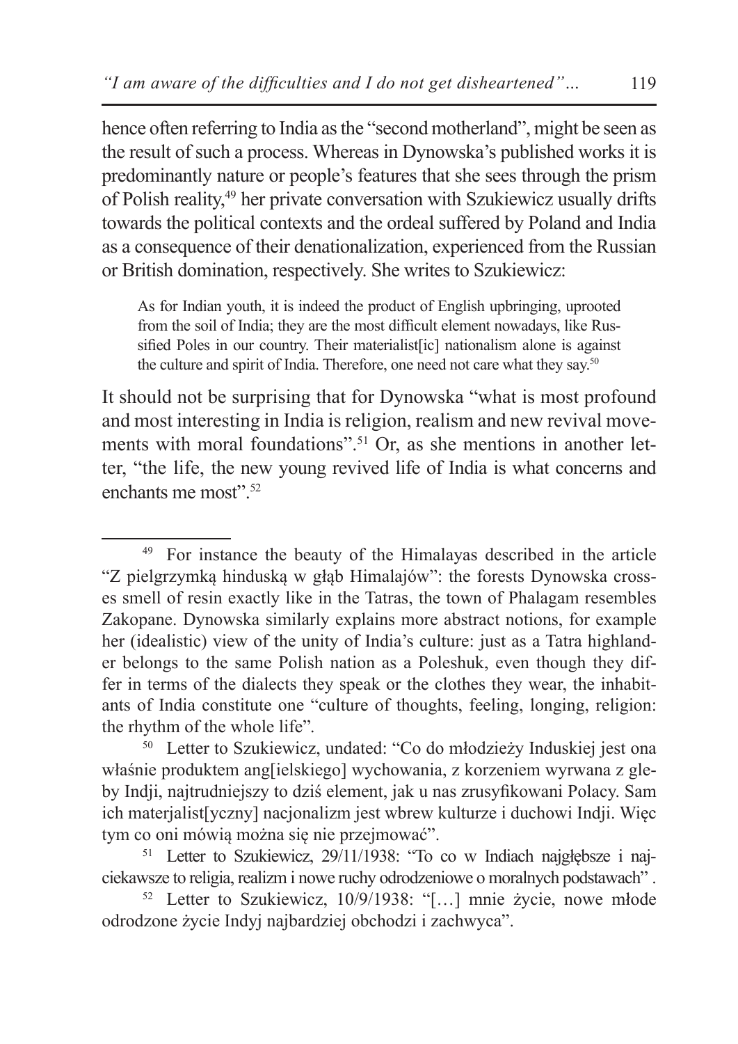hence often referring to India as the "second motherland", might be seen as the result of such a process. Whereas in Dynowska's published works it is predominantly nature or people's features that she sees through the prism of Polish reality,[49] her private conversation with Szukiewicz usually drifts towards the political contexts and the ordeal suffered by Poland and India as a consequence of their denationalization, experienced from the Russian or British domination, respectively. She writes to Szukiewicz:

> As for Indian youth, it is indeed the product of English upbringing, uprooted from the soil of India; they are the most difficult element nowadays, like Russified Poles in our country. Their materialist[ic] nationalism alone is against the culture and spirit of India. Therefore, one need not care what they say.[50]

It should not be surprising that for Dynowska "what is most profound and most interesting in India is religion, realism and new revival movements with moral foundations".[51] Or, as she mentions in another letter, "the life, the new young revived life of India is what concerns and enchants me most".[52]

---

[49] For instance the beauty of the Himalayas described in the article "Z pielgrzymką hinduską w głąb Himalajów": the forests Dynowska crosses smell of resin exactly like in the Tatras, the town of Phalagam resembles Zakopane. Dynowska similarly explains more abstract notions, for example her (idealistic) view of the unity of India's culture: just as a Tatra highlander belongs to the same Polish nation as a Poleshuk, even though they differ in terms of the dialects they speak or the clothes they wear, the inhabitants of India constitute one "culture of thoughts, feeling, longing, religion: the rhythm of the whole life".

[50] Letter to Szukiewicz, undated: "Co do młodzieży Induskiej jest ona właśnie produktem ang[ielskiego] wychowania, z korzeniem wyrwana z gleby Indji, najtrudniejszy to dziś element, jak u nas zrusyfikowani Polacy. Sam ich materjalist[yczny] nacjonalizm jest wbrew kulturze i duchowi Indji. Więc tym co oni mówią można się nie przejmować".

[51] Letter to Szukiewicz, 29/11/1938: "To co w Indiach najgłębsze i najciekawsze to religia, realizm i nowe ruchy odrodzeniowe o moralnych podstawach" .

[52] Letter to Szukiewicz, 10/9/1938: "[…] mnie życie, nowe młode odrodzone życie Indyj najbardziej obchodzi i zachwyca".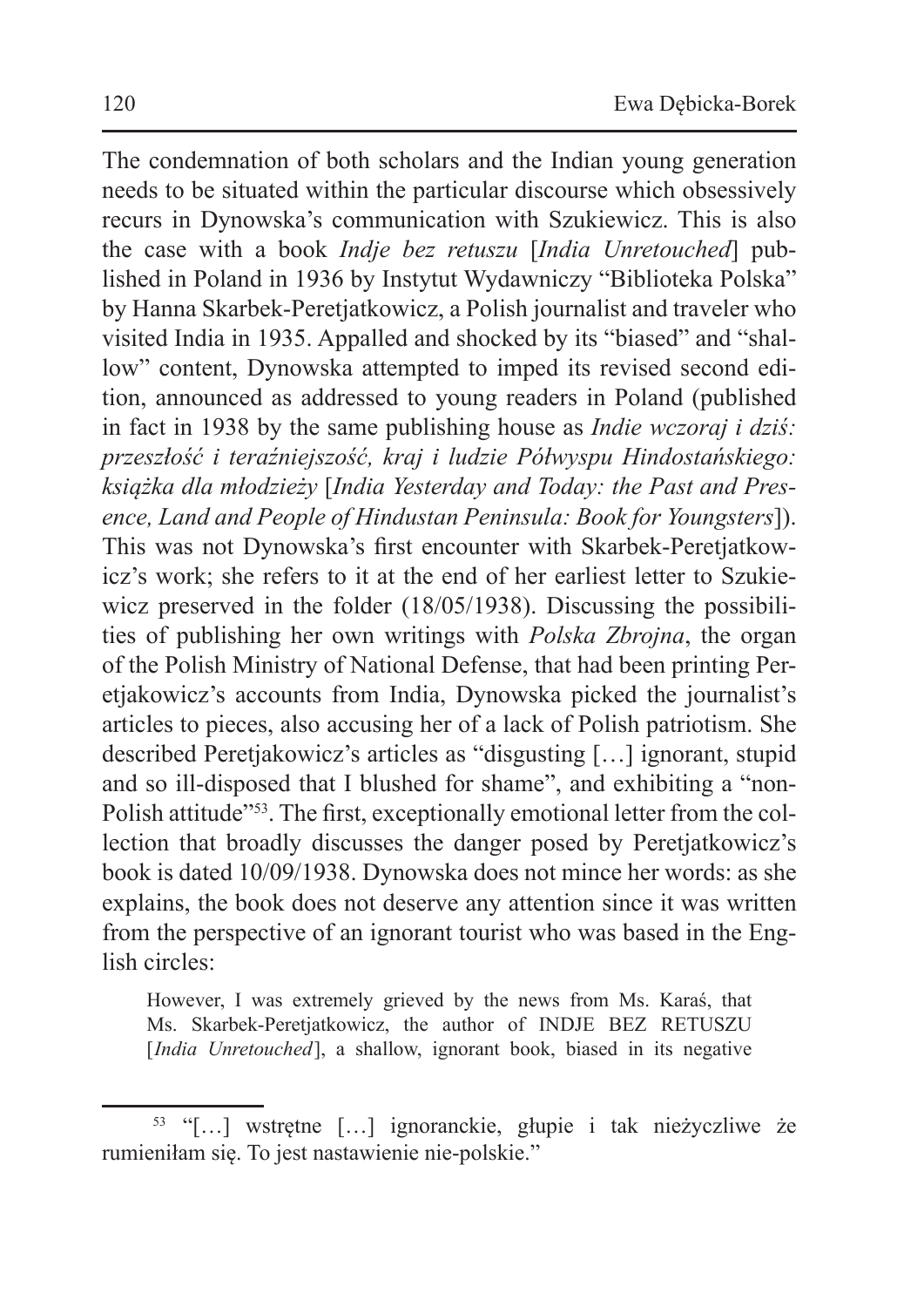The condemnation of both scholars and the Indian young generation needs to be situated within the particular discourse which obsessively recurs in Dynowska's communication with Szukiewicz. This is also the case with a book *Indje bez retuszu* [*India Unretouched*] published in Poland in 1936 by Instytut Wydawniczy "Biblioteka Polska" by Hanna Skarbek-Peretjatkowicz, a Polish journalist and traveler who visited India in 1935. Appalled and shocked by its "biased" and "shallow" content, Dynowska attempted to imped its revised second edition, announced as addressed to young readers in Poland (published in fact in 1938 by the same publishing house as *Indie wczoraj i dziś: przeszłość i teraźniejszość, kraj i ludzie Półwyspu Hindostańskiego: książka dla młodzieży* [*India Yesterday and Today: the Past and Presence, Land and People of Hindustan Peninsula: Book for Youngsters*]). This was not Dynowska's first encounter with Skarbek-Peretjatkowicz's work; she refers to it at the end of her earliest letter to Szukiewicz preserved in the folder (18/05/1938). Discussing the possibilities of publishing her own writings with *Polska Zbrojna*, the organ of the Polish Ministry of National Defense, that had been printing Peretjakowicz's accounts from India, Dynowska picked the journalist's articles to pieces, also accusing her of a lack of Polish patriotism. She described Peretjakowicz's articles as "disgusting […] ignorant, stupid and so ill-disposed that I blushed for shame", and exhibiting a "non-Polish attitude"[53]. The first, exceptionally emotional letter from the collection that broadly discusses the danger posed by Peretjatkowicz's book is dated 10/09/1938. Dynowska does not mince her words: as she explains, the book does not deserve any attention since it was written from the perspective of an ignorant tourist who was based in the English circles:

> However, I was extremely grieved by the news from Ms. Karaś, that Ms. Skarbek-Peretjatkowicz, the author of INDJE BEZ RETUSZU [*India Unretouched*], a shallow, ignorant book, biased in its negative

[53] "[…] wstrętne […] ignoranckie, głupie i tak nieżyczliwe że rumieniłam się. To jest nastawienie nie-polskie."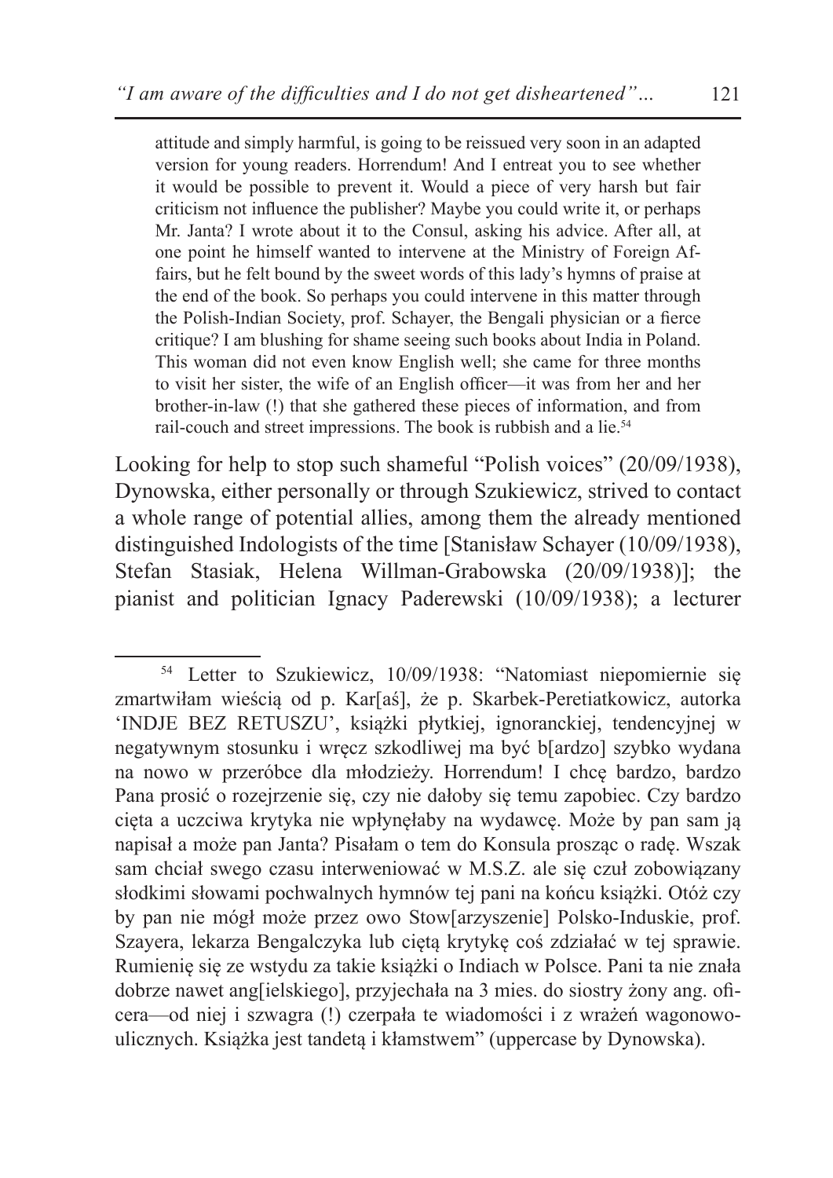> attitude and simply harmful, is going to be reissued very soon in an adapted version for young readers. Horrendum! And I entreat you to see whether it would be possible to prevent it. Would a piece of very harsh but fair criticism not influence the publisher? Maybe you could write it, or perhaps Mr. Janta? I wrote about it to the Consul, asking his advice. After all, at one point he himself wanted to intervene at the Ministry of Foreign Affairs, but he felt bound by the sweet words of this lady's hymns of praise at the end of the book. So perhaps you could intervene in this matter through the Polish-Indian Society, prof. Schayer, the Bengali physician or a fierce critique? I am blushing for shame seeing such books about India in Poland. This woman did not even know English well; she came for three months to visit her sister, the wife of an English officer—it was from her and her brother-in-law (!) that she gathered these pieces of information, and from rail-couch and street impressions. The book is rubbish and a lie.[54]

Looking for help to stop such shameful "Polish voices" (20/09/1938), Dynowska, either personally or through Szukiewicz, strived to contact a whole range of potential allies, among them the already mentioned distinguished Indologists of the time [Stanisław Schayer (10/09/1938), Stefan Stasiak, Helena Willman-Grabowska (20/09/1938)]; the pianist and politician Ignacy Paderewski (10/09/1938); a lecturer

---

[54] Letter to Szukiewicz, 10/09/1938: "Natomiast niepomiernie się zmartwiłam wieścią od p. Kar[aś], że p. Skarbek-Peretiatkowicz, autorka 'INDJE BEZ RETUSZU', książki płytkiej, ignoranckiej, tendencyjnej w negatywnym stosunku i wręcz szkodliwej ma być b[ardzo] szybko wydana na nowo w przeróbce dla młodzieży. Horrendum! I chcę bardzo, bardzo Pana prosić o rozejrzenie się, czy nie dałoby się temu zapobiec. Czy bardzo cięta a uczciwa krytyka nie wpłynęłaby na wydawcę. Może by pan sam ją napisał a może pan Janta? Pisałam o tem do Konsula prosząc o radę. Wszak sam chciał swego czasu interweniować w M.S.Z. ale się czuł zobowiązany słodkimi słowami pochwalnych hymnów tej pani na końcu książki. Otóż czy by pan nie mógł może przez owo Stow[arzyszenie] Polsko-Induskie, prof. Szayera, lekarza Bengalczyka lub ciętą krytykę coś zdziałać w tej sprawie. Rumienię się ze wstydu za takie książki o Indiach w Polsce. Pani ta nie znała dobrze nawet ang[ielskiego], przyjechała na 3 mies. do siostry żony ang. oficera—od niej i szwagra (!) czerpała te wiadomości i z wrażeń wagonowo-ulicznych. Książka jest tandetą i kłamstwem" (uppercase by Dynowska).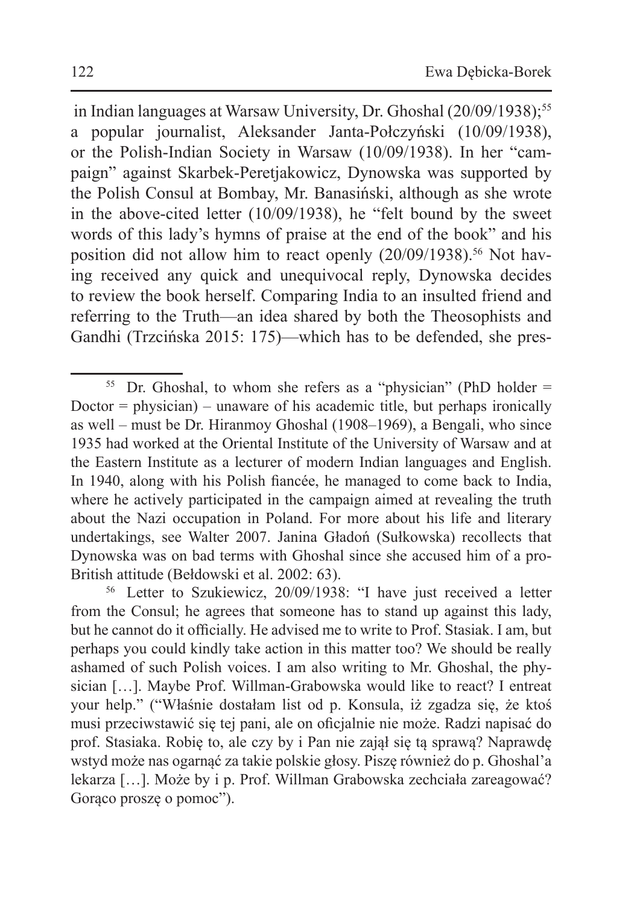in Indian languages at Warsaw University, Dr. Ghoshal (20/09/1938);[55] a popular journalist, Aleksander Janta-Połczyński (10/09/1938), or the Polish-Indian Society in Warsaw (10/09/1938). In her "campaign" against Skarbek-Peretjakowicz, Dynowska was supported by the Polish Consul at Bombay, Mr. Banasiński, although as she wrote in the above-cited letter (10/09/1938), he "felt bound by the sweet words of this lady's hymns of praise at the end of the book" and his position did not allow him to react openly (20/09/1938).[56] Not having received any quick and unequivocal reply, Dynowska decides to review the book herself. Comparing India to an insulted friend and referring to the Truth—an idea shared by both the Theosophists and Gandhi (Trzcińska 2015: 175)—which has to be defended, she pres-

---

[55] Dr. Ghoshal, to whom she refers as a "physician" (PhD holder = Doctor = physician) – unaware of his academic title, but perhaps ironically as well – must be Dr. Hiranmoy Ghoshal (1908–1969), a Bengali, who since 1935 had worked at the Oriental Institute of the University of Warsaw and at the Eastern Institute as a lecturer of modern Indian languages and English. In 1940, along with his Polish fiancée, he managed to come back to India, where he actively participated in the campaign aimed at revealing the truth about the Nazi occupation in Poland. For more about his life and literary undertakings, see Walter 2007. Janina Gładoń (Sułkowska) recollects that Dynowska was on bad terms with Ghoshal since she accused him of a pro-British attitude (Bełdowski et al. 2002: 63).

[56] Letter to Szukiewicz, 20/09/1938: "I have just received a letter from the Consul; he agrees that someone has to stand up against this lady, but he cannot do it officially. He advised me to write to Prof. Stasiak. I am, but perhaps you could kindly take action in this matter too? We should be really ashamed of such Polish voices. I am also writing to Mr. Ghoshal, the physician […]. Maybe Prof. Willman-Grabowska would like to react? I entreat your help." ("Właśnie dostałam list od p. Konsula, iż zgadza się, że ktoś musi przeciwstawić się tej pani, ale on oficjalnie nie może. Radzi napisać do prof. Stasiaka. Robię to, ale czy by i Pan nie zajął się tą sprawą? Naprawdę wstyd może nas ogarnąć za takie polskie głosy. Piszę również do p. Ghoshal'a lekarza […]. Może by i p. Prof. Willman Grabowska zechciała zareagować? Gorąco proszę o pomoc").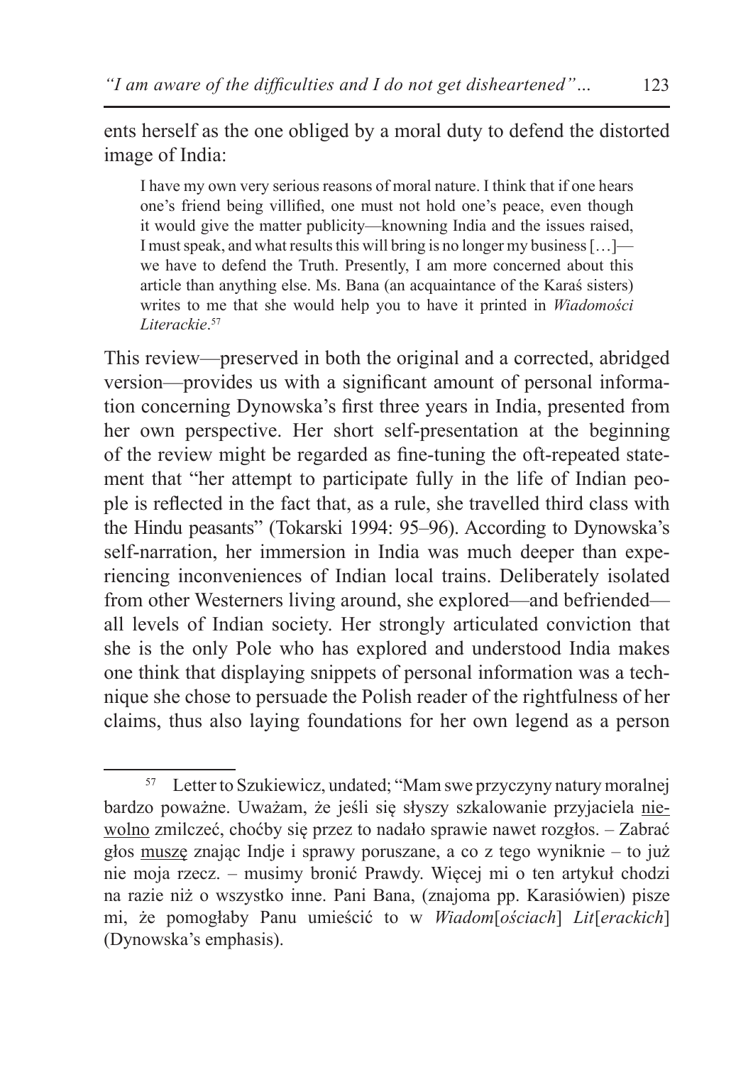ents herself as the one obliged by a moral duty to defend the distorted image of India:

> I have my own very serious reasons of moral nature. I think that if one hears one's friend being villified, one must not hold one's peace, even though it would give the matter publicity—knowning India and the issues raised, I must speak, and what results this will bring is no longer my business […]—we have to defend the Truth. Presently, I am more concerned about this article than anything else. Ms. Bana (an acquaintance of the Karaś sisters) writes to me that she would help you to have it printed in *Wiadomości Literackie*.[57]

This review—preserved in both the original and a corrected, abridged version—provides us with a significant amount of personal information concerning Dynowska's first three years in India, presented from her own perspective. Her short self-presentation at the beginning of the review might be regarded as fine-tuning the oft-repeated statement that "her attempt to participate fully in the life of Indian people is reflected in the fact that, as a rule, she travelled third class with the Hindu peasants" (Tokarski 1994: 95–96). According to Dynowska's self-narration, her immersion in India was much deeper than experiencing inconveniences of Indian local trains. Deliberately isolated from other Westerners living around, she explored—and befriended—all levels of Indian society. Her strongly articulated conviction that she is the only Pole who has explored and understood India makes one think that displaying snippets of personal information was a technique she chose to persuade the Polish reader of the rightfulness of her claims, thus also laying foundations for her own legend as a person

---

[57] Letter to Szukiewicz, undated; "Mam swe przyczyny natury moralnej bardzo poważne. Uważam, że jeśli się słyszy szkalowanie przyjaciela niewolno zmilczeć, choćby się przez to nadało sprawie nawet rozgłos. – Zabrać głos muszę znając Indje i sprawy poruszane, a co z tego wyniknie – to już nie moja rzecz. – musimy bronić Prawdy. Więcej mi o ten artykuł chodzi na razie niż o wszystko inne. Pani Bana, (znajoma pp. Karasiówien) pisze mi, że pomogłaby Panu umieścić to w *Wiadom*[*ościach*] *Lit*[*erackich*] (Dynowska's emphasis).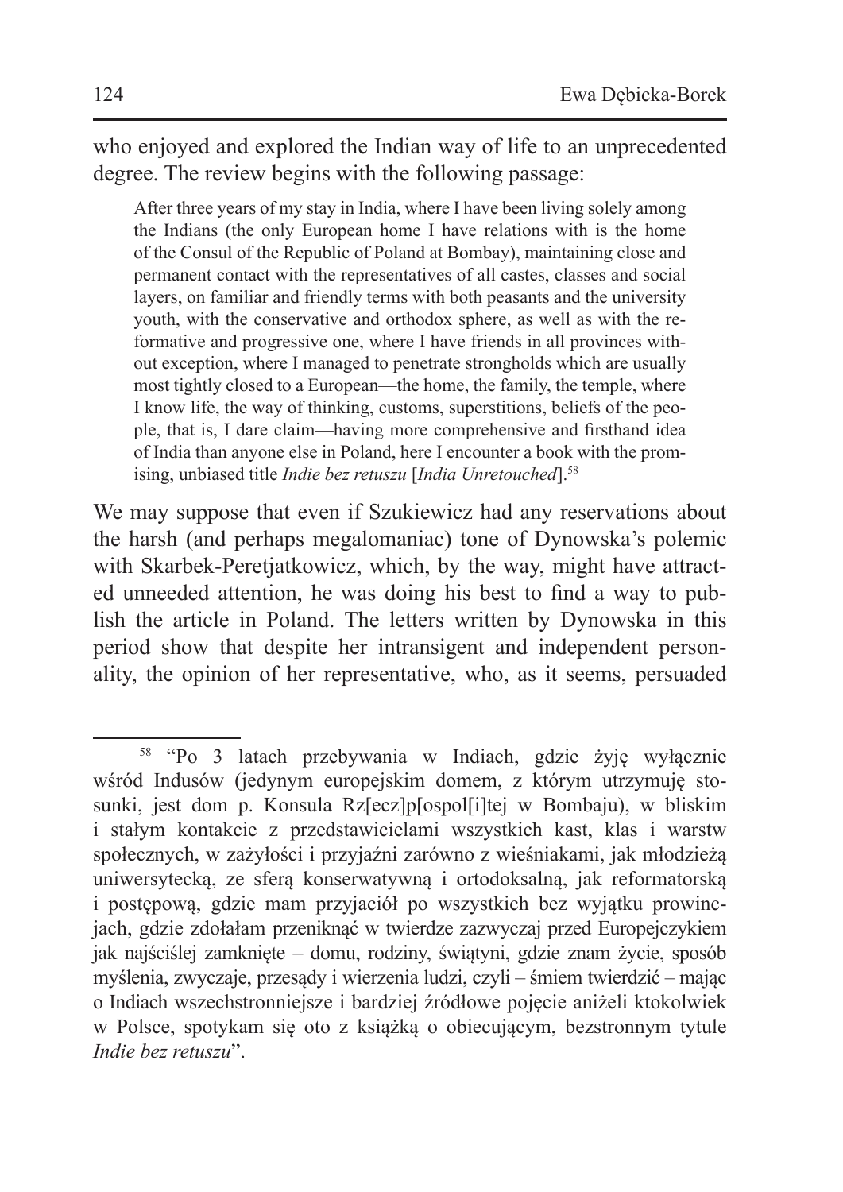who enjoyed and explored the Indian way of life to an unprecedented degree. The review begins with the following passage:

> After three years of my stay in India, where I have been living solely among the Indians (the only European home I have relations with is the home of the Consul of the Republic of Poland at Bombay), maintaining close and permanent contact with the representatives of all castes, classes and social layers, on familiar and friendly terms with both peasants and the university youth, with the conservative and orthodox sphere, as well as with the reformative and progressive one, where I have friends in all provinces without exception, where I managed to penetrate strongholds which are usually most tightly closed to a European—the home, the family, the temple, where I know life, the way of thinking, customs, superstitions, beliefs of the people, that is, I dare claim—having more comprehensive and firsthand idea of India than anyone else in Poland, here I encounter a book with the promising, unbiased title *Indie bez retuszu* [*India Unretouched*].[58]

We may suppose that even if Szukiewicz had any reservations about the harsh (and perhaps megalomaniac) tone of Dynowska's polemic with Skarbek-Peretjatkowicz, which, by the way, might have attracted unneeded attention, he was doing his best to find a way to publish the article in Poland. The letters written by Dynowska in this period show that despite her intransigent and independent personality, the opinion of her representative, who, as it seems, persuaded

---

[58] "Po 3 latach przebywania w Indiach, gdzie żyję wyłącznie wśród Indusów (jedynym europejskim domem, z którym utrzymuję stosunki, jest dom p. Konsula Rz[ecz]p[ospol[i]tej w Bombaju), w bliskim i stałym kontakcie z przedstawicielami wszystkich kast, klas i warstw społecznych, w zażyłości i przyjaźni zarówno z wieśniakami, jak młodzieżą uniwersytecką, ze sferą konserwatywną i ortodoksalną, jak reformatorską i postępową, gdzie mam przyjaciół po wszystkich bez wyjątku prowincjach, gdzie zdołałam przeniknąć w twierdze zazwyczaj przed Europejczykiem jak najściślej zamknięte – domu, rodziny, świątyni, gdzie znam życie, sposób myślenia, zwyczaje, przesądy i wierzenia ludzi, czyli – śmiem twierdzić – mając o Indiach wszechstronniejsze i bardziej źródłowe pojęcie aniżeli ktokolwiek w Polsce, spotykam się oto z książką o obiecującym, bezstronnym tytule *Indie bez retuszu*".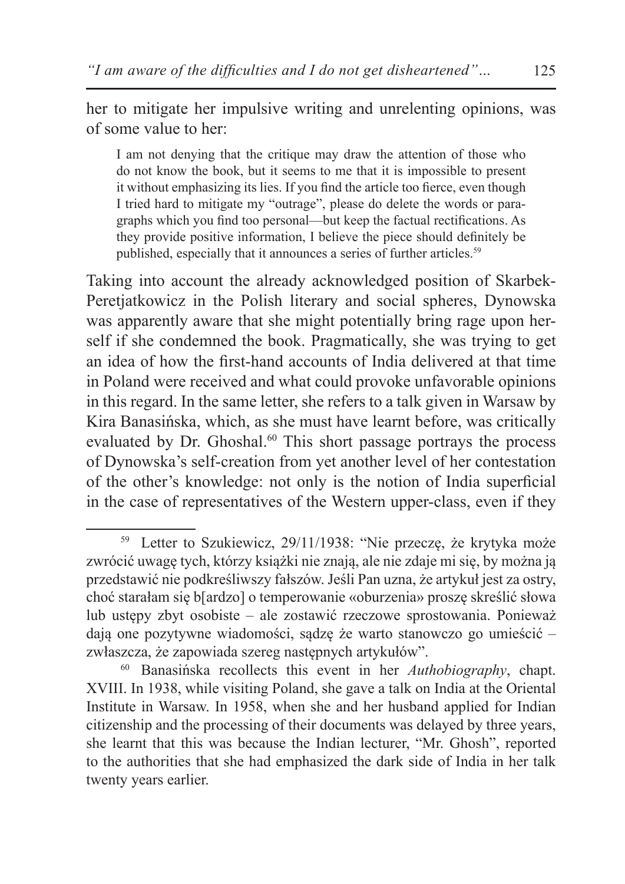her to mitigate her impulsive writing and unrelenting opinions, was of some value to her:

> I am not denying that the critique may draw the attention of those who do not know the book, but it seems to me that it is impossible to present it without emphasizing its lies. If you find the article too fierce, even though I tried hard to mitigate my "outrage", please do delete the words or paragraphs which you find too personal—but keep the factual rectifications. As they provide positive information, I believe the piece should definitely be published, especially that it announces a series of further articles.[59]

Taking into account the already acknowledged position of Skarbek-Peretjatkowicz in the Polish literary and social spheres, Dynowska was apparently aware that she might potentially bring rage upon herself if she condemned the book. Pragmatically, she was trying to get an idea of how the first-hand accounts of India delivered at that time in Poland were received and what could provoke unfavorable opinions in this regard. In the same letter, she refers to a talk given in Warsaw by Kira Banasińska, which, as she must have learnt before, was critically evaluated by Dr. Ghoshal.[60] This short passage portrays the process of Dynowska's self-creation from yet another level of her contestation of the other's knowledge: not only is the notion of India superficial in the case of representatives of the Western upper-class, even if they

---

[59] Letter to Szukiewicz, 29/11/1938: "Nie przeczę, że krytyka może zwrócić uwagę tych, którzy książki nie znają, ale nie zdaje mi się, by można ją przedstawić nie podkreśliwszy fałszów. Jeśli Pan uzna, że artykuł jest za ostry, choć starałam się b[ardzo] o temperowanie «oburzenia» proszę skreślić słowa lub ustępy zbyt osobiste – ale zostawić rzeczowe sprostowania. Ponieważ dają one pozytywne wiadomości, sądzę że warto stanowczo go umieścić – zwłaszcza, że zapowiada szereg następnych artykułów".

[60] Banasińska recollects this event in her *Authobiography*, chapt. XVIII. In 1938, while visiting Poland, she gave a talk on India at the Oriental Institute in Warsaw. In 1958, when she and her husband applied for Indian citizenship and the processing of their documents was delayed by three years, she learnt that this was because the Indian lecturer, "Mr. Ghosh", reported to the authorities that she had emphasized the dark side of India in her talk twenty years earlier.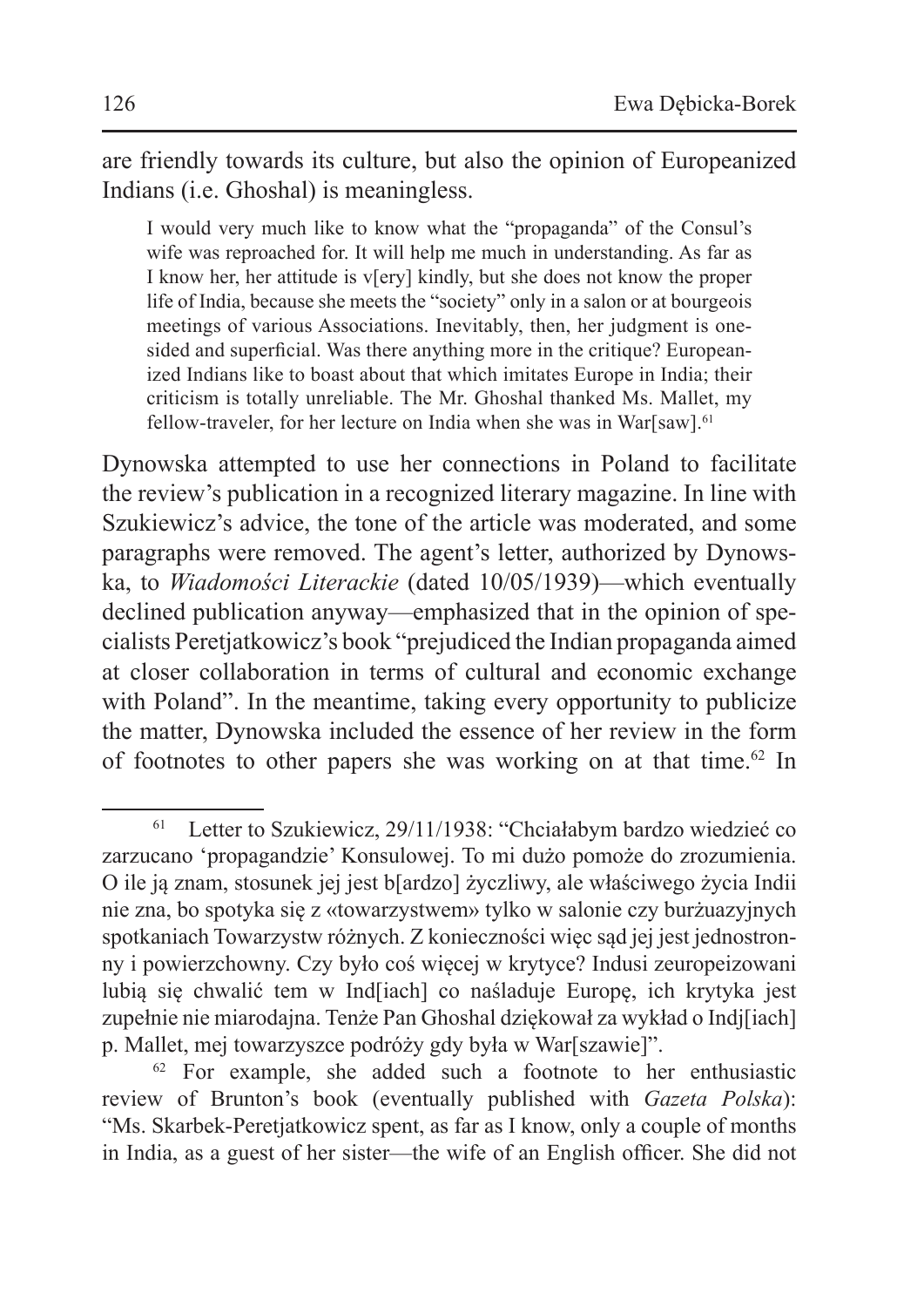are friendly towards its culture, but also the opinion of Europeanized Indians (i.e. Ghoshal) is meaningless.

> I would very much like to know what the "propaganda" of the Consul's wife was reproached for. It will help me much in understanding. As far as I know her, her attitude is v[ery] kindly, but she does not know the proper life of India, because she meets the "society" only in a salon or at bourgeois meetings of various Associations. Inevitably, then, her judgment is one-sided and superficial. Was there anything more in the critique? Europeanized Indians like to boast about that which imitates Europe in India; their criticism is totally unreliable. The Mr. Ghoshal thanked Ms. Mallet, my fellow-traveler, for her lecture on India when she was in War[saw].[61]

Dynowska attempted to use her connections in Poland to facilitate the review's publication in a recognized literary magazine. In line with Szukiewicz's advice, the tone of the article was moderated, and some paragraphs were removed. The agent's letter, authorized by Dynowska, to *Wiadomości Literackie* (dated 10/05/1939)—which eventually declined publication anyway—emphasized that in the opinion of specialists Peretjatkowicz's book "prejudiced the Indian propaganda aimed at closer collaboration in terms of cultural and economic exchange with Poland". In the meantime, taking every opportunity to publicize the matter, Dynowska included the essence of her review in the form of footnotes to other papers she was working on at that time.[62] In

---

[61] Letter to Szukiewicz, 29/11/1938: "Chciałabym bardzo wiedzieć co zarzucano 'propagandzie' Konsulowej. To mi dużo pomoże do zrozumienia. O ile ją znam, stosunek jej jest b[ardzo] życzliwy, ale właściwego życia Indii nie zna, bo spotyka się z «towarzystwem» tylko w salonie czy burżuazyjnych spotkaniach Towarzystw różnych. Z konieczności więc sąd jej jest jednostronny i powierzchowny. Czy było coś więcej w krytyce? Indusi zeuropeizowani lubią się chwalić tem w Ind[iach] co naśladuje Europę, ich krytyka jest zupełnie nie miarodajna. Tenże Pan Ghoshal dziękował za wykład o Indj[iach] p. Mallet, mej towarzyszce podróży gdy była w War[szawie]".

[62] For example, she added such a footnote to her enthusiastic review of Brunton's book (eventually published with *Gazeta Polska*): "Ms. Skarbek-Peretjatkowicz spent, as far as I know, only a couple of months in India, as a guest of her sister—the wife of an English officer. She did not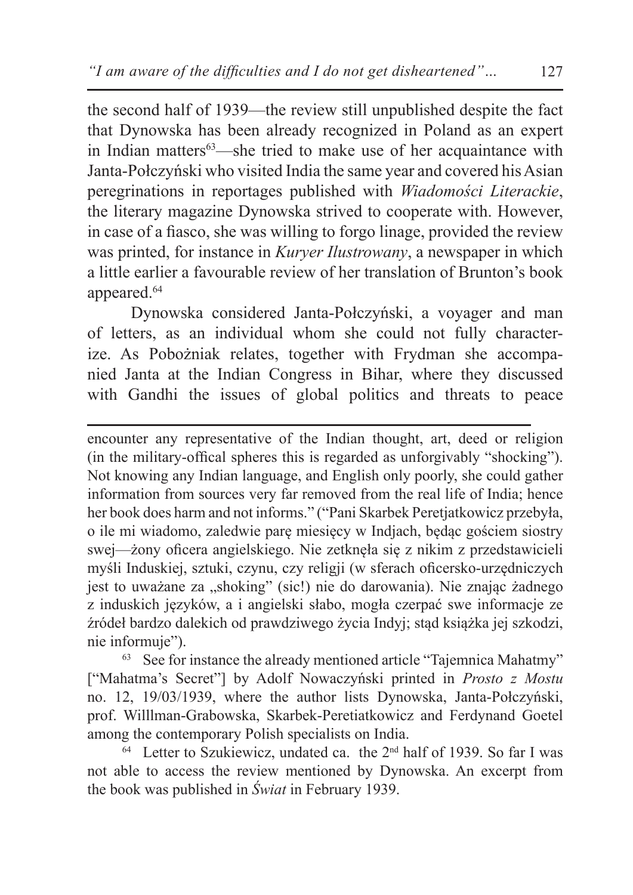the second half of 1939—the review still unpublished despite the fact that Dynowska has been already recognized in Poland as an expert in Indian matters[63]—she tried to make use of her acquaintance with Janta-Połczyński who visited India the same year and covered his Asian peregrinations in reportages published with *Wiadomości Literackie*, the literary magazine Dynowska strived to cooperate with. However, in case of a fiasco, she was willing to forgo linage, provided the review was printed, for instance in *Kuryer Ilustrowany*, a newspaper in which a little earlier a favourable review of her translation of Brunton's book appeared.[64]

Dynowska considered Janta-Połczyński, a voyager and man of letters, as an individual whom she could not fully characterize. As Pobożniak relates, together with Frydman she accompanied Janta at the Indian Congress in Bihar, where they discussed with Gandhi the issues of global politics and threats to peace

---

encounter any representative of the Indian thought, art, deed or religion (in the military-offical spheres this is regarded as unforgivably "shocking"). Not knowing any Indian language, and English only poorly, she could gather information from sources very far removed from the real life of India; hence her book does harm and not informs." ("Pani Skarbek Peretjatkowicz przebyła, o ile mi wiadomo, zaledwie parę miesięcy w Indjach, będąc gościem siostry swej—żony oficera angielskiego. Nie zetknęła się z nikim z przedstawicieli myśli Induskiej, sztuki, czynu, czy religji (w sferach oficersko-urzędniczych jest to uważane za „shoking" (sic!) nie do darowania). Nie znając żadnego z induskich języków, a i angielski słabo, mogła czerpać swe informacje ze źródeł bardzo dalekich od prawdziwego życia Indyj; stąd książka jej szkodzi, nie informuje").

[63] See for instance the already mentioned article "Tajemnica Mahatmy" ["Mahatma's Secret"] by Adolf Nowaczyński printed in *Prosto z Mostu* no. 12, 19/03/1939, where the author lists Dynowska, Janta-Połczyński, prof. Willlman-Grabowska, Skarbek-Peretiatkowicz and Ferdynand Goetel among the contemporary Polish specialists on India.

[64] Letter to Szukiewicz, undated ca. the 2nd half of 1939. So far I was not able to access the review mentioned by Dynowska. An excerpt from the book was published in *Świat* in February 1939.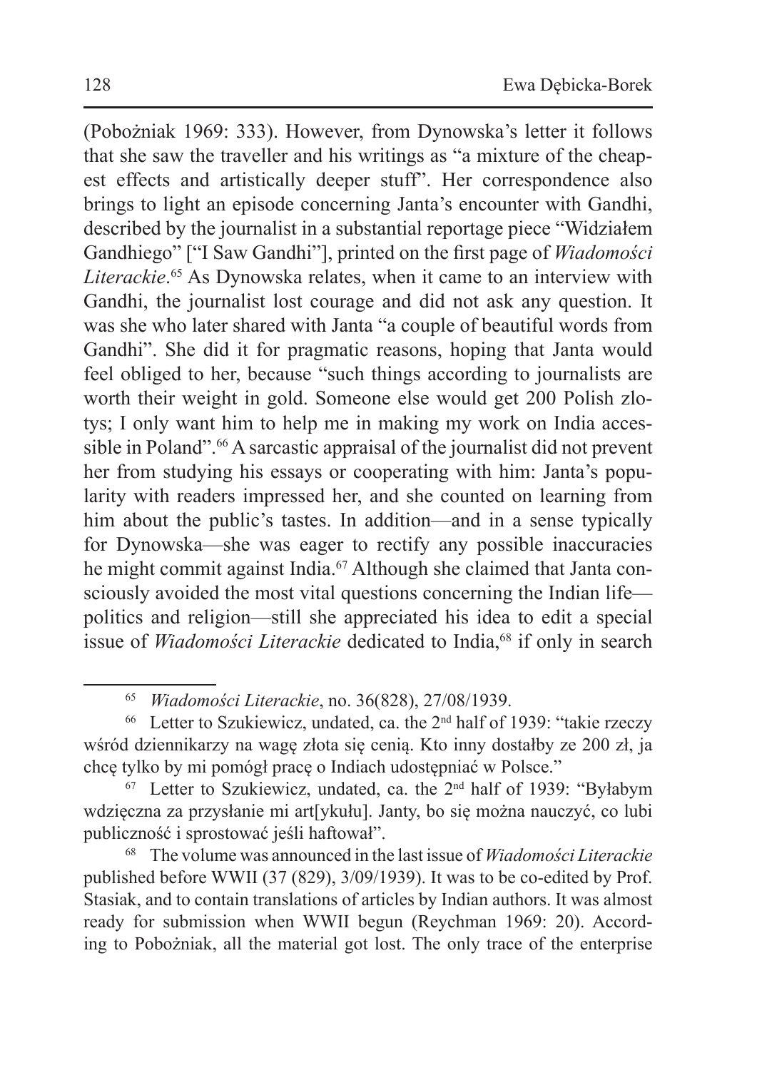(Pobożniak 1969: 333). However, from Dynowska's letter it follows that she saw the traveller and his writings as "a mixture of the cheapest effects and artistically deeper stuff". Her correspondence also brings to light an episode concerning Janta's encounter with Gandhi, described by the journalist in a substantial reportage piece "Widziałem Gandhiego" ["I Saw Gandhi"], printed on the first page of *Wiadomości Literackie*.[65] As Dynowska relates, when it came to an interview with Gandhi, the journalist lost courage and did not ask any question. It was she who later shared with Janta "a couple of beautiful words from Gandhi". She did it for pragmatic reasons, hoping that Janta would feel obliged to her, because "such things according to journalists are worth their weight in gold. Someone else would get 200 Polish zlotys; I only want him to help me in making my work on India accessible in Poland".[66] A sarcastic appraisal of the journalist did not prevent her from studying his essays or cooperating with him: Janta's popularity with readers impressed her, and she counted on learning from him about the public's tastes. In addition—and in a sense typically for Dynowska—she was eager to rectify any possible inaccuracies he might commit against India.[67] Although she claimed that Janta consciously avoided the most vital questions concerning the Indian life—politics and religion—still she appreciated his idea to edit a special issue of *Wiadomości Literackie* dedicated to India,[68] if only in search

---

[65] *Wiadomości Literackie*, no. 36(828), 27/08/1939.

[66] Letter to Szukiewicz, undated, ca. the 2nd half of 1939: "takie rzeczy wśród dziennikarzy na wagę złota się cenią. Kto inny dostałby ze 200 zł, ja chcę tylko by mi pomógł pracę o Indiach udostępniać w Polsce."

[67] Letter to Szukiewicz, undated, ca. the 2nd half of 1939: "Byłabym wdzięczna za przysłanie mi art[ykułu]. Janty, bo się można nauczyć, co lubi publiczność i sprostować jeśli haftował".

[68] The volume was announced in the last issue of *Wiadomości Literackie* published before WWII (37 (829), 3/09/1939). It was to be co-edited by Prof. Stasiak, and to contain translations of articles by Indian authors. It was almost ready for submission when WWII begun (Reychman 1969: 20). According to Pobożniak, all the material got lost. The only trace of the enterprise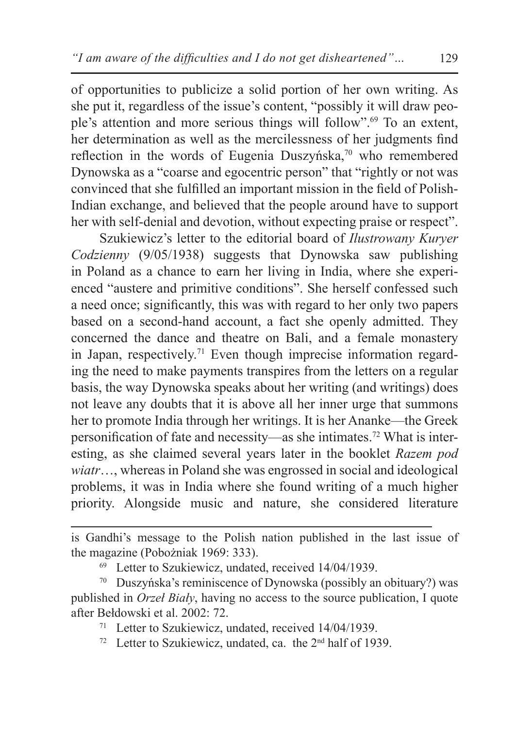of opportunities to publicize a solid portion of her own writing. As she put it, regardless of the issue's content, "possibly it will draw people's attention and more serious things will follow".[69] To an extent, her determination as well as the mercilessness of her judgments find reflection in the words of Eugenia Duszyńska,[70] who remembered Dynowska as a "coarse and egocentric person" that "rightly or not was convinced that she fulfilled an important mission in the field of Polish-Indian exchange, and believed that the people around have to support her with self-denial and devotion, without expecting praise or respect".

Szukiewicz's letter to the editorial board of *Ilustrowany Kuryer Codzienny* (9/05/1938) suggests that Dynowska saw publishing in Poland as a chance to earn her living in India, where she experienced "austere and primitive conditions". She herself confessed such a need once; significantly, this was with regard to her only two papers based on a second-hand account, a fact she openly admitted. They concerned the dance and theatre on Bali, and a female monastery in Japan, respectively.[71] Even though imprecise information regarding the need to make payments transpires from the letters on a regular basis, the way Dynowska speaks about her writing (and writings) does not leave any doubts that it is above all her inner urge that summons her to promote India through her writings. It is her Ananke—the Greek personification of fate and necessity—as she intimates.[72] What is interesting, as she claimed several years later in the booklet *Razem pod wiatr*…, whereas in Poland she was engrossed in social and ideological problems, it was in India where she found writing of a much higher priority. Alongside music and nature, she considered literature

---

is Gandhi's message to the Polish nation published in the last issue of the magazine (Pobożniak 1969: 333).

[69] Letter to Szukiewicz, undated, received 14/04/1939.

[70] Duszyńska's reminiscence of Dynowska (possibly an obituary?) was published in *Orzeł Biały*, having no access to the source publication, I quote after Bełdowski et al. 2002: 72.

[71] Letter to Szukiewicz, undated, received 14/04/1939.

[72] Letter to Szukiewicz, undated, ca. the 2nd half of 1939.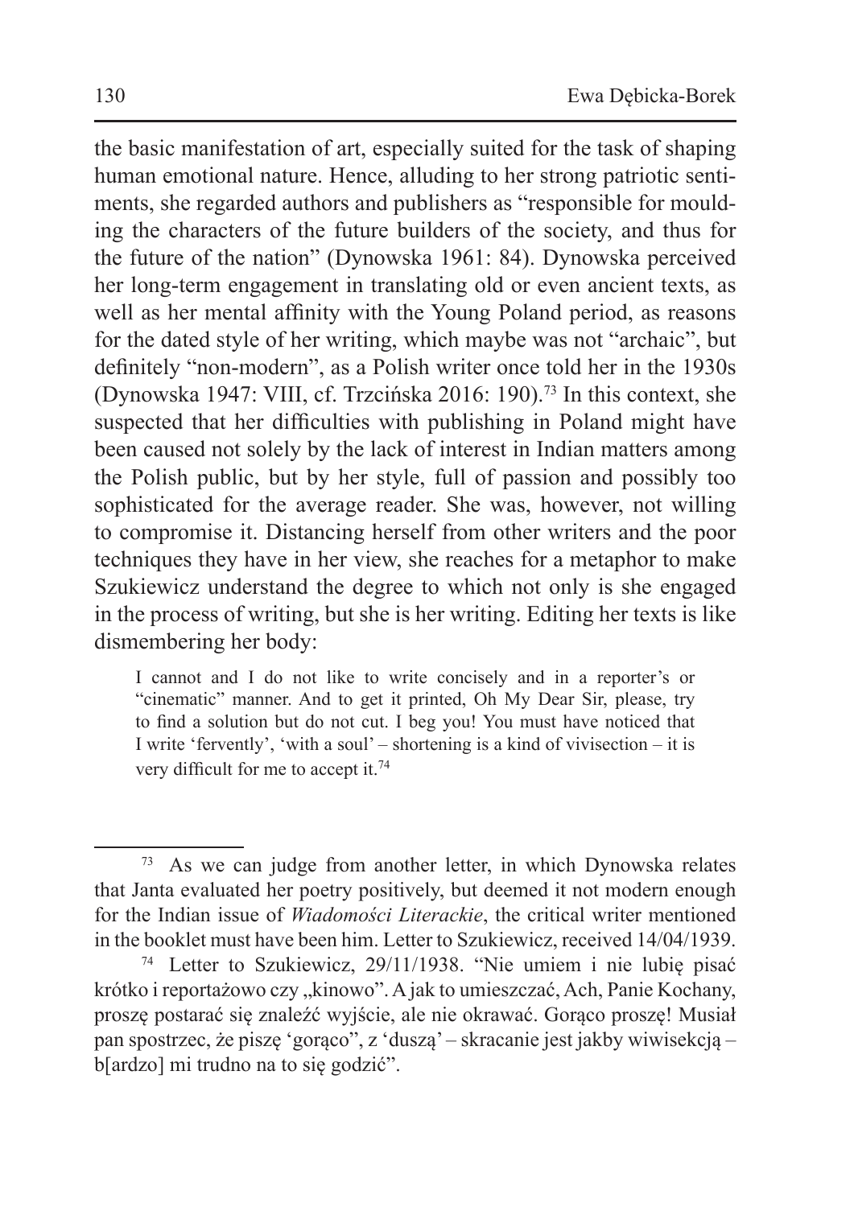the basic manifestation of art, especially suited for the task of shaping human emotional nature. Hence, alluding to her strong patriotic sentiments, she regarded authors and publishers as "responsible for moulding the characters of the future builders of the society, and thus for the future of the nation" (Dynowska 1961: 84). Dynowska perceived her long-term engagement in translating old or even ancient texts, as well as her mental affinity with the Young Poland period, as reasons for the dated style of her writing, which maybe was not "archaic", but definitely "non-modern", as a Polish writer once told her in the 1930s (Dynowska 1947: VIII, cf. Trzcińska 2016: 190).[73] In this context, she suspected that her difficulties with publishing in Poland might have been caused not solely by the lack of interest in Indian matters among the Polish public, but by her style, full of passion and possibly too sophisticated for the average reader. She was, however, not willing to compromise it. Distancing herself from other writers and the poor techniques they have in her view, she reaches for a metaphor to make Szukiewicz understand the degree to which not only is she engaged in the process of writing, but she is her writing. Editing her texts is like dismembering her body:

> I cannot and I do not like to write concisely and in a reporter's or "cinematic" manner. And to get it printed, Oh My Dear Sir, please, try to find a solution but do not cut. I beg you! You must have noticed that I write 'fervently', 'with a soul' – shortening is a kind of vivisection – it is very difficult for me to accept it.[74]

---

[73] As we can judge from another letter, in which Dynowska relates that Janta evaluated her poetry positively, but deemed it not modern enough for the Indian issue of *Wiadomości Literackie*, the critical writer mentioned in the booklet must have been him. Letter to Szukiewicz, received 14/04/1939.

[74] Letter to Szukiewicz, 29/11/1938. "Nie umiem i nie lubię pisać krótko i reportażowo czy „kinowo". A jak to umieszczać, Ach, Panie Kochany, proszę postarać się znaleźć wyjście, ale nie okrawać. Gorąco proszę! Musiał pan spostrzec, że piszę 'gorąco", z 'duszą' – skracanie jest jakby wiwisekcją – b[ardzo] mi trudno na to się godzić".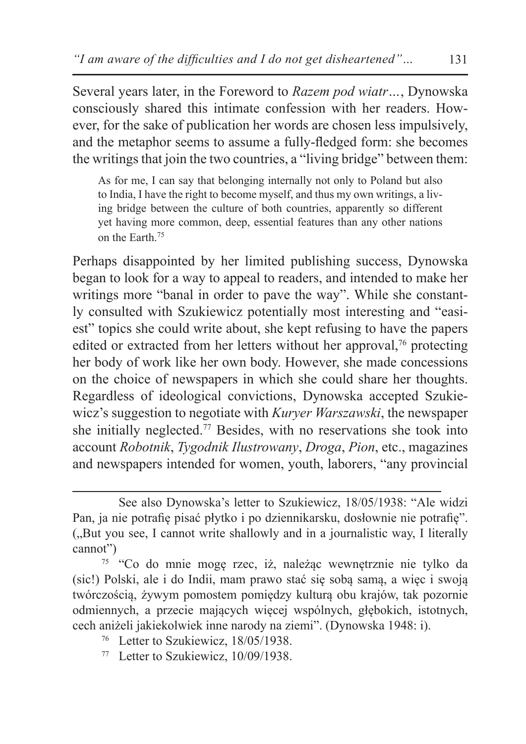Several years later, in the Foreword to *Razem pod wiatr…*, Dynowska consciously shared this intimate confession with her readers. However, for the sake of publication her words are chosen less impulsively, and the metaphor seems to assume a fully-fledged form: she becomes the writings that join the two countries, a "living bridge" between them:

> As for me, I can say that belonging internally not only to Poland but also to India, I have the right to become myself, and thus my own writings, a living bridge between the culture of both countries, apparently so different yet having more common, deep, essential features than any other nations on the Earth.[75]

Perhaps disappointed by her limited publishing success, Dynowska began to look for a way to appeal to readers, and intended to make her writings more "banal in order to pave the way". While she constantly consulted with Szukiewicz potentially most interesting and "easiest" topics she could write about, she kept refusing to have the papers edited or extracted from her letters without her approval,[76] protecting her body of work like her own body. However, she made concessions on the choice of newspapers in which she could share her thoughts. Regardless of ideological convictions, Dynowska accepted Szukiewicz's suggestion to negotiate with *Kuryer Warszawski*, the newspaper she initially neglected.[77] Besides, with no reservations she took into account *Robotnik*, *Tygodnik Ilustrowany*, *Droga*, *Pion*, etc., magazines and newspapers intended for women, youth, laborers, "any provincial

---

See also Dynowska's letter to Szukiewicz, 18/05/1938: "Ale widzi Pan, ja nie potrafię pisać płytko i po dziennikarsku, dosłownie nie potrafię". („But you see, I cannot write shallowly and in a journalistic way, I literally cannot")

[75] "Co do mnie mogę rzec, iż, należąc wewnętrznie nie tylko da (sic!) Polski, ale i do Indii, mam prawo stać się sobą samą, a więc i swoją twórczością, żywym pomostem pomiędzy kulturą obu krajów, tak pozornie odmiennych, a przecie mających więcej wspólnych, głębokich, istotnych, cech aniżeli jakiekolwiek inne narody na ziemi". (Dynowska 1948: i).

[76] Letter to Szukiewicz, 18/05/1938.

[77] Letter to Szukiewicz, 10/09/1938.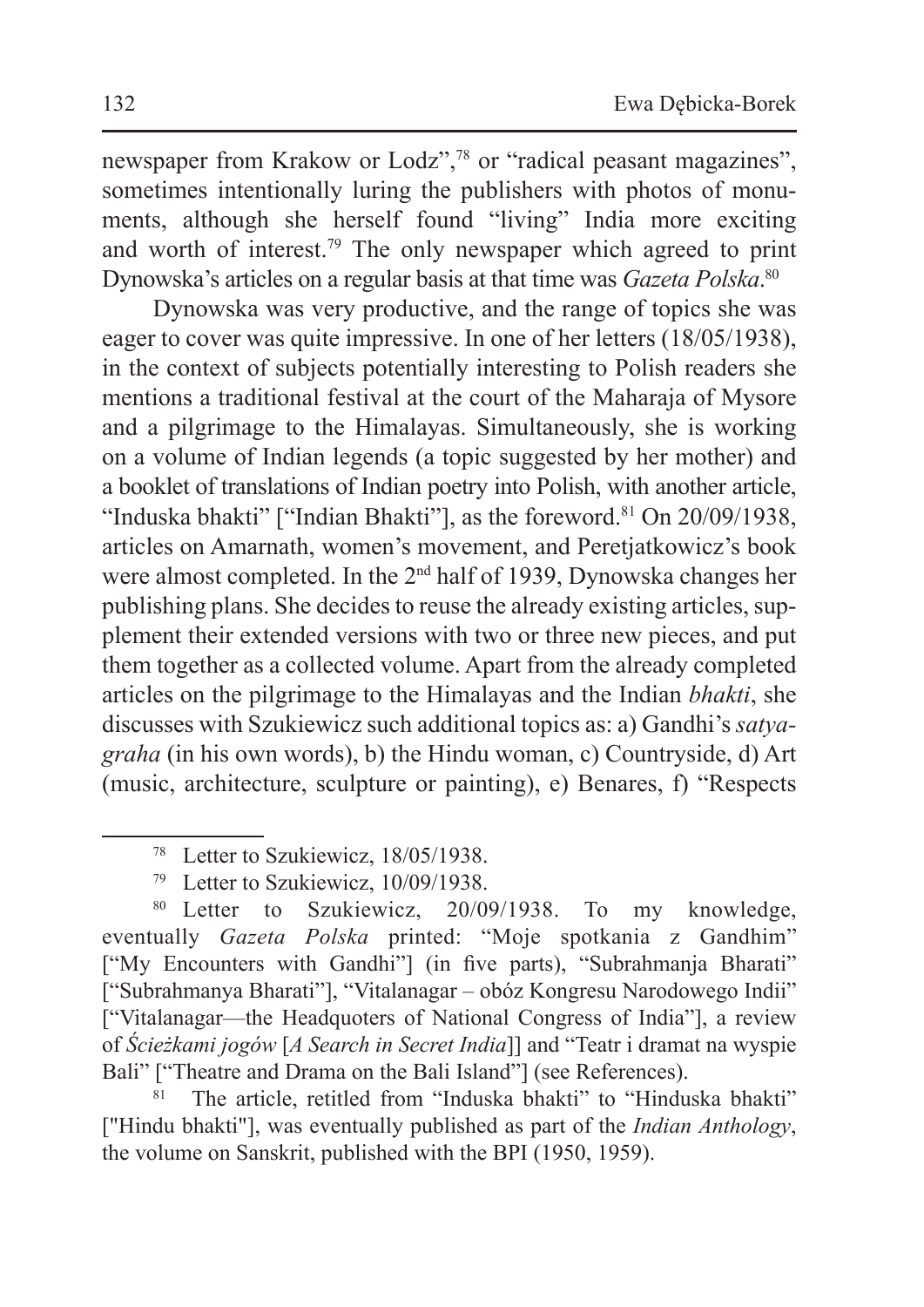newspaper from Krakow or Lodz",[78] or "radical peasant magazines", sometimes intentionally luring the publishers with photos of monuments, although she herself found "living" India more exciting and worth of interest.[79] The only newspaper which agreed to print Dynowska's articles on a regular basis at that time was *Gazeta Polska*.[80]

Dynowska was very productive, and the range of topics she was eager to cover was quite impressive. In one of her letters (18/05/1938), in the context of subjects potentially interesting to Polish readers she mentions a traditional festival at the court of the Maharaja of Mysore and a pilgrimage to the Himalayas. Simultaneously, she is working on a volume of Indian legends (a topic suggested by her mother) and a booklet of translations of Indian poetry into Polish, with another article, "Induska bhakti" ["Indian Bhakti"], as the foreword.[81] On 20/09/1938, articles on Amarnath, women's movement, and Peretjatkowicz's book were almost completed. In the 2nd half of 1939, Dynowska changes her publishing plans. She decides to reuse the already existing articles, supplement their extended versions with two or three new pieces, and put them together as a collected volume. Apart from the already completed articles on the pilgrimage to the Himalayas and the Indian *bhakti*, she discusses with Szukiewicz such additional topics as: a) Gandhi's *satyagraha* (in his own words), b) the Hindu woman, c) Countryside, d) Art (music, architecture, sculpture or painting), e) Benares, f) "Respects

---

[78] Letter to Szukiewicz, 18/05/1938.

[79] Letter to Szukiewicz, 10/09/1938.

[80] Letter to Szukiewicz, 20/09/1938. To my knowledge, eventually *Gazeta Polska* printed: "Moje spotkania z Gandhim" ["My Encounters with Gandhi"] (in five parts), "Subrahmanja Bharati" ["Subrahmanya Bharati"], "Vitalanagar – obóz Kongresu Narodowego Indii" ["Vitalanagar—the Headquoters of National Congress of India"], a review of *Ścieżkami jogów* [*A Search in Secret India*]] and "Teatr i dramat na wyspie Bali" ["Theatre and Drama on the Bali Island"] (see References).

[81] The article, retitled from "Induska bhakti" to "Hinduska bhakti" ["Hindu bhakti"], was eventually published as part of the *Indian Anthology*, the volume on Sanskrit, published with the BPI (1950, 1959).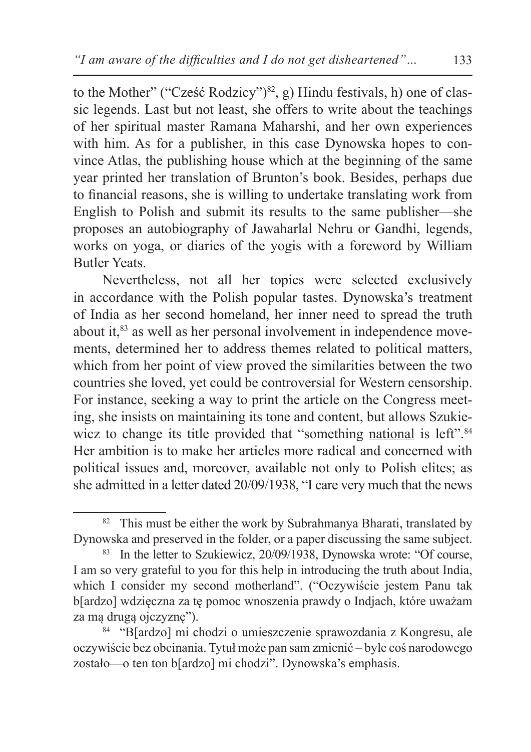to the Mother" ("Cześć Rodzicy")[82], g) Hindu festivals, h) one of classic legends. Last but not least, she offers to write about the teachings of her spiritual master Ramana Maharshi, and her own experiences with him. As for a publisher, in this case Dynowska hopes to convince Atlas, the publishing house which at the beginning of the same year printed her translation of Brunton's book. Besides, perhaps due to financial reasons, she is willing to undertake translating work from English to Polish and submit its results to the same publisher—she proposes an autobiography of Jawaharlal Nehru or Gandhi, legends, works on yoga, or diaries of the yogis with a foreword by William Butler Yeats.

Nevertheless, not all her topics were selected exclusively in accordance with the Polish popular tastes. Dynowska's treatment of India as her second homeland, her inner need to spread the truth about it,[83] as well as her personal involvement in independence movements, determined her to address themes related to political matters, which from her point of view proved the similarities between the two countries she loved, yet could be controversial for Western censorship. For instance, seeking a way to print the article on the Congress meeting, she insists on maintaining its tone and content, but allows Szukiewicz to change its title provided that "something <u>national</u> is left".[84] Her ambition is to make her articles more radical and concerned with political issues and, moreover, available not only to Polish elites; as she admitted in a letter dated 20/09/1938, "I care very much that the news

---

[82] This must be either the work by Subrahmanya Bharati, translated by Dynowska and preserved in the folder, or a paper discussing the same subject.

[83] In the letter to Szukiewicz, 20/09/1938, Dynowska wrote: "Of course, I am so very grateful to you for this help in introducing the truth about India, which I consider my second motherland". ("Oczywiście jestem Panu tak b[ardzo] wdzięczna za tę pomoc wnoszenia prawdy o Indjach, które uważam za mą drugą ojczyznę").

[84] "B[ardzo] mi chodzi o umieszczenie sprawozdania z Kongresu, ale oczywiście bez obcinania. Tytuł może pan sam zmienić – byle coś narodowego zostało—o ten ton b[ardzo] mi chodzi". Dynowska's emphasis.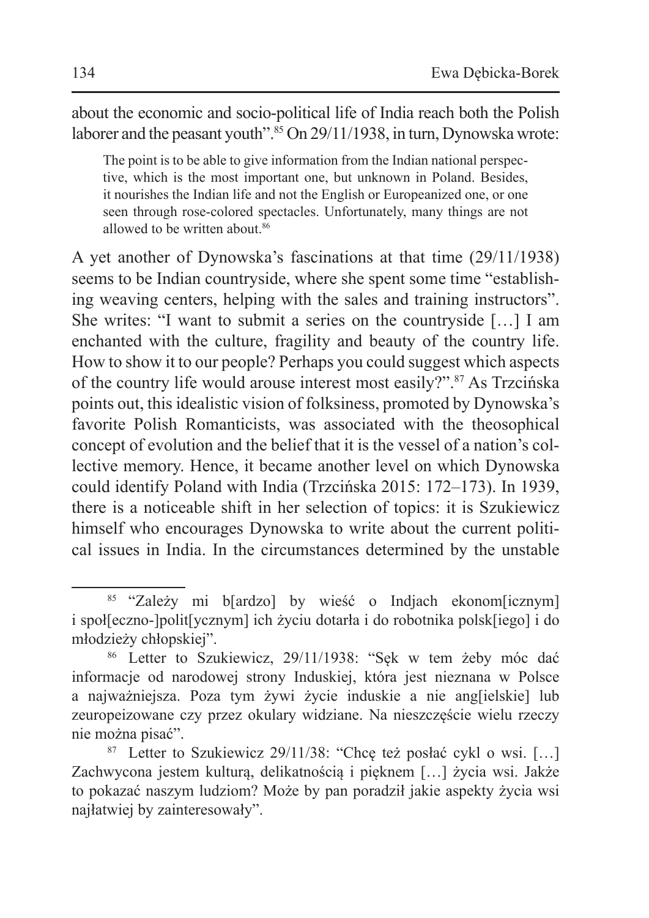about the economic and socio-political life of India reach both the Polish laborer and the peasant youth".[85] On 29/11/1938, in turn, Dynowska wrote:

> The point is to be able to give information from the Indian national perspective, which is the most important one, but unknown in Poland. Besides, it nourishes the Indian life and not the English or Europeanized one, or one seen through rose-colored spectacles. Unfortunately, many things are not allowed to be written about.[86]

A yet another of Dynowska's fascinations at that time (29/11/1938) seems to be Indian countryside, where she spent some time "establishing weaving centers, helping with the sales and training instructors". She writes: "I want to submit a series on the countryside […] I am enchanted with the culture, fragility and beauty of the country life. How to show it to our people? Perhaps you could suggest which aspects of the country life would arouse interest most easily?".[87] As Trzcińska points out, this idealistic vision of folksiness, promoted by Dynowska's favorite Polish Romanticists, was associated with the theosophical concept of evolution and the belief that it is the vessel of a nation's collective memory. Hence, it became another level on which Dynowska could identify Poland with India (Trzcińska 2015: 172–173). In 1939, there is a noticeable shift in her selection of topics: it is Szukiewicz himself who encourages Dynowska to write about the current political issues in India. In the circumstances determined by the unstable

---

[85] "Zależy mi b[ardzo] by wieść o Indjach ekonom[icznym] i społ[eczno-]polit[ycznym] ich życiu dotarła i do robotnika polsk[iego] i do młodzieży chłopskiej".

[86] Letter to Szukiewicz, 29/11/1938: "Sęk w tem żeby móc dać informacje od narodowej strony Induskiej, która jest nieznana w Polsce a najważniejsza. Poza tym żywi życie induskie a nie ang[ielskie] lub zeuropeizowane czy przez okulary widziane. Na nieszczęście wielu rzeczy nie można pisać".

[87] Letter to Szukiewicz 29/11/38: "Chcę też posłać cykl o wsi. […] Zachwycona jestem kulturą, delikatnością i pięknem […] życia wsi. Jakże to pokazać naszym ludziom? Może by pan poradził jakie aspekty życia wsi najłatwiej by zainteresowały".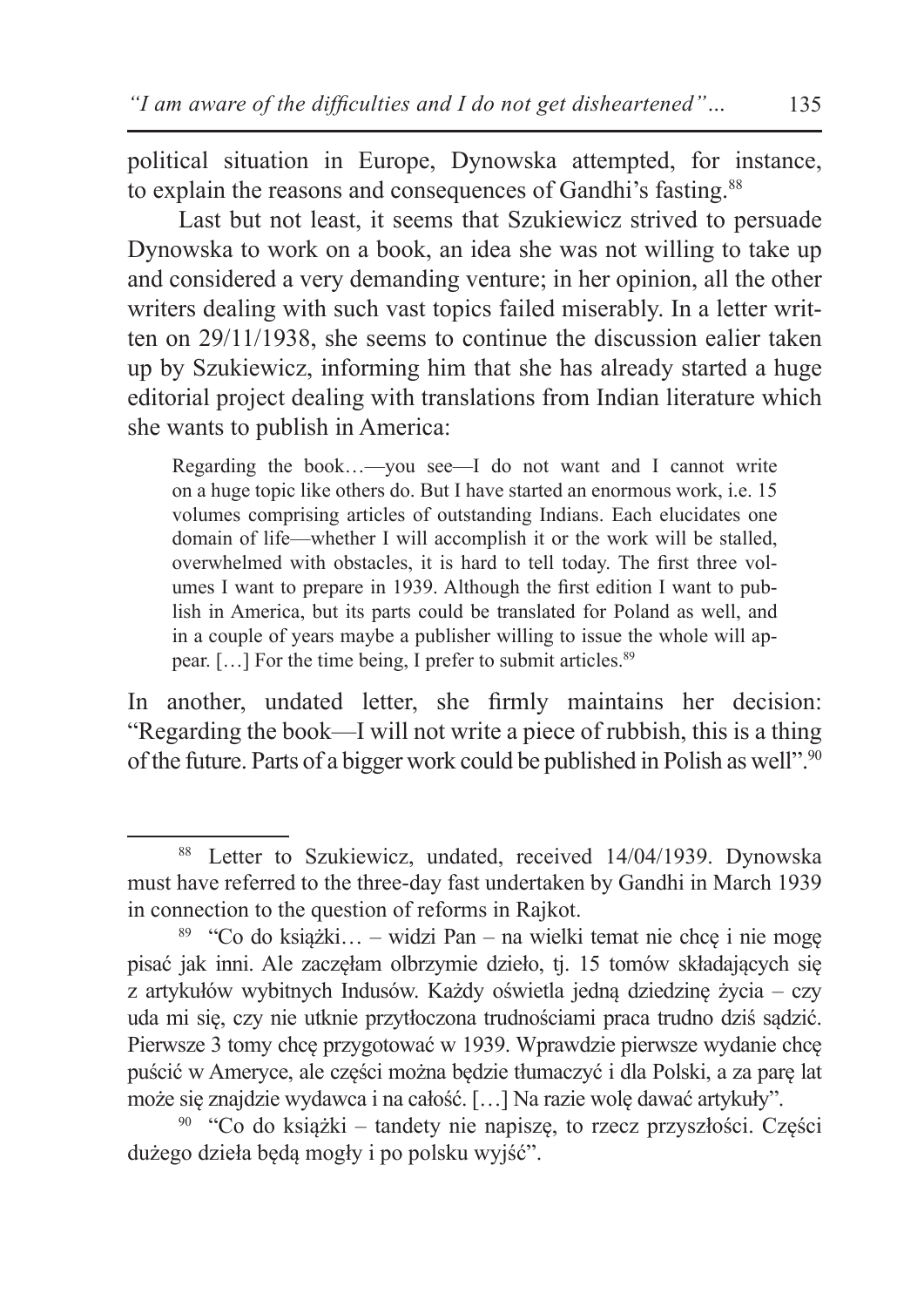political situation in Europe, Dynowska attempted, for instance, to explain the reasons and consequences of Gandhi's fasting.[88]

Last but not least, it seems that Szukiewicz strived to persuade Dynowska to work on a book, an idea she was not willing to take up and considered a very demanding venture; in her opinion, all the other writers dealing with such vast topics failed miserably. In a letter written on 29/11/1938, she seems to continue the discussion ealier taken up by Szukiewicz, informing him that she has already started a huge editorial project dealing with translations from Indian literature which she wants to publish in America:

> Regarding the book…—you see—I do not want and I cannot write on a huge topic like others do. But I have started an enormous work, i.e. 15 volumes comprising articles of outstanding Indians. Each elucidates one domain of life—whether I will accomplish it or the work will be stalled, overwhelmed with obstacles, it is hard to tell today. The first three volumes I want to prepare in 1939. Although the first edition I want to publish in America, but its parts could be translated for Poland as well, and in a couple of years maybe a publisher willing to issue the whole will appear. […] For the time being, I prefer to submit articles.[89]

In another, undated letter, she firmly maintains her decision: "Regarding the book—I will not write a piece of rubbish, this is a thing of the future. Parts of a bigger work could be published in Polish as well".[90]

---

[88] Letter to Szukiewicz, undated, received 14/04/1939. Dynowska must have referred to the three-day fast undertaken by Gandhi in March 1939 in connection to the question of reforms in Rajkot.

[89] "Co do książki… – widzi Pan – na wielki temat nie chcę i nie mogę pisać jak inni. Ale zaczęłam olbrzymie dzieło, tj. 15 tomów składających się z artykułów wybitnych Indusów. Każdy oświetla jedną dziedzinę życia – czy uda mi się, czy nie utknie przytłoczona trudnościami praca trudno dziś sądzić. Pierwsze 3 tomy chcę przygotować w 1939. Wprawdzie pierwsze wydanie chcę puścić w Ameryce, ale części można będzie tłumaczyć i dla Polski, a za parę lat może się znajdzie wydawca i na całość. […] Na razie wolę dawać artykuły".

[90] "Co do książki – tandety nie napiszę, to rzecz przyszłości. Części dużego dzieła będą mogły i po polsku wyjść".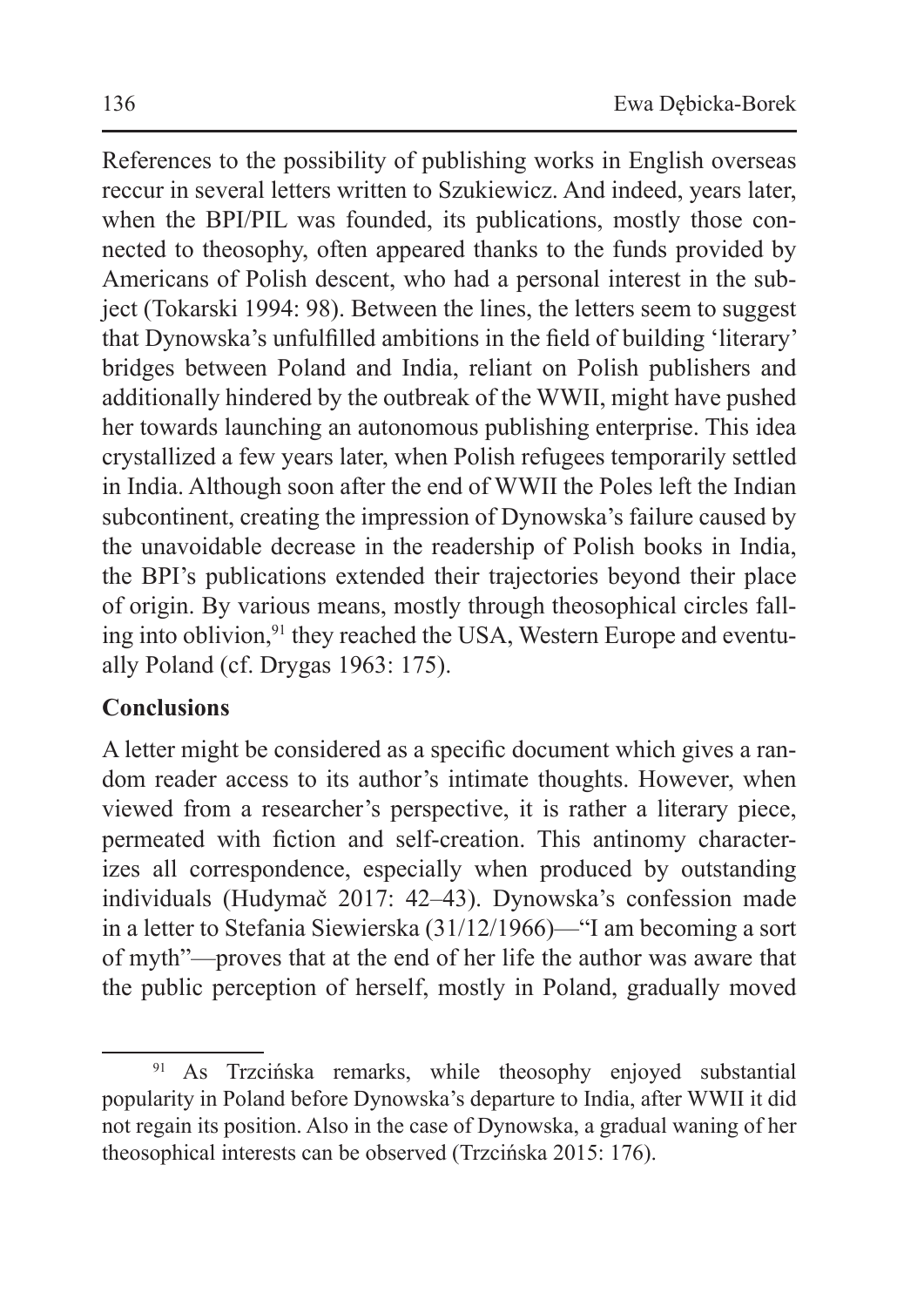References to the possibility of publishing works in English overseas reccur in several letters written to Szukiewicz. And indeed, years later, when the BPI/PIL was founded, its publications, mostly those connected to theosophy, often appeared thanks to the funds provided by Americans of Polish descent, who had a personal interest in the subject (Tokarski 1994: 98). Between the lines, the letters seem to suggest that Dynowska's unfulfilled ambitions in the field of building 'literary' bridges between Poland and India, reliant on Polish publishers and additionally hindered by the outbreak of the WWII, might have pushed her towards launching an autonomous publishing enterprise. This idea crystallized a few years later, when Polish refugees temporarily settled in India. Although soon after the end of WWII the Poles left the Indian subcontinent, creating the impression of Dynowska's failure caused by the unavoidable decrease in the readership of Polish books in India, the BPI's publications extended their trajectories beyond their place of origin. By various means, mostly through theosophical circles falling into oblivion,[91] they reached the USA, Western Europe and eventually Poland (cf. Drygas 1963: 175).

## Conclusions

A letter might be considered as a specific document which gives a random reader access to its author's intimate thoughts. However, when viewed from a researcher's perspective, it is rather a literary piece, permeated with fiction and self-creation. This antinomy characterizes all correspondence, especially when produced by outstanding individuals (Hudymač 2017: 42–43). Dynowska's confession made in a letter to Stefania Siewierska (31/12/1966)—"I am becoming a sort of myth"—proves that at the end of her life the author was aware that the public perception of herself, mostly in Poland, gradually moved

---

[91] As Trzcińska remarks, while theosophy enjoyed substantial popularity in Poland before Dynowska's departure to India, after WWII it did not regain its position. Also in the case of Dynowska, a gradual waning of her theosophical interests can be observed (Trzcińska 2015: 176).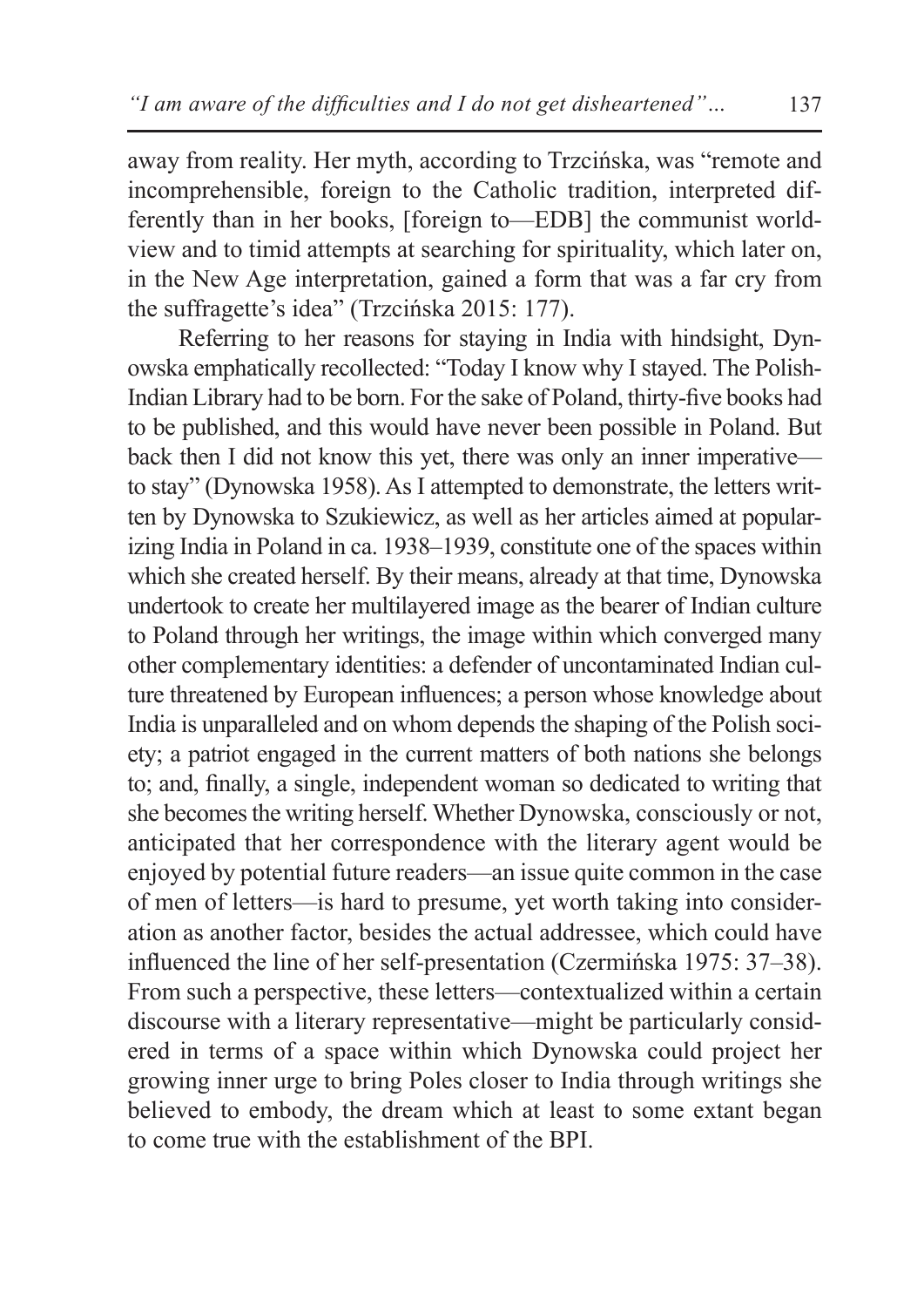away from reality. Her myth, according to Trzcińska, was "remote and incomprehensible, foreign to the Catholic tradition, interpreted differently than in her books, [foreign to—EDB] the communist worldview and to timid attempts at searching for spirituality, which later on, in the New Age interpretation, gained a form that was a far cry from the suffragette's idea" (Trzcińska 2015: 177).

Referring to her reasons for staying in India with hindsight, Dynowska emphatically recollected: "Today I know why I stayed. The Polish-Indian Library had to be born. For the sake of Poland, thirty-five books had to be published, and this would have never been possible in Poland. But back then I did not know this yet, there was only an inner imperative—to stay" (Dynowska 1958). As I attempted to demonstrate, the letters written by Dynowska to Szukiewicz, as well as her articles aimed at popularizing India in Poland in ca. 1938–1939, constitute one of the spaces within which she created herself. By their means, already at that time, Dynowska undertook to create her multilayered image as the bearer of Indian culture to Poland through her writings, the image within which converged many other complementary identities: a defender of uncontaminated Indian culture threatened by European influences; a person whose knowledge about India is unparalleled and on whom depends the shaping of the Polish society; a patriot engaged in the current matters of both nations she belongs to; and, finally, a single, independent woman so dedicated to writing that she becomes the writing herself. Whether Dynowska, consciously or not, anticipated that her correspondence with the literary agent would be enjoyed by potential future readers—an issue quite common in the case of men of letters—is hard to presume, yet worth taking into consideration as another factor, besides the actual addressee, which could have influenced the line of her self-presentation (Czermińska 1975: 37–38). From such a perspective, these letters—contextualized within a certain discourse with a literary representative—might be particularly considered in terms of a space within which Dynowska could project her growing inner urge to bring Poles closer to India through writings she believed to embody, the dream which at least to some extant began to come true with the establishment of the BPI.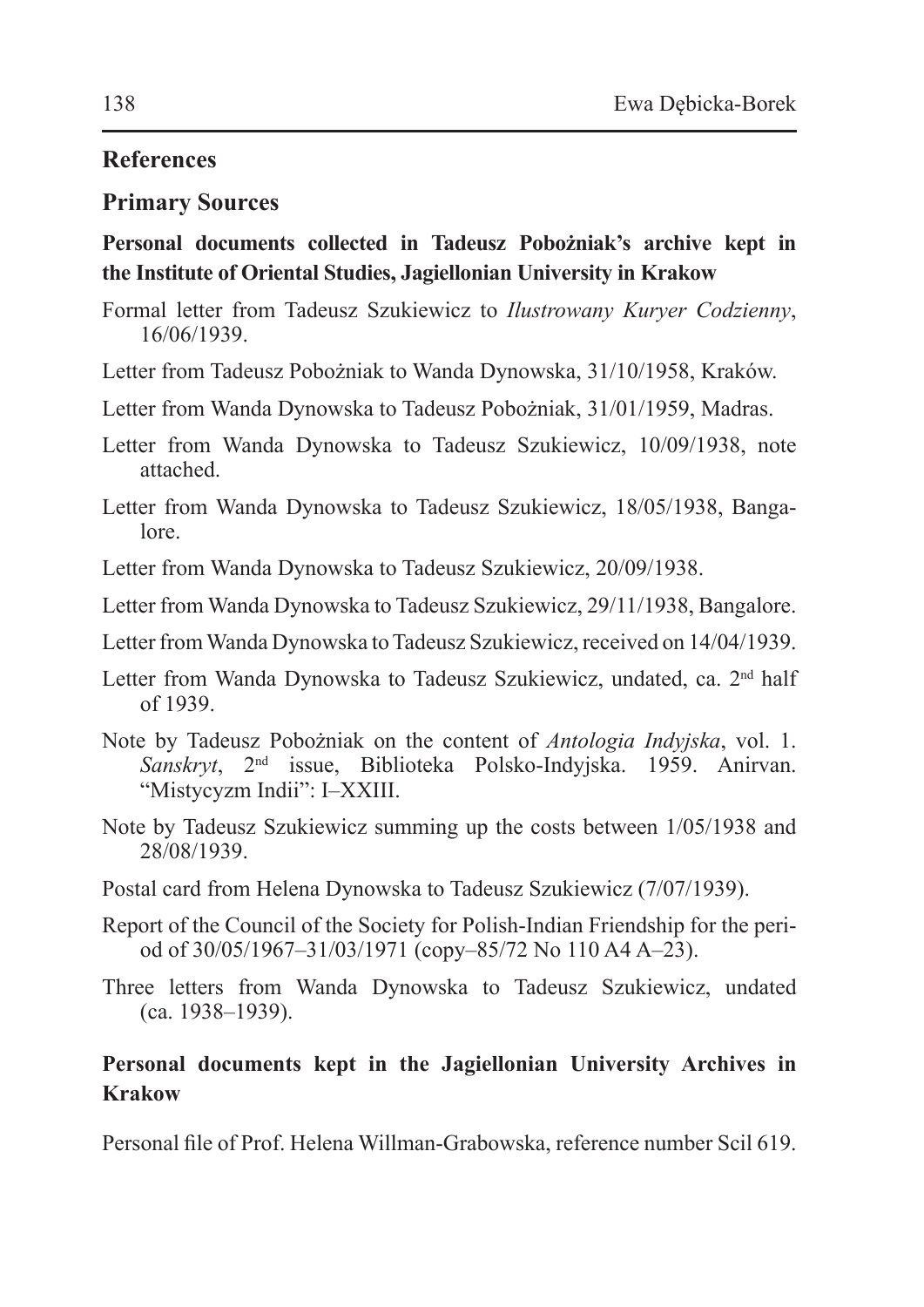## References

### Primary Sources

**Personal documents collected in Tadeusz Pobożniak's archive kept in the Institute of Oriental Studies, Jagiellonian University in Krakow**

Formal letter from Tadeusz Szukiewicz to *Ilustrowany Kuryer Codzienny*, 16/06/1939.

Letter from Tadeusz Pobożniak to Wanda Dynowska, 31/10/1958, Kraków.

Letter from Wanda Dynowska to Tadeusz Pobożniak, 31/01/1959, Madras.

Letter from Wanda Dynowska to Tadeusz Szukiewicz, 10/09/1938, note attached.

Letter from Wanda Dynowska to Tadeusz Szukiewicz, 18/05/1938, Bangalore.

Letter from Wanda Dynowska to Tadeusz Szukiewicz, 20/09/1938.

Letter from Wanda Dynowska to Tadeusz Szukiewicz, 29/11/1938, Bangalore.

Letter from Wanda Dynowska to Tadeusz Szukiewicz, received on 14/04/1939.

Letter from Wanda Dynowska to Tadeusz Szukiewicz, undated, ca. 2nd half of 1939.

Note by Tadeusz Pobożniak on the content of *Antologia Indyjska*, vol. 1. *Sanskryt*, 2nd issue, Biblioteka Polsko-Indyjska. 1959. Anirvan. "Mistycyzm Indii": I–XXIII.

Note by Tadeusz Szukiewicz summing up the costs between 1/05/1938 and 28/08/1939.

Postal card from Helena Dynowska to Tadeusz Szukiewicz (7/07/1939).

Report of the Council of the Society for Polish-Indian Friendship for the period of 30/05/1967–31/03/1971 (copy–85/72 No 110 A4 A–23).

Three letters from Wanda Dynowska to Tadeusz Szukiewicz, undated (ca. 1938–1939).

**Personal documents kept in the Jagiellonian University Archives in Krakow**

Personal file of Prof. Helena Willman-Grabowska, reference number Scil 619.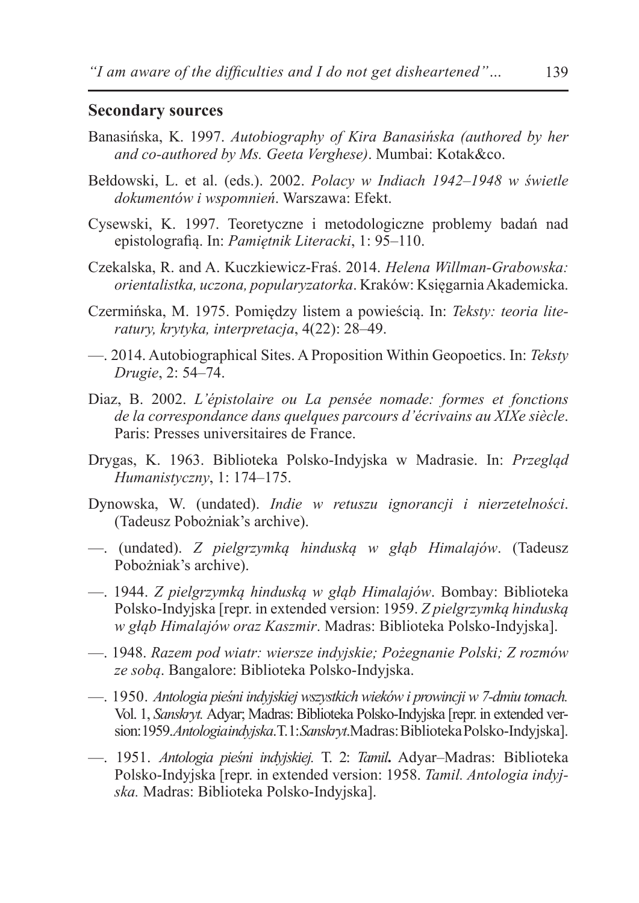## Secondary sources

Banasińska, K. 1997. *Autobiography of Kira Banasińska (authored by her and co-authored by Ms. Geeta Verghese)*. Mumbai: Kotak&co.

Bełdowski, L. et al. (eds.). 2002. *Polacy w Indiach 1942–1948 w świetle dokumentów i wspomnień*. Warszawa: Efekt.

Cysewski, K. 1997. Teoretyczne i metodologiczne problemy badań nad epistolografią. In: *Pamiętnik Literacki*, 1: 95–110.

Czekalska, R. and A. Kuczkiewicz-Fraś. 2014. *Helena Willman-Grabowska: orientalistka, uczona, popularyzatorka*. Kraków: Księgarnia Akademicka.

Czermińska, M. 1975. Pomiędzy listem a powieścią. In: *Teksty: teoria literatury, krytyka, interpretacja*, 4(22): 28–49.

—. 2014. Autobiographical Sites. A Proposition Within Geopoetics. In: *Teksty Drugie*, 2: 54–74.

Diaz, B. 2002. *L'épistolaire ou La pensée nomade: formes et fonctions de la correspondance dans quelques parcours d'écrivains au XIXe siècle*. Paris: Presses universitaires de France.

Drygas, K. 1963. Biblioteka Polsko-Indyjska w Madrasie. In: *Przegląd Humanistyczny*, 1: 174–175.

Dynowska, W. (undated). *Indie w retuszu ignorancji i nierzetelności*. (Tadeusz Pobożniak's archive).

—. (undated). *Z pielgrzymką hinduską w głąb Himalajów*. (Tadeusz Pobożniak's archive).

—. 1944. *Z pielgrzymką hinduską w głąb Himalajów*. Bombay: Biblioteka Polsko-Indyjska [repr. in extended version: 1959. *Z pielgrzymką hinduską w głąb Himalajów oraz Kaszmir*. Madras: Biblioteka Polsko-Indyjska].

—. 1948. *Razem pod wiatr: wiersze indyjskie; Pożegnanie Polski; Z rozmów ze sobą*. Bangalore: Biblioteka Polsko-Indyjska.

—. 1950. *Antologia pieśni indyjskiej wszystkich wieków i prowincji w 7-dmiu tomach.* Vol. 1, *Sanskryt.* Adyar; Madras: Biblioteka Polsko-Indyjska [repr. in extended version: 1959. *Antologia indyjska*. T. 1: *Sanskryt*. Madras: Biblioteka Polsko-Indyjska].

—. 1951. *Antologia pieśni indyjskiej.* T. 2: *Tamil***.** Adyar–Madras: Biblioteka Polsko-Indyjska [repr. in extended version: 1958. *Tamil. Antologia indyjska.* Madras: Biblioteka Polsko-Indyjska].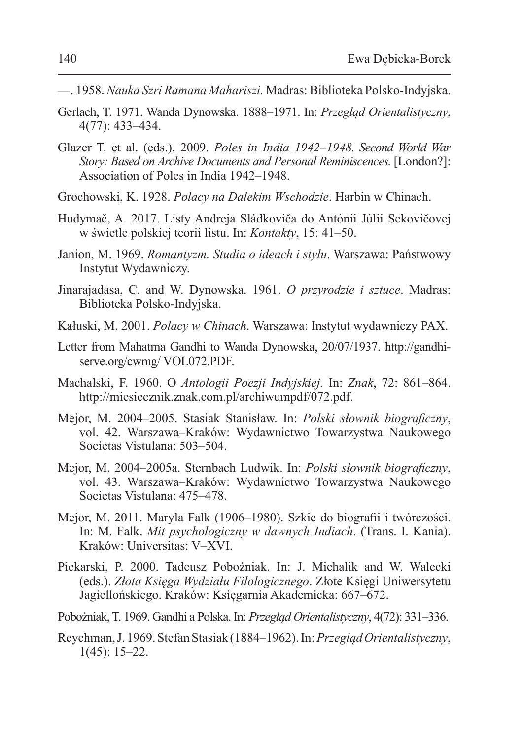—. 1958. *Nauka Szri Ramana Mahariszi.* Madras: Biblioteka Polsko-Indyjska.

Gerlach, T. 1971. Wanda Dynowska. 1888–1971. In: *Przegląd Orientalistyczny*, 4(77): 433–434.

Glazer T. et al. (eds.). 2009. *Poles in India 1942–1948. Second World War Story: Based on Archive Documents and Personal Reminiscences.* [London?]: Association of Poles in India 1942–1948.

Grochowski, K. 1928. *Polacy na Dalekim Wschodzie*. Harbin w Chinach.

Hudymač, A. 2017. Listy Andreja Sládkoviča do Antónii Július Sekovičovej w świetle polskiej teorii listu. In: *Kontakty*, 15: 41–50.

Janion, M. 1969. *Romantyzm. Studia o ideach i stylu*. Warszawa: Państwowy Instytut Wydawniczy.

Jinarajadasa, C. and W. Dynowska. 1961. *O przyrodzie i sztuce*. Madras: Biblioteka Polsko-Indyjska.

Kałuski, M. 2001. *Polacy w Chinach*. Warszawa: Instytut wydawniczy PAX.

Letter from Mahatma Gandhi to Wanda Dynowska, 20/07/1937. http://gandhiserve.org/cwmg/ VOL072.PDF.

Machalski, F. 1960. O *Antologii Poezji Indyjskiej.* In: *Znak*, 72: 861–864. http://miesiecznik.znak.com.pl/archiwumpdf/072.pdf.

Mejor, M. 2004–2005. Stasiak Stanisław. In: *Polski słownik biograficzny*, vol. 42. Warszawa–Kraków: Wydawnictwo Towarzystwa Naukowego Societas Vistulana: 503–504.

Mejor, M. 2004–2005a. Sternbach Ludwik. In: *Polski słownik biograficzny*, vol. 43. Warszawa–Kraków: Wydawnictwo Towarzystwa Naukowego Societas Vistulana: 475–478.

Mejor, M. 2011. Maryla Falk (1906–1980). Szkic do biografii i twórczości. In: M. Falk. *Mit psychologiczny w dawnych Indiach*. (Trans. I. Kania). Kraków: Universitas: V–XVI.

Piekarski, P. 2000. Tadeusz Pobożniak. In: J. Michalik and W. Walecki (eds.). *Złota Księga Wydziału Filologicznego*. Złote Księgi Uniwersytetu Jagiellońskiego. Kraków: Księgarnia Akademicka: 667–672.

Pobożniak, T. 1969. Gandhi a Polska. In: *Przegląd Orientalistyczny*, 4(72): 331–336.

Reychman, J. 1969. Stefan Stasiak (1884–1962). In: *Przegląd Orientalistyczny*, 1(45): 15–22.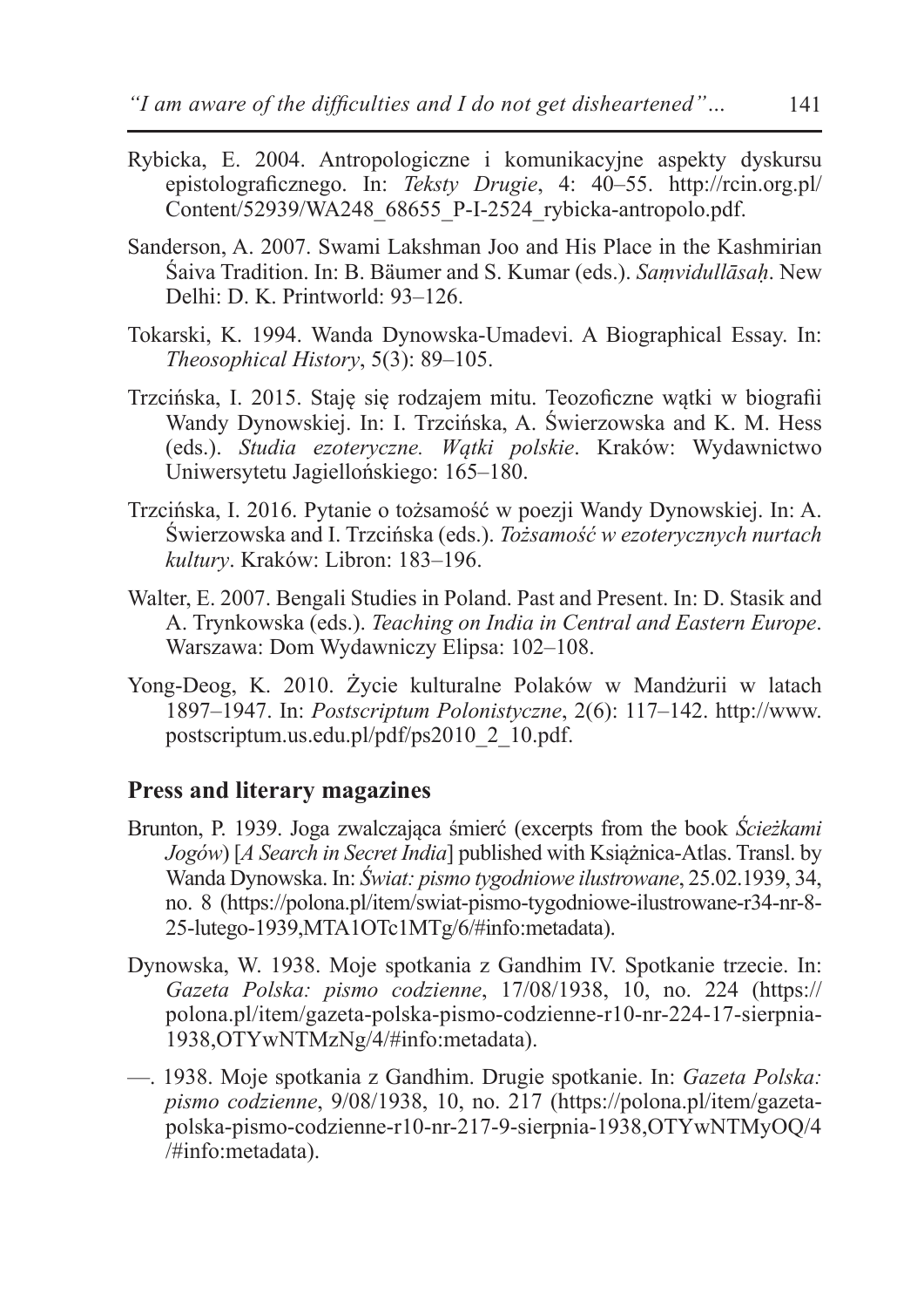Rybicka, E. 2004. Antropologiczne i komunikacyjne aspekty dyskursu epistolograficznego. In: *Teksty Drugie*, 4: 40–55. http://rcin.org.pl/Content/52939/WA248_68655_P-I-2524_rybicka-antropolo.pdf.

Sanderson, A. 2007. Swami Lakshman Joo and His Place in the Kashmirian Śaiva Tradition. In: B. Bäumer and S. Kumar (eds.). *Saṃvidullāsaḥ*. New Delhi: D. K. Printworld: 93–126.

Tokarski, K. 1994. Wanda Dynowska-Umadevi. A Biographical Essay. In: *Theosophical History*, 5(3): 89–105.

Trzcińska, I. 2015. Staję się rodzajem mitu. Teozoficzne wątki w biografii Wandy Dynowskiej. In: I. Trzcińska, A. Świerzowska and K. M. Hess (eds.). *Studia ezoteryczne. Wątki polskie*. Kraków: Wydawnictwo Uniwersytetu Jagiellońskiego: 165–180.

Trzcińska, I. 2016. Pytanie o tożsamość w poezji Wandy Dynowskiej. In: A. Świerzowska and I. Trzcińska (eds.). *Tożsamość w ezoterycznych nurtach kultury*. Kraków: Libron: 183–196.

Walter, E. 2007. Bengali Studies in Poland. Past and Present. In: D. Stasik and A. Trynkowska (eds.). *Teaching on India in Central and Eastern Europe*. Warszawa: Dom Wydawniczy Elipsa: 102–108.

Yong-Deog, K. 2010. Życie kulturalne Polaków w Mandżurii w latach 1897–1947. In: *Postscriptum Polonistyczne*, 2(6): 117–142. http://www.postscriptum.us.edu.pl/pdf/ps2010_2_10.pdf.

## Press and literary magazines

Brunton, P. 1939. Joga zwalczająca śmierć (excerpts from the book *Ścieżkami Jogów*) [*A Search in Secret India*] published with Książnica-Atlas. Transl. by Wanda Dynowska. In: *Świat: pismo tygodniowe ilustrowane*, 25.02.1939, 34, no. 8 (https://polona.pl/item/swiat-pismo-tygodniowe-ilustrowane-r34-nr-8-25-lutego-1939,MTA1OTc1MTg/6/#info:metadata).

Dynowska, W. 1938. Moje spotkania z Gandhim IV. Spotkanie trzecie. In: *Gazeta Polska: pismo codzienne*, 17/08/1938, 10, no. 224 (https://polona.pl/item/gazeta-polska-pismo-codzienne-r10-nr-224-17-sierpnia-1938,OTYwNTMzNg/4/#info:metadata).

—. 1938. Moje spotkania z Gandhim. Drugie spotkanie. In: *Gazeta Polska: pismo codzienne*, 9/08/1938, 10, no. 217 (https://polona.pl/item/gazeta-polska-pismo-codzienne-r10-nr-217-9-sierpnia-1938,OTYwNTMyOQ/4/#info:metadata).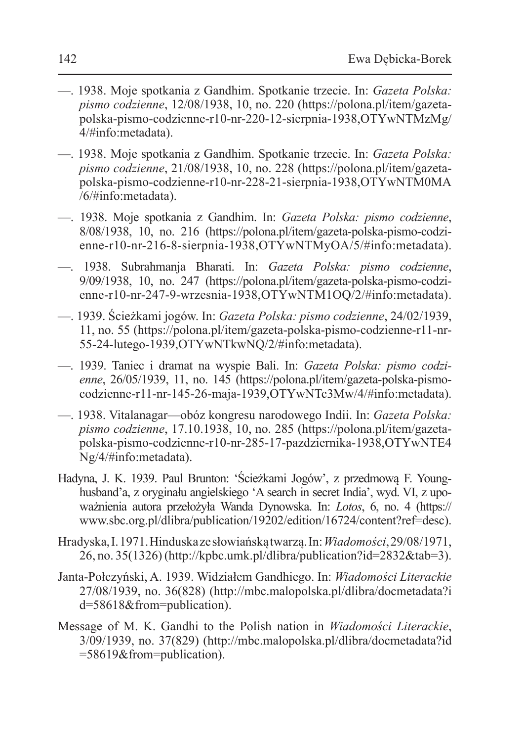—. 1938. Moje spotkania z Gandhim. Spotkanie trzecie. In: *Gazeta Polska: pismo codzienne*, 12/08/1938, 10, no. 220 (https://polona.pl/item/gazeta-polska-pismo-codzienne-r10-nr-220-12-sierpnia-1938,OTYwNTMzMg/4/#info:metadata).

—. 1938. Moje spotkania z Gandhim. Spotkanie trzecie. In: *Gazeta Polska: pismo codzienne*, 21/08/1938, 10, no. 228 (https://polona.pl/item/gazeta-polska-pismo-codzienne-r10-nr-228-21-sierpnia-1938,OTYwNTM0MA/6/#info:metadata).

—. 1938. Moje spotkania z Gandhim. In: *Gazeta Polska: pismo codzienne*, 8/08/1938, 10, no. 216 (https://polona.pl/item/gazeta-polska-pismo-codzienne-r10-nr-216-8-sierpnia-1938,OTYwNTMyOA/5/#info:metadata).

—. 1938. Subrahmanja Bharati. In: *Gazeta Polska: pismo codzienne*, 9/09/1938, 10, no. 247 (https://polona.pl/item/gazeta-polska-pismo-codzienne-r10-nr-247-9-wrzesnia-1938,OTYwNTM1OQ/2/#info:metadata).

—. 1939. Ścieżkami jogów. In: *Gazeta Polska: pismo codzienne*, 24/02/1939, 11, no. 55 (https://polona.pl/item/gazeta-polska-pismo-codzienne-r11-nr-55-24-lutego-1939,OTYwNTkwNQ/2/#info:metadata).

—. 1939. Taniec i dramat na wyspie Bali. In: *Gazeta Polska: pismo codzienne*, 26/05/1939, 11, no. 145 (https://polona.pl/item/gazeta-polska-pismo-codzienne-r11-nr-145-26-maja-1939,OTYwNTc3Mw/4/#info:metadata).

—. 1938. Vitalanagar—obóz kongresu narodowego Indii. In: *Gazeta Polska: pismo codzienne*, 17.10.1938, 10, no. 285 (https://polona.pl/item/gazeta-polska-pismo-codzienne-r10-nr-285-17-pazdziernika-1938,OTYwNTE4Ng/4/#info:metadata).

Hadyna, J. K. 1939. Paul Brunton: 'Ścieżkami Jogów', z przedmową F. Younghusband'a, z oryginału angielskiego 'A search in secret India', wyd. VI, z upoważnienia autora przełożyła Wanda Dynowska. In: *Lotos*, 6, no. 4 (https://www.sbc.org.pl/dlibra/publication/19202/edition/16724/content?ref=desc).

Hradyska, I. 1971. Hinduska ze słowiańską twarzą. In: *Wiadomości*, 29/08/1971, 26, no. 35(1326) (http://kpbc.umk.pl/dlibra/publication?id=2832&tab=3).

Janta-Połczyński, A. 1939. Widziałem Gandhiego. In: *Wiadomości Literackie* 27/08/1939, no. 36(828) (http://mbc.malopolska.pl/dlibra/docmetadata?id=58618&from=publication).

Message of M. K. Gandhi to the Polish nation in *Wiadomości Literackie*, 3/09/1939, no. 37(829) (http://mbc.malopolska.pl/dlibra/docmetadata?id=58619&from=publication).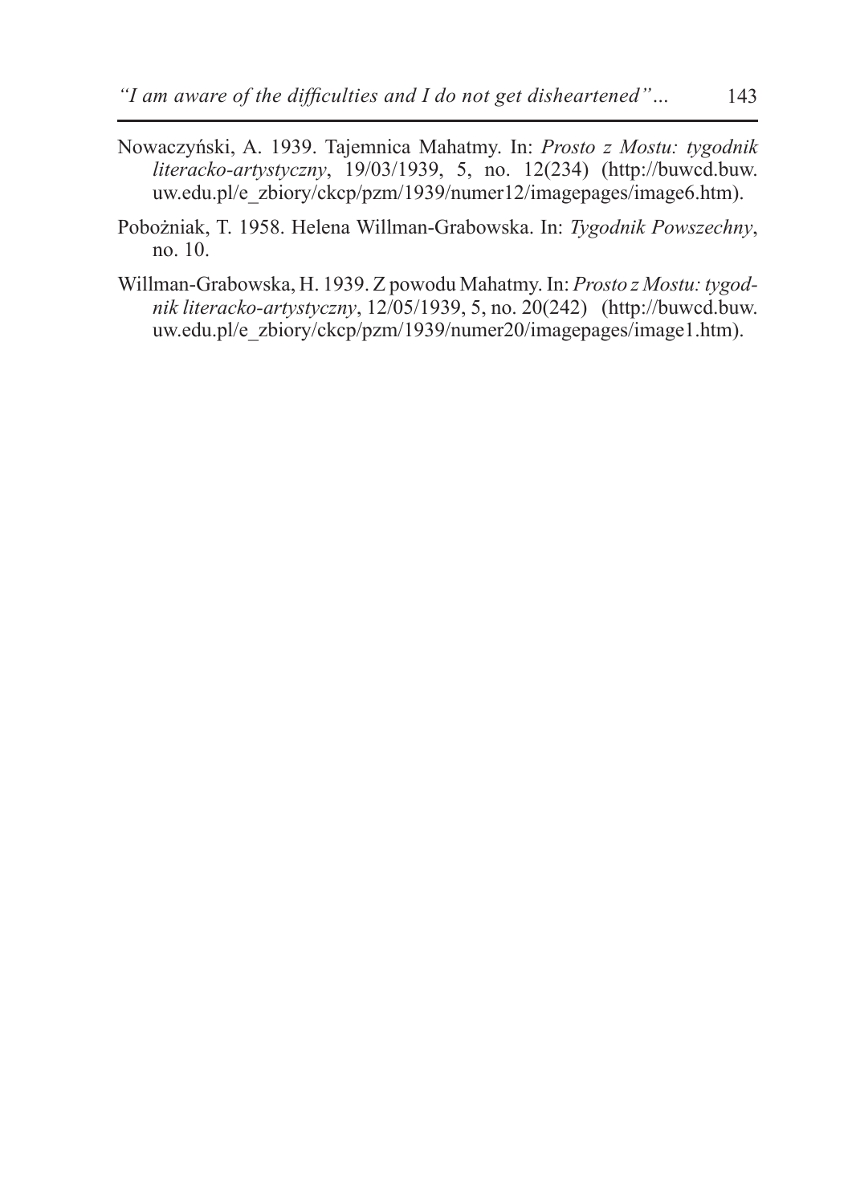Nowaczyński, A. 1939. Tajemnica Mahatmy. In: *Prosto z Mostu: tygodnik literacko-artystyczny*, 19/03/1939, 5, no. 12(234) (http://buwcd.buw.uw.edu.pl/e_zbiory/ckcp/pzm/1939/numer12/imagepages/image6.htm).

Pobożniak, T. 1958. Helena Willman-Grabowska. In: *Tygodnik Powszechny*, no. 10.

Willman-Grabowska, H. 1939. Z powodu Mahatmy. In: *Prosto z Mostu: tygodnik literacko-artystyczny*, 12/05/1939, 5, no. 20(242) (http://buwcd.buw.uw.edu.pl/e_zbiory/ckcp/pzm/1939/numer20/imagepages/image1.htm).